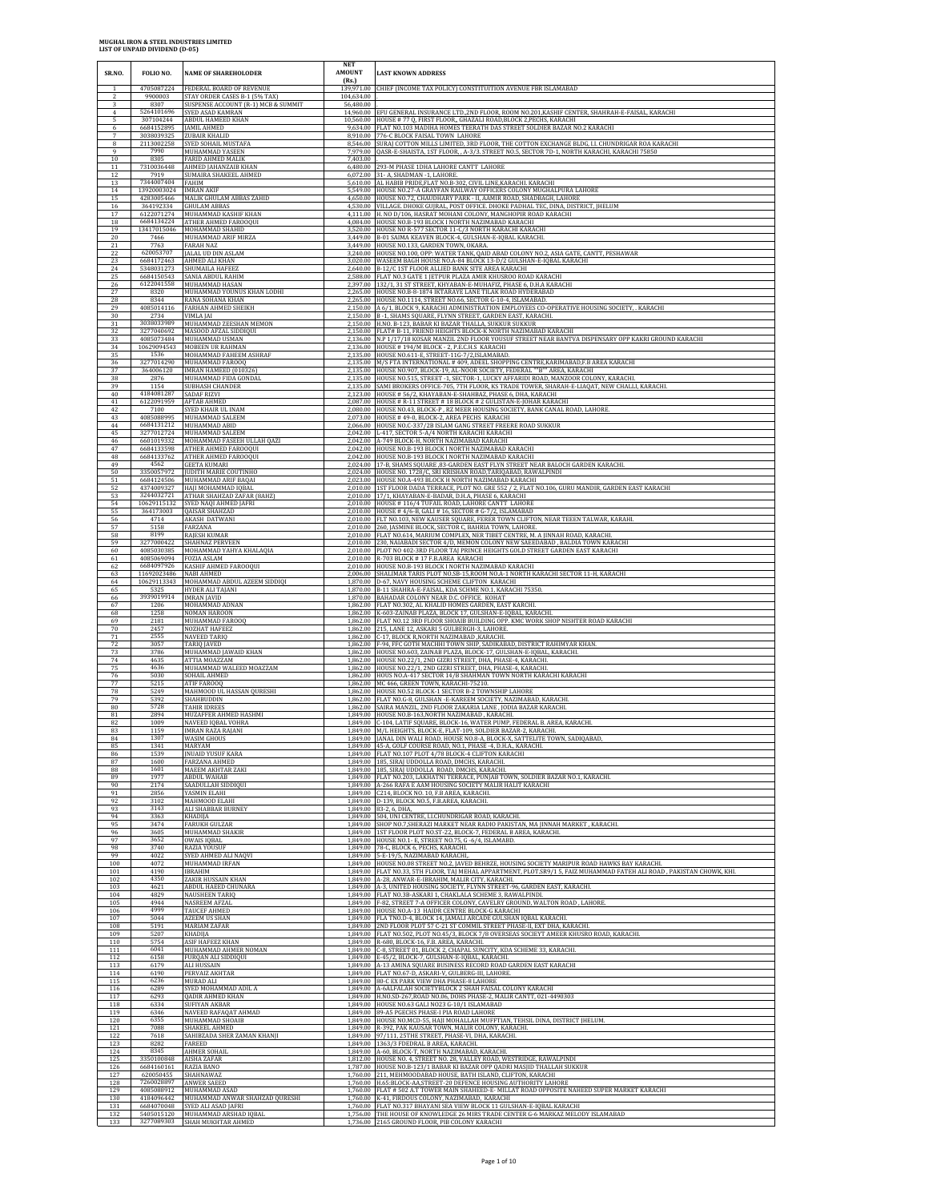**MUGHAL IRON & STEEL INDUSTRIES LIMITED**
**LIST OF UNPAID DIVIDEND (D-05)**

| SR.NO. | FOLIO NO. | NAME OF SHAREHOLODER | NET AMOUNT (Rs.) | LAST KNOWN ADDRESS |
|---|---|---|---|---|
| 1 | 4705087224 | FEDERAL BOARD OF REVENUE | 139,971.00 | CHIEF (INCOME TAX POLICY) CONSTITUTION AVENUE FBR ISLAMABAD |
| 2 | 9900003 | STAY ORDER CASES B-1 (5% TAX) | 104,634.00 | . |
| 3 | 8307 | SUSPENSE ACCOUNT (R-1) MCB & SUMMIT | 56,480.00 | . |
| 4 | 5264101696 | SYED ASAD KAMRAN | 14,960.00 | EFU GENERAL INSURANCE LTD.,2ND FLOOR, ROOM NO.201,KASHIF CENTER, SHAHRAH-E-FAISAL, KARACHI |
| 5 | 307104244 | ABDUL HAMEED KHAN | 10,560.00 | HOUSE # 77 Q, FIRST FLOOR,, GHAZALI ROAD,BLOCK 2,PECHS, KARACHI |
| 6 | 6684152895 | JAMIL AHMED | 9,634.00 | FLAT NO.103 MADIHA HOMES TEERATH DAS STREET SOLDIER BAZAR NO.2 KARACHI |
| 7 | 3038039325 | ZUBAIR KHALID | 8,910.00 | 776-C BLOCK FAISAL TOWN LAHORE |
| 8 | 2113002258 | SYED SOHAIL MUSTAFA | 8,546.00 | SURAJ COTTON MILLS LIMITED, 3RD FLOOR, THE COTTON EXCHANGE BLDG, I.I. CHUNDRIGAR ROA KARACHI |
| 9 | 7990 | MUHAMMAD YASEEN | 7,979.00 | QASR-E-SHAISTA, 1ST FLOOR, , A-3/3. STREET NO.5, SECTOR 7D-1, NORTH KARACHI, KARACHI 75850 |
| 10 | 8305 | FARID AHMED MALIK | 7,403.00 | . |
| 11 | 7310036448 | AHMED JAHANZAIB KHAN | 6,480.00 | 293-M PHASE 1DHA LAHORE CANTT LAHORE |
| 12 | 7919 | SUMAIRA SHAKEEL AHMED | 6,072.00 | 31- A, SHADMAN -1, LAHORE. |
| 13 | 7344007404 | FAHIM | 5,610.00 | AL HABIB PRIDE,FLAT NO.B-302, CIVIL LINE,KARACHI, KARACHI |
| 14 | 13920003024 | IMRAN AKIF | 5,549.00 | HOUSE NO.27-A GRAYFAN RAILWAY OFFICERS COLONY MUGHALPURA LAHORE |
| 15 | 4283005466 | MALIK GHULAM ABBAS ZAHID | 4,650.00 | HOUSE NO.72, CHAUDHARY PARK - II, AAMIR ROAD, SHADBAGH, LAHORE |
| 16 | 364192334 | GHULAM ABBAS | 4,530.00 | VILLAGE. DHOKE GUJRAL, POST OFFICE. DHOKE PADHAL TEC, DINA, DISTRICT, JHELUM |
| 17 | 6122071274 | MUHAMMAD KASHIF KHAN | 4,111.00 | H. NO D/106, HASRAT MOHANI COLONY, MANGHOPIR ROAD KARACHI |
| 18 | 6684134224 | ATHER AHMED FAROOQUI | 4,084.00 | HOUSE NO.B-193 BLOCK I NORTH NAZIMABAD KARACHI |
| 19 | 13417015046 | MOHAMMAD SHAHID | 3,520.00 | HOUSE NO R-577 SECTOR 11-C/3 NORTH KARACHI KARACHI |
| 20 | 7466 | MUHAMMAD ARIF MIRZA | 3,449.00 | B-01 SAIMA KEAVEN BLOCK-4, GULSHAN-E-IQBAL KARACHI. |
| 21 | 7763 | FARAH NAZ | 3,449.00 | HOUSE NO.133, GARDEN TOWN, OKARA. |
| 22 | 620053707 | JALAL UD DIN ASLAM | 3,240.00 | HOUSE NO.100, OPP: WATER TANK, QAID ABAD COLONY NO.2, ASIA GATE, CANTT, PESHAWAR |
| 23 | 6684172463 | AHMED ALI KHAN | 3,020.00 | WASEEM BAGH HOUSE NO.A-84 BLOCK 13-D/2 GULSHAN-E-IQBAL KARACHI |
| 24 | 5348031273 | SHUMAILA HAFEEZ | 2,640.00 | B-12/C 1ST FLOOR ALLIED BANK SITE AREA KARACHI |
| 25 | 6684150543 | SANIA ABDUL RAHIM | 2,588.00 | FLAT NO.3 GATE 1 JETPUR PLAZA AMIR KHUSROO ROAD KARACHI |
| 26 | 6122041558 | MUHAMMAD HASAN | 2,397.00 | 132/1, 31 ST STREET, KHYABAN-E-MUHAFIZ, PHASE 6, D.H.A KARACHI |
| 27 | 8320 | MUHAMMAD YOUNUS KHAN LODHI | 2,265.00 | HOUSE NO.B-8-1874 IKTARAYE LANE TILAK ROAD HYDERABAD |
| 28 | 8344 | RANA SOHANA KHAN | 2,265.00 | HOUSE NO.1114, STREET NO.66, SECTOR G-10-4, ISLAMABAD. |
| 29 | 4085014116 | FARHAN AHMED SHEIKH | 2,150.00 | A 6/1, BLOCK 9, KARACHI ADMINISTRATION EMPLOYEES CO-OPERATIVE HOUSING SOCIETY, . KARACHI |
| 30 | 2734 | VIMLA JAI | 2,150.00 | B -1, SHAMS SQUARE, FLYNN STREET, GARDEN EAST, KARACHI. |
| 31 | 3038033989 | MUHAMMAD ZEESHAN MEMON | 2,150.00 | H.NO. B-123, BABAR KI BAZAR THALLA, SUKKUR SUKKUR |
| 32 | 3277040692 | MASOOD AFZAL SIDDIQUI | 2,150.00 | FLAT# B-11, FRIEND HEIGHTS BLOCK-K NORTH NAZIMABAD KARACHI |
| 33 | 4085073484 | MUHAMMAD USMAN | 2,136.00 | N.P 1/17/18 KOSAR MANZIL 2ND FLOOR YOUSUF STREET NEAR BANTVA DISPENSARY OPP KAKRI GROUND KARACHI |
| 34 | 10629094543 | MOBEEN UR RAHMAN | 2,136.00 | HOUSE # 194/M BLOCK - 2, P.E.C.H.S KARACHI |
| 35 | 1536 | MUHAMMAD FAHEEM ASHRAF | 2,135.00 | HOUSE NO.611-E, STREET-11G-7/2,ISLAMABAD. |
| 36 | 3277014290 | MUHAMMAD FAROOQ | 2,135.00 | M/S FTA INTERNATIONAL # 409, ADEEL SHOPPING CENTRE,KARIMABAD,F.B AREA KARACHI |
| 37 | 364006120 | IMRAN HAMEED (010326) | 2,135.00 | HOUSE NO.907, BLOCK-19, AL-NOOR SOCIETY, FEDERAL ""B"" AREA, KARACHI |
| 38 | 2876 | MUHAMMAD FIDA GONDAL | 2,135.00 | HOUSE NO.515, STREET -1, SECTOR-1, LUCKY AFFARIDI ROAD, MANZOOR COLONY, KARACHI. |
| 39 | 1154 | SUBHASH CHANDER | 2,135.00 | SAMI BROKERS OFFICE-705, 7TH FLOOR, KS TRADE TOWER, SHARAH-E-LIAQAT, NEW CHALLI, KARACHI. |
| 40 | 4184081287 | SADAF RIZVI | 2,123.00 | HOUSE # 56/2, KHAYABAN-E-SHAHBAZ, PHASE 6, DHA, KARACHI |
| 41 | 6122091959 | AFTAB AHMED | 2,087.00 | HOUSE # R-11 STREET # 18 BLOCK # 2 GULISTAN-E-JOHAR KARACHI |
| 42 | 7100 | SYED KHAIR UL INAM | 2,080.00 | HOUSE NO.43, BLOCK-P , RZ MEER HOUSING SOCIETY, BANK CANAL ROAD, LAHORE. |
| 43 | 4085088995 | MUHAMMAD SALEEM | 2,073.00 | HOUSE # 49-0, BLOCK-2, AREA PECHS KARACHI |
| 44 | 6684131212 | MUHAMMAD ABID | 2,066.00 | HOUSE NO.C-337/28 ISLAM GANG STREET FREERE ROAD SUKKUR |
| 45 | 3277012724 | MUHAMMAD SALEEM | 2,042.00 | L-417, SECTOR 5-A/4 NORTH KARACHI KARACHI |
| 46 | 6601019332 | MOHAMMAD FASEEH ULLAH QAZI | 2,042.00 | A-749 BLOCK-H, NORTH NAZIMABAD KARACHI |
| 47 | 6684133598 | ATHER AHMED FAROOQUI | 2,042.00 | HOUSE NO.B-193 BLOCK I NORTH NAZIMABAD KARACHI |
| 48 | 6684133762 | ATHER AHMED FAROOQUI | 2,042.00 | HOUSE NO.B-193 BLOCK I NORTH NAZIMABAD KARACHI |
| 49 | 4562 | GEETA KUMARI | 2,024.00 | 17-B, SHAMS SQUARE ,83-GARDEN EAST FLYN STREET NEAR BALOCH GARDEN KARACHI. |
| 50 | 3350057972 | JUDITH MARIE COUTINHO | 2,024.00 | HOUSE NO. 1728/C, SRI KRISHAN ROAD,TARIQABAD, RAWALPINDI |
| 51 | 6684124506 | MUHAMMAD ARIF BAQAI | 2,023.00 | HOUSE NO.A-493 BLOCK H NORTH NAZIMABAD KARACHI |
| 52 | 4374009327 | HAJI MOHAMMAD IQBAL | 2,010.00 | 1ST FLOOR DADA TERRACE, PLOT NO. GRE 552 / 2, FLAT NO.106, GURU MANDIR, GARDEN EAST KARACHI |
| 53 | 3244032721 | ATHAR SHAHZAD ZAFAR (BAHZ) | 2,010.00 | 17/1, KHAYABAN-E-BADAR, D.H.A, PHASE 6, KARACHI |
| 54 | 10629115132 | SYED NAQI AHMED JAFRI | 2,010.00 | HOUSE # 116/4 TUFAIL ROAD, LAHORE CANTT LAHORE |
| 55 | 364173003 | QAISAR SHAHZAD | 2,010.00 | HOUSE # 4/6-B, GALI # 16, SECTOR # G-7/2, ISLAMABAD |
| 56 | 4714 | AKASH DATWANI | 2,010.00 | FLT NO.103, NEW KAUSER SQUARE, FERER TOWN CLIFTON, NEAR TEEEN TALWAR, KARAHI. |
| 57 | 5158 | FARZANA | 2,010.00 | 260, JASMINE BLOCK, SECTOR C, BAHRIA TOWN, LAHORE. |
| 58 | 8199 | RAJESH KUMAR | 2,010.00 | FLAT NO.614, MARIUM COMPLEX, NER TIBET CENTRE, M. A JINNAH ROAD, KARACHI. |
| 59 | 3277000422 | SHAHNAZ PERVEEN | 2,010.00 | 230, NAIABADI SECTOR 4/D, MEMON COLONY NEW SAEEDABAD , BALDIA TOWN KARACHI |
| 60 | 4085030385 | MOHAMMAD YAHYA KHALAQIA | 2,010.00 | PLOT NO 402-3RD FLOOR TAJ PRINCE HEIGHTS GOLD STREET GARDEN EAST KARACHI |
| 61 | 4085069094 | FOZIA ASLAM | 2,010.00 | R-703 BLOCK # 17 F.B.AREA KARACHI |
| 62 | 6684097926 | KASHIF AHMED FAROOQUI | 2,010.00 | HOUSE NO.B-193 BLOCK I NORTH NAZIMABAD KARACHI |
| 63 | 11692023486 | NABI AHMED | 2,006.00 | SHALIMAR TARIS PLOT NO.SB-15,ROOM NO.A-1 NORTH KARACHI SECTOR 11-H, KARACHI |
| 64 | 10629113343 | MOHAMMAD ABDUL AZEEM SIDDIQI | 1,870.00 | D-67, NAVY HOUSING SCHEME CLIFTON KARACHI |
| 65 | 5325 | HYDER ALI TAJANI | 1,870.00 | B-11 SHAHRA-E-FAISAL, KDA SCHME NO.1, KARACHI 75350. |
| 66 | 3939019914 | IMRAN JAVID | 1,870.00 | BAHADAR COLONY NEAR D.C.OFFICE. KOHAT |
| 67 | 1206 | MOHAMMAD ADNAN | 1,862.00 | FLAT NO.302, AL KHALID HOMES GARDEN, EAST KARCHI. |
| 68 | 1258 | NOMAN HAROON | 1,862.00 | K-603-ZAINAB PLAZA, BLOCK 17, GULSHAN-E-IQBAL, KARACHI. |
| 69 | 2181 | MUHAMMAD FAROOQ | 1,862.00 | FLAT NO.12 3RD FLOOR SHOAIB BUILDING OPP. KMC WORK SHOP NISHTER ROAD KARACHI |
| 70 | 2457 | NOZHAT HAFEEZ | 1,862.00 | 215, LANE 12, ASKARI 5 GULBERGH-3, LAHORE. |
| 71 | 2555 | NAVEED TARIQ | 1,862.00 | C-17, BLOCK R,NORTH NAZIMABAD ,KARACHI. |
| 72 | 3057 | TARIQ JAVED | 1,862.00 | F-94, FFC GOTH MACHHI TOWN SHIP, SADIKABAD, DISTRICT RAHIMYAR KHAN. |
| 73 | 3786 | MUHAMMAD JAWAID KHAN | 1,862.00 | HOUSE NO.603, ZAINAB PLAZA, BLOCK-17, GULSHAN-E-IQBAL, KARACHI. |
| 74 | 4635 | ATTIA MOAZZAM | 1,862.00 | HOUSE NO.22/1, 2ND GIZRI STREET, DHA, PHASE-4, KARACHI. |
| 75 | 4636 | MUHAMMAD WALEED MOAZZAM | 1,862.00 | HOUSE NO.22/1, 2ND GIZRI STREET, DHA, PHASE-4, KARACHI. |
| 76 | 5030 | SOHAIL AHMED | 1,862.00 | HOUS NO.A-417 SECTOR 14/B SHAHMAN TOWN NORTH KARACHI KARACHI |
| 77 | 5215 | ATIF FAROOQ | 1,862.00 | MC 466, GREEN TOWN, KARACHI-75210. |
| 78 | 5249 | MAHMOOD UL HASSAN QURESHI | 1,862.00 | HOUSE NO.52 BLOCK-1 SECTOR B-2 TOWNSHIP LAHORE |
| 79 | 5392 | SHAHBUDDIN | 1,862.00 | FLAT NO.G-8, GULSHAN -E-KAREEM SOCIETY, NAZIMABAD, KARACHI. |
| 80 | 5728 | TAHIR IDREES | 1,862.00 | SAIRA MANZIL, 2ND FLOOR ZAKARIA LANE , JODIA BAZAR KARACHI. |
| 81 | 2894 | MUZAFFER AHMED HASHMI | 1,849.00 | HOUSE NO.B-163,NORTH NAZIMABAD , KARACHI. |
| 82 | 1009 | NAVEED IQBAL VOHRA | 1,849.00 | C-104, LATIF SQUARE, BLOCK-16, WATER PUMP, FEDERAL B. AREA, KARACHI. |
| 83 | 1159 | IMRAN RAZA RAJANI | 1,849.00 | M/L HEIGHTS, BLOCK-E, FLAT-109, SOLDIER BAZAR-2, KARACHI. |
| 84 | 1307 | WASIM GHOUS | 1,849.00 | JANAL DIN WALI ROAD, HOUSE NO.8-A, BLOCK-X, SATTELITE TOWN, SADIQABAD, |
| 85 | 1341 | MARYAM | 1,849.00 | 45-A, GOLF COURSE ROAD, NO.1, PHASE -4, D.H.A., KARACHI. |
| 86 | 1539 | JNUAID YUSUF KARA | 1,849.00 | FLAT NO.107 PLOT 4/78 BLOCK-4 CLIFTON KARACHI |
| 87 | 1600 | FARZANA AHMED | 1,849.00 | 185, SIRAJ UDDOLLA ROAD, DMCHS, KARACHI. |
| 88 | 1601 | MAEEM AKHTAR ZAKI | 1,849.00 | 185, SIRAJ UDDOLLA ROAD, DMCHS, KARACHI. |
| 89 | 1977 | ABDUL WAHAB | 1,849.00 | FLAT NO.203, LAKHATNI TERRACE, PUNJAB TOWN, SOLDIER BAZAR NO.1, KARACHI. |
| 90 | 2174 | SAADULLAH SIDDIQUI | 1,849.00 | A-266 RAFA E AAM HOUSING SOCIETY MALIR HALIT KARACHI |
| 91 | 2856 | YASMIN ELAHI | 1,849.00 | C214, BLOCK NO. 10, F.B AREA, KARACHI. |
| 92 | 3102 | MAHMOOD ELAHI | 1,849.00 | D-139, BLOCK NO.5, F.B.AREA, KARACHI. |
| 93 | 3143 | ALI SHABBAR BURNEY | 1,849.00 | 83-2, 6, DHA, |
| 94 | 3363 | KHADIJA | 1,849.00 | 504, UNI CENTRE, I.I.CHUNDRIGAR ROAD, KARACHI. |
| 95 | 3474 | FARUKH GULZAR | 1,849.00 | SHOP NO.7,SHERAZI MARKET NEAR RADIO PAKISTAN, MA JINNAH MARKET , KARACHI. |
| 96 | 3605 | MUHAMMAD SHAKIR | 1,849.00 | 1ST FLOOR PLOT NO.ST-22, BLOCK-7, FEDERAL B AREA, KARACHI. |
| 97 | 3652 | OWAIS IQBAL | 1,849.00 | HOUSE NO.1- E, STREET NO.75, G -6/4, ISLAMABD. |
| 98 | 3740 | RAZIA YOUSUF | 1,849.00 | 78-C, BLOCK 6, PECHS, KARACHI. |
| 99 | 4022 | SYED AHMED ALI NAQVI | 1,849.00 | 5-E-19/5, NAZIMABAD KARACHI,. |
| 100 | 4072 | MUHAMMAD IRFAN | 1,849.00 | HOUSE NO.08 STREET NO.2, JAVED BEHRZE, HOUSING SOCIETY MARIPUR ROAD HAWKS BAY KARACHI. |
| 101 | 4190 | IBRAHIM | 1,849.00 | FLAT NO.33, 5TH FLOOR, TAJ MEHAL APPARTMENT, PLOT.SR9/1 5, FAIZ MUHAMMAD FATEH ALI ROAD , PAKISTAN CHOWK, KHI. |
| 102 | 4350 | ZAKIR HUSSAIN KHAN | 1,849.00 | A-28, ANWAR-E-IBRAHIM, MALIR CITY, KARACHI. |
| 103 | 4621 | ABDUL HAEED CHUNARA | 1,849.00 | A-3, UNITED HOUSING SOCIETY, FLYNN STREET-96, GARDEN EAST, KARACHI. |
| 104 | 4829 | NAUSHEEN TARIQ | 1,849.00 | HOUSE NO.38-ASKARI 1, CHAKLALA SCHEME 3, RAWALPINDI. |
| 105 | 4944 | NASREEM AFZAL | 1,849.00 | F-82, STREET 7-A OFFICER COLONY, CAVELRY GROUND, WALTON ROAD , LAHORE. |
| 106 | 4999 | TAUCEF AHMED | 1,849.00 | HOUSE NO.A-13 HAIDR CENTRE BLOCK-G KARACHI |
| 107 | 5044 | AZEEM US SHAN | 1,849.00 | FLA TNO.D-4, BLOCK 14, JAMALI ARCADE GULSHAN IQBAL KARACHI. |
| 108 | 5191 | MARIAM ZAFAR | 1,849.00 | 2ND FLOOR PLOT 57 C-21 ST COMMIL STREET PHASE-II, EXT DHA, KARACHI. |
| 109 | 5207 | KHADIJA | 1,849.00 | FLAT NO.502, PLOT NO.45/3, BLOCK 7/8 OVERSEAS SOCIEYT AMEER KHUSRO ROAD, KARACHI. |
| 110 | 5754 | ASIF HAFEEZ KHAN | 1,849.00 | R-680, BLOCK-16, F.B. AREA, KARACHI. |
| 111 | 6041 | MUHAMMAD AHMER NOMAN | 1,849.00 | C-8, STREET 01, BLOCK 2, CHAPAL SUNCITY, KDA SCHEME 33, KARACHI. |
| 112 | 6158 | FURQAN ALI SIDDIQUI | 1,849.00 | E-45/2, BLOCK-7, GULSHAN-E-IQBAL, KARACHI. |
| 113 | 6179 | ALI HUSSAIN | 1,849.00 | A-13 AMINA SQUARE BUSINESS RECORD ROAD GARDEN EAST KARACHI |
| 114 | 6190 | PERVAIZ AKHTAR | 1,849.00 | FLAT NO.67-D, ASKARI-V, GULBERG-III, LAHORE. |
| 115 | 6236 | MURAD ALI | 1,849.00 | 80-C EX PARK VIEW DHA PHASE-8 LAHORE |
| 116 | 6289 | SYED MOHAMMAD ADIL A | 1,849.00 | A-6ALFALAH SOCIETYBLOCK 2 SHAH FAISAL COLONY KARACHI |
| 117 | 6293 | QADIR AHMED KHAN | 1,849.00 | H.NO.SD-267,ROAD NO.06, DOHS PHASE-2, MALIR CANTT, 021-4490303 |
| 118 | 6334 | SUFIYAN AKBAR | 1,849.00 | HOUSE NO.63 GALI NO23 G-10/1 ISLAMABAD |
| 119 | 6346 | NAVEED RAFAQAT AHMAD | 1,849.00 | 89-A5 PGECHS PHASE-I PIA ROAD LAHORE |
| 120 | 6355 | MUHAMMAD SHOAIB | 1,849.00 | HOUSE NO.MCD-55, HAJI MOHALLAH MUFFTIAN, TEHSIL DINA, DISTRICT JHELUM. |
| 121 | 7088 | SHAKEEL AHMED | 1,849.00 | R-392, PAK KAUSAR TOWN, MALIR COLONY, KARACHI. |
| 122 | 7618 | SAHIBZADA SHER ZAMAN KHANJI | 1,849.00 | 97/111, 25THE STREET, PHASE-VI, DHA, KARACHI. |
| 123 | 8282 | FAREED | 1,849.00 | 1363/3 FDEDRAL B AREA, KARACHI. |
| 124 | 8345 | AHMER SOHAIL | 1,849.00 | A-60, BLOCK-T, NORTH NAZIMABAD, KARACHI. |
| 125 | 3350100848 | AISHA ZAFAR | 1,812.00 | HOUSE NO. 4, STREET NO. 28, VALLEY ROAD, WESTRIDGE, RAWALPINDI |
| 126 | 6684160161 | RAZIA BANO | 1,787.00 | HOUSE NO.B-123/1 BABAR KI BAZAR OPP QADRI MASJID THALLAH SUKKUR |
| 127 | 620050455 | SHAHNAWAZ | 1,760.00 | 211, MEHMOODABAD HOUSE, BATH ISLAND, CLIFTON, KARACHI |
| 128 | 7260028897 | ANWER SAEED | 1,760.00 | H.65:BLOCK-AA,STREET-20 DEFENCE HOUSING AUTHORITY LAHORE |
| 129 | 4085088912 | MUHAMMAD ASAD | 1,760.00 | FLAT # 502 A.T TOWER MAIN SHAHEED-E- MILLAT ROAD OPPOSITE NAHEED SUPER MARKET KARACHI |
| 130 | 4184096442 | MUHAMMAD ANWAR SHAHZAD QURESHI | 1,760.00 | K-41, FIRDOUS COLONY, NAZIMABAD, KARACHI |
| 131 | 6684070048 | SYED ALI ASAD JAFRI | 1,760.00 | FLAT NO.317 BHAYANI SEA VIEW BLOCK 11 GULSHAN-E-IQBAL KARACHI |
| 132 | 5405015120 | MUHAMMAD ARSHAD IQBAL | 1,756.00 | THE HOUSE OF KNOWLEDGE 26 MIRS TRADE CENTER G-6 MARKAZ MELODY ISLAMABAD |
| 133 | 3277089303 | SHAH MUKHTAR AHMED | 1,736.00 | 2165 GROUND FLOOR, PIB COLONY KARACHI |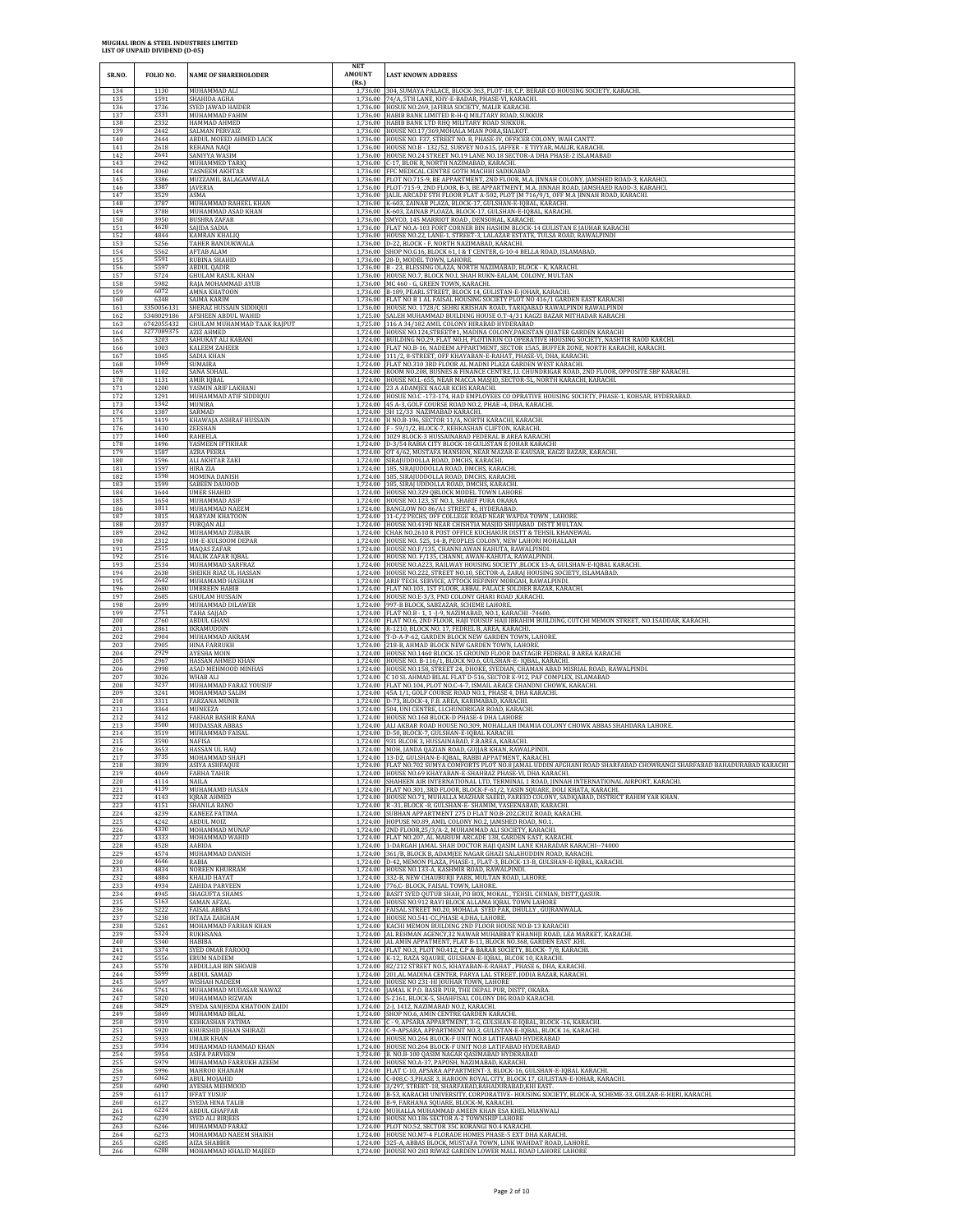**MUGHAL IRON & STEEL INDUSTRIES LIMITED**
**LIST OF UNPAID DIVIDEND (D-05)**

| SR.NO. | FOLIO NO. | NAME OF SHAREHOLODER | NET AMOUNT (Rs.) | LAST KNOWN ADDRESS |
|---|---|---|---|---|
| 134 | 1130 | MUHAMMAD ALI | 1,736.00 | 304, SUMAYA PALACE, BLOCK-363, PLOT-18, C.P. BERAR CO HOUSING SOCIETY, KARACHI. |
| 135 | 1591 | SHAHIDA AGHA | 1,736.00 | 74/A, 5TH LANE, KHY-E-BADAR, PHASE-VI, KARACHI. |
| 136 | 1736 | SYED JAWAD HAIDER | 1,736.00 | HOSUE NO.269, JAFIRIA SOCIETY, MALIR KARACHI. |
| 137 | 2331 | MUHAMMAD FAHIM | 1,736.00 | HABIB BANK LIMITED R-H-Q MILITARY ROAD SUKKUR |
| 138 | 2332 | HAMMAD AHMED | 1,736.00 | HABIB BANK LTD RHQ MILITARY ROAD SUKKUR. |
| 139 | 2442 | SALMAN PERVAIZ | 1,736.00 | HOUSE NO.17/369,MOHALA MIAN PORA,SIALKOT. |
| 140 | 2444 | ABDUL MOEED AHMED LACK | 1,736.00 | HOUSE NO. F37, STREET NO. 8, PHASE-IV, OFFICER COLONY, WAH CANTT. |
| 141 | 2618 | REHANA NAQI | 1,736.00 | HOUSE NO.B - 132/52, SURVEY NO.615, JAFFER - E TIYYAR, MALIR, KARACHI. |
| 142 | 2641 | SANIYYA WASIM | 1,736.00 | HOUSE NO.24 STREET NO.19 LANE NO.18 SECTOR-A DHA PHASE-2 ISLAMABAD |
| 143 | 2942 | MUHAMMED TARIQ | 1,736.00 | C-17, BLOK R, NORTH NAZIMABAD, KARACHI. |
| 144 | 3060 | TASNEEM AKHTAR | 1,736.00 | FFC MEDICAL CENTRE GOTH MACHHI SADIKABAD |
| 145 | 3386 | MUZZAMIL BALAGAMWALA | 1,736.00 | PLOT NO.715-9, BE APPARTMENT, 2ND FLOOR, M.A. JINNAH COLONY, JAMSHED ROAD-3, KARAHCI. |
| 146 | 3387 | JAVERIA | 1,736.00 | PLOT-715-9, 2ND FLOOR, B-3, BE APPARTMENT, M.A. JINNAH ROAD, JAMSHAED RAOD-3, KARAHCI. |
| 147 | 3529 | ASMA | 1,736.00 | JALIL ARCADE 5TH FLOOR FLAT A-502, PLOT JM 716/9/1, OFF M.A JINNAH ROAD, KARACHI. |
| 148 | 3787 | MUHAMMAD RAHEEL KHAN | 1,736.00 | K-603, ZAINAB PLAZA, BLOCK-17, GULSHAN-E-IQBAL, KARACHI. |
| 149 | 3788 | MUHAMMAD ASAD KHAN | 1,736.00 | K-603, ZAINAB PLOAZA, BLOCK-17, GULSHAN-E-IQBAL, KARACHI. |
| 150 | 3950 | BUSHRA ZAFAR | 1,736.00 | SMYCO, 145 MARRIOT ROAD , DENSOHAL, KARACHI. |
| 151 | 4628 | SAJIDA SADIA | 1,736.00 | FLAT NO.A-103 FORT CORNER BIN HASHIM BLOCK-14 GULISTAN E JAUHAR KARACHI |
| 152 | 4844 | KAMRAN KHALIQ | 1,736.00 | HOUSE NO.22, LANE-1, STREET-3, LALAZAR ESTATE, TULSA ROAD, RAWALPINDI |
| 153 | 5256 | TAHER BANDUKWALA | 1,736.00 | D-22, BLOCK - F, NORTH NAZIMABAD, KARACHI. |
| 154 | 5562 | AFTAB ALAM | 1,736.00 | SHOP NO.G16, BLOCK 61, I & T CENTER, G-10-4 BELLA ROAD, ISLAMABAD. |
| 155 | 5591 | RUBINA SHAHID | 1,736.00 | 28-D, MODEL TOWN, LAHORE. |
| 156 | 5597 | ABDUL QADIR | 1,736.00 | B - 23, BLESSING OLAZA, NORTH NAZIMABAD, BLOCK - K, KARACHI. |
| 157 | 5724 | GHULAM RASUL KHAN | 1,736.00 | HOUSE NO.7, BLOCK NO.I, SHAH RUKN-EALAM, COLONY, MULTAN |
| 158 | 5982 | RAJA MOHAMMAD AYUB | 1,736.00 | MC 460 - G, GREEN TOWN, KARACHI. |
| 159 | 6072 | AMNA KHATOON | 1,736.00 | B-189, PEARL STREET, BLOCK 14, GULISTAN-E-JOHAR, KARACHI. |
| 160 | 6348 | SAIMA KARIM | 1,736.00 | FLAT NO B 1 AL FAISAL HOUSING SOCIETY PLOT NO 416/1 GARDEN EAST KARACHI |
| 161 | 3350056131 | SHERAZ HUSSAIN SIDDIQUI | 1,736.00 | HOUSE NO. 1728/C SEHRI KRISHAN ROAD, TARIQABAD RAWALPINDI RAWALPINDI |
| 162 | 5348029186 | AFSHEEN ABDUL WAHID | 1,725.00 | SALEH MUHAMMAD BUILDING HOUSE O.T-4/31 KAGZI BAZAR MITHADAR KARACHI |
| 163 | 6742055432 | GHULAM MUHAMMAD TAAK RAJPUT | 1,725.00 | 116 A 34/182 AMIL COLONY HIRABAD HYDERABAD |
| 164 | 3277089375 | AZIZ AHMED | 1,724.00 | HOUSE NO.124,STREET#1, MADINA COLONY,PAKISTAN QUATER GARDEN KARACHI |
| 165 | 3203 | SAHUKAT ALI KABANI | 1,724.00 | BUILDING NO.29, FLAT NO.H, PLOTINIUN CO OPERATIVE HOUSING SOCIETY, NASHTIR RAOD KARCHI. |
| 166 | 1003 | KALEEM ZAHEER | 1,724.00 | FLAT NO.B-16, NADEEM APPARTMENT, SECTOR 15A5, BUFFER ZONE, NORTH KARACHI, KARACHI. |
| 167 | 1045 | SADIA KHAN | 1,724.00 | 111/2, 8-STREET, OFF KHAYABAN-E-RAHAT, PHASE-VI, DHA, KARACHI. |
| 168 | 1069 | SUMAIRA | 1,724.00 | FLAT NO.310 3RD FLOOR AL MADNI PLAZA GARDEN WEST KARACHI. |
| 169 | 1102 | SANA SOHAIL | 1,724.00 | ROOM NO.208, BUSNES & FINANCE CENTRE, I.I. CHUNDRIGAR ROAD, 2ND FLOOR, OPPOSITE SBP KARACHI. |
| 170 | 1131 | AMIR IQBAL | 1,724.00 | HOUSE NO.L-655, NEAR MACCA MASJID, SECTOR-5L, NORTH KARACHI, KARACHI. |
| 171 | 1200 | YASMIN ARIF LAKHANI | 1,724.00 | 23 A ADAMJEE NAGAR KCHS KARACHI. |
| 172 | 1291 | MUHAMMAD ATIF SIDDIQUI | 1,724.00 | HOSUE NO.C -173-174, HAD EMPLOYEES CO OPRATIVE HOUSING SOCIETY, PHASE-1, KOHSAR, HYDERABAD. |
| 173 | 1342 | MUNIRA | 1,724.00 | 45 A-3, GOLF COURSE ROAD NO.2, PHAE -4, DHA, KARACHI. |
| 174 | 1387 | SARMAD | 1,724.00 | 3H 12/33 NAZIMABAD KARACHI. |
| 175 | 1419 | KHAWAJA ASHRAF HUSSAIN | 1,724.00 | H NO.B-196, SECTOR 11/A, NORTH KARACHI, KARACHI. |
| 176 | 1430 | ZEESHAN | 1,724.00 | F - 59/1/2, BLOCK-7, KEHKASHAN CLIFTON, KARACHI. |
| 177 | 1460 | RAHEELA | 1,724.00 | 1029 BLOCK-3 HUSSAINABAD FEDERAL B AREA KARACHI |
| 178 | 1496 | YASMEEN IFTIKHAR | 1,724.00 | D-3/54 RABIA CITY BLOCK-18 GULISTAN E JOHAR KARACHI |
| 179 | 1587 | AZRA PEERA | 1,724.00 | OT 4/62, MUSTAFA MANSION, NEAR MAZAR-E-KAUSAR, KAGZI BAZAR, KARACHI. |
| 180 | 1596 | ALI AKHTAR ZAKI | 1,724.00 | SIRAJUDDOLLA ROAD, DMCHS, KARACHI. |
| 181 | 1597 | HIRA ZIA | 1,724.00 | 185, SIRAJUDDOLLA ROAD, DMCHS, KARACHI. |
| 182 | 1598 | MOMINA DANISH | 1,724.00 | 185, SIRAJUDDOLLA ROAD, DMCHS, KARACHI. |
| 183 | 1599 | SABEEN DAUOOD | 1,724.00 | 185, SIRAJ UDDOLLA ROAD, DMCHS, KARACHI. |
| 184 | 1644 | UMER SHAHID | 1,724.00 | HOUSE NO.329 QBLOCK MODEL TOWN LAHORE |
| 185 | 1654 | MUHAMMAD ASIF | 1,724.00 | HOUSE NO.123, ST NO.1, SHARIF PURA OKARA |
| 186 | 1811 | MUHAMMAD NAEEM | 1,724.00 | BANGLOW NO 86/A1 STREET 4,, HYDERABAD. |
| 187 | 1815 | MARYAM KHATOON | 1,724.00 | 11-C/2 PECHS, OFF COLLEGE ROAD NEAR WAPDA TOWN , LAHORE. |
| 188 | 2037 | FURQAN ALI | 1,724.00 | HOUSE NO.419D NEAR CHISHTIA MASJID SHUJABAD DISTT MULTAN. |
| 189 | 2042 | MUHAMMAD ZUBAIR | 1,724.00 | CHAK NO.2610 R POST OFFICE KUCHAKUR DISTT & TEHSIL KHANEWAL |
| 190 | 2312 | UM-E-KULSOOM DEPAR | 1,724.00 | HOUSE NO. 525, 14-B, PEOPLES COLONY, NEW LAHORI MOHALLAH |
| 191 | 2515 | MAQAS ZAFAR | 1,724.00 | HOUSE NO.F/135, CHANNI AWAN KAHUTA, RAWALPINDI. |
| 192 | 2516 | MALIK ZAFAR IQBAL | 1,724.00 | HOUSE NO. F/135, CHANNI, AWAN-KAHUTA, RAWALPINDI. |
| 193 | 2534 | MUHAMMAD SARFRAZ | 1,724.00 | HOUSE NO.A223, RAILWAY HOUSING SOCIETY ,BLOCK 13-A, GULSHAN-E-IQBAL KARACHI. |
| 194 | 2638 | SHEIKH RIAZ UL HASSAN | 1,724.00 | HOUSE NO.222, STREET NO.10, SECTOR-A, ZARAJ HOUSING SOCIETY, ISLAMABAD. |
| 195 | 2642 | MUHAMAMD HASHAM | 1,724.00 | ARIF TECH. SERVICE, ATTOCK REFINRY MORGAH, RAWALPINDI. |
| 196 | 2680 | UMBREEN HABIB | 1,724.00 | FLAT NO.103, 1ST FLOOR, ABBAL PALACE SOLDIER BAZAR, KARACHI. |
| 197 | 2685 | GHULAM HUSSAIN | 1,724.00 | HOUSE NO.E-3/3, PND COLONY GHARI ROAD ,KARACHI. |
| 198 | 2699 | MUHAMMAD DILAWER | 1,724.00 | 997-B BLOCK, SABZAZAR, SCHEME LAHORE. |
| 199 | 2751 | TAHA SAJJAD | 1,724.00 | FLAT NO.B - 1, 1 -J-9, NAZIMABAD, NO.1, KARACHI -74600. |
| 200 | 2760 | ABDUL GHANI | 1,724.00 | FLAT NO.6, 2ND FLOOR, HAJI YOUSUF HAJI IBRAHIM BUILDING, CUTCHI MEMON STREET, NO.1SADDAR, KARACHI. |
| 201 | 2861 | IKRAMUDDIN | 1,724.00 | R-1210, BLOCK NO. 17, FEDREL B, AREA, KARACHI. |
| 202 | 2904 | MUHAMMAD AKRAM | 1,724.00 | T-D-A-P-62, GARDEN BLOCK NEW GARDEN TOWN, LAHORE. |
| 203 | 2905 | HINA FARRUKH | 1,724.00 | 218-B, AHMAD BLOCK NEW GARDEN TOWN, LAHORE. |
| 204 | 2929 | AYESHA MOIN | 1,724.00 | HOUSE NO.1460 BLOCK-15 GROUND FLOOR DASTAGIR FEDERAL B AREA KARACHI |
| 205 | 2967 | HASSAN AHMED KHAN | 1,724.00 | HOUSE NO. B-116/1, BLOCK NO.6, GULSHAN-E- IQBAL, KARACHI. |
| 206 | 2998 | ASAD MEHMOOD MINHAS | 1,724.00 | HOUSE NO.158, STREET 24, DHOKE, SYEDIAN, CHAMAN ABAD MISRIAL ROAD, RAWALPINDI. |
| 207 | 3026 | WHAB ALI | 1,724.00 | C-10 SL AHMAD BILAL FLAT D-516, SECTOR E-912, PAF COMPLEX, ISLAMABAD |
| 208 | 3237 | MUHAMMAD FARAZ YOUSUF | 1,724.00 | FLAT NO.104, PLOT NO.C-4-7, ISMAIL ARACE CHANDNI CHOWK, KARACHI. |
| 209 | 3241 | MOHAMMAD SALIM | 1,724.00 | 45A 1/1, GOLF COURSE ROAD NO.1, PHASE 4, DHA KARACHI. |
| 210 | 3311 | FARZANA MUNIR | 1,724.00 | D-73, BLOCK-4, F.B. AREA, KARIMABAD, KARACHI. |
| 211 | 3364 | MUNEEZA | 1,724.00 | 504, UNI CENTRE, I.I.CHUNDRIGAR ROAD, KARACHI. |
| 212 | 3412 | FAKHAR BASHIR RANA | 1,724.00 | HOUSE NO.168 BLOCK-D PHASE-4 DHA LAHORE |
| 213 | 3500 | MUDASSAR ABBAS | 1,724.00 | ALI AKBAR ROAD HOUSE NO.309, MOHALLAH IMAMIA COLONY CHOWK ABBAS SHAHDARA LAHORE. |
| 214 | 3519 | MUHAMMAD FAISAL | 1,724.00 | D-50, BLOCK-7, GULSHAN-E-IQBAL KARACHI. |
| 215 | 3590 | NAFISA | 1,724.00 | 931 BLCOK 3, HUSSAINABAD, F.B.AREA, KARACHI. |
| 216 | 3653 | HASSAN UL HAQ | 1,724.00 | MOH, JANDA QAZIAN ROAD, GUJJAR KHAN, RAWALPINDI. |
| 217 | 3735 | MOHAMMAD SHAFI | 1,724.00 | 13-D2, GULSHAN-E-IQBAL, RABBI APPATMENT, KARACHI. |
| 218 | 3839 | ASIYA ASHFAQUE | 1,724.00 | FLAT NO.702 SUMYA COMFORTS PLOT NO.8 JAMAL UDDIN AFGHANI ROAD SHARFABAD CHOWRANGI SHARFABAD BAHADURABAD KARACHI |
| 219 | 4069 | FARHA TAHIR | 1,724.00 | HOUSE NO.69 KHAYABAN-E-SHAHBAZ PHASE-VI, DHA KARACHI. |
| 220 | 4114 | NAILA | 1,724.00 | SHAHEEN AIR INTERNATIONAL LTD, TERMINAL 1 ROAD, JINNAH INTERNATIONAL AIRPORT, KARACHI. |
| 221 | 4139 | MUHAMAMD HASAN | 1,724.00 | FLAT NO.301, 3RD FLOOR, BLOCK-F-61/2, YASIN SQUARE, DOLI KHATA, KARACHI. |
| 222 | 4143 | IQRAR AHMED | 1,724.00 | HOUSE NO.71, MUHALLA MAZHAR SAEED, FAREED COLONY, SADIQABAD, DISTRICT RAHIM YAR KHAN. |
| 223 | 4151 | SHANILA BANO | 1,724.00 | R-31, BLOCK -8, GULSHAN-E- SHAMIM, YASEENABAD, KARACHI. |
| 224 | 4239 | KANEEZ FATIMA | 1,724.00 | SUBHAN APPARTMENT 275 D FLAT NO.B-202,CRUZ ROAD, KARACHI. |
| 225 | 4242 | ABDUL MOIZ | 1,724.00 | HOPUSE NO.89, AMIL COLONY NO.2, JAMSHED ROAD, NO.1. |
| 226 | 4330 | MOHAMMAD MUNAF | 1,724.00 | 2ND FLOOR,25/3/A-2, MUHAMMAD ALI SOCIETY, KARACHI. |
| 227 | 4333 | MOHAMMAD WAHID | 1,724.00 | FLAT NO.207, AL MARIUM ARCADE 138, GARDEN EAST, KARACHI. |
| 228 | 4528 | AABIDA | 1,724.00 | 1-DARGAH JAMAL SHAH DOCTOR HAJI QASIM LANE KHARADAR KARACHI--74000 |
| 229 | 4574 | MUHAMMAD DANISH | 1,724.00 | 361/B, BLOCK B, ADAMJEE NAGAR GHAZI SALAHUDDIN ROAD, KARACHI. |
| 230 | 4646 | RABIA | 1,724.00 | D-42, MEMON PLAZA, PHASE-1, FLAT-3, BLOCK-13-B, GULSHAN-E-IQBAL, KARACHI. |
| 231 | 4834 | NOREEN KHURRAM | 1,724.00 | HOUSE NO.133-A, KASHMIR ROAD, RAWALPINDI. |
| 232 | 4884 | KHALID HAYAT | 1,724.00 | 332-B, NEW CHAUBURJI PARK, MULTAN ROAD, LAHORE. |
| 233 | 4934 | ZAHIDA PARVEEN | 1,724.00 | 776,C- BLOCK, FAISAL TOWN, LAHORE. |
| 234 | 4945 | SHAGUFTA SHAMS | 1,724.00 | BASIT SYED QUTUB SHAH, PO BOX, MOKAL , TEHSIL CHNIAN, DISTT,QASUR. |
| 235 | 5163 | SAMAN AFZAL | 1,724.00 | HOUSE NO.912 RAVI BLOCK ALLAMA IQBAL TOWN LAHORE |
| 236 | 5222 | FAISAL ABBAS | 1,724.00 | FAISAL STREET NO.20, MOHALA SYED PAK, DHULLY , GUJRANWALA. |
| 237 | 5238 | IRTAZA ZAIGHAM | 1,724.00 | HOUSE NO.541-CC,PHASE 4,DHA, LAHORE. |
| 238 | 5261 | MOHAMMAD FARHAN KHAN | 1,724.00 | KACHI MEMON BUILDING 2ND FLOOR HOUSE NO.B-13 KARACHI |
| 239 | 5324 | RUKHSANA | 1,724.00 | AL REHMAN AGENCY,32 NAWAB MUHABBAT KHANJII ROAD, LEA MARKET, KARACHI. |
| 240 | 5340 | HABIBA | 1,724.00 | AL AMIN APPATMENT, FLAT B-11, BLOCK NO.368, GARDEN EAST ,KHI. |
| 241 | 5374 | SYED OMAR FAROOQ | 1,724.00 | FLAT NO.3, PLOT NO.412, C.P & BARAR SOCIETY, BLOCK- 7/8, KARACHI. |
| 242 | 5556 | ERUM NADEEM | 1,724.00 | K-12,, RAZA SQAURE, GULSHAN-E-IQBAL, BLCOK 10, KARACHI. |
| 243 | 5578 | ABDULLAH BIN SHOAIB | 1,724.00 | 82/212 STREET NO.5, KHAYABAN-E-RAHAT , PHASE 6, DHA, KARACHI. |
| 244 | 5599 | ABDUL SAMAD | 1,724.00 | 201,AL MADINA CENTER, PARYA LAL STREET, JODIA BAZAR, KARACHI. |
| 245 | 5697 | WISHAH NADEEM | 1,724.00 | HOUSE NO 231-HI JOUHAR TOWN, LAHORE |
| 246 | 5761 | MUHAMMAD MUDASAR NAWAZ | 1,724.00 | JAMAL K P.O. BASIR PUR, THE DEPAL PUR, DISTT, OKARA. |
| 247 | 5820 | MUHAMMAD RIZWAN | 1,724.00 | S-2161, BLOCK-5, SHAHFISAL COLONY DIG ROAD KARACHI. |
| 248 | 5829 | SYEDA SANJEEDA KHATOON ZAIDI | 1,724.00 | 2-J, 1412, NAZIMABAD NO.2, KARACHI. |
| 249 | 5849 | MUHAMMAD BILAL | 1,724.00 | SHOP NO.6, AMIN CENTRE GARDEN KARACHI. |
| 250 | 5919 | KEHKASHAN FATIMA | 1,724.00 | C - 9, APSARA APPARTMENT, 3-G, GULSHAN-E-IQBAL, BLOCK -16, KARACHI. |
| 251 | 5920 | KHURSHID JEHAN SHIRAZI | 1,724.00 | C-9-APSARA, APPARTMENT NO.3, GULISTAN-E-IQBAL, BLOCK 16, KARACHI. |
| 252 | 5933 | UMAIR KHAN | 1,724.00 | HOUSE NO.264 BLOCK-F UNIT NO.8 LATIFABAD HYDERABAD |
| 253 | 5934 | MUHAMMAD HAMMAD KHAN | 1,724.00 | HOUSE NO.264 BLOCK-F UNIT NO.8 LATIFABAD HYDERABAD |
| 254 | 5954 | ASIFA PARVEEN | 1,724.00 | B. NO.B-100 QASIM NAGAR QASIMABAD HYDERABAD |
| 255 | 5979 | MUHAMMAD FARRUKH AZEEM | 1,724.00 | HOUSE NO.A-37, PAPOSH, NAZIMABAD, KARACHI. |
| 256 | 5996 | MAHROO KHANAM | 1,724.00 | FLAT C-10, APSARA APPARTMENT-3, BLOCK-16, GULSHAN-E-IQBAL KARACHI. |
| 257 | 6062 | ABUL MOJAHID | 1,724.00 | C-008,C-3,PHASE 3, HAROON ROYAL CITY, BLOCK 17, GULISTAN-E-JOHAR, KARACHI. |
| 258 | 6090 | AYESHA MEHMOOD | 1,724.00 | 3/297, STREET-18, SHARFABAD,BAHADURABAD,KHI EAST. |
| 259 | 6117 | IFFAT YUSUF | 1,724.00 | B-53, KARACHI UNIVERSITY, CORPORATIVE- HOUSING SOCIETY, BLOCK-A, SCHEME-33, GULZAR-E-HIJRI, KARACHI. |
| 260 | 6127 | SYEDA HINA TALIB | 1,724.00 | B-9, FARHANA SQUARE, BLOCK-M, KARACHI. |
| 261 | 6224 | ABDUL GHAFFAR | 1,724.00 | MUHALLA MUHAMMAD AMEEN KHAN ESA KHEL MIANWALI |
| 262 | 6239 | SYED ALI BIRJEES | 1,724.00 | HOUSE NO.186 SECTOR A-2 TOWNSHIP LAHORE |
| 263 | 6246 | MUHAMMAD FARAZ | 1,724.00 | PLOT NO.52, SECTOR 35C KORANGI NO.4 KARACHI. |
| 264 | 6273 | MOHAMMAD NAEEM SHAIKH | 1,724.00 | HOUSE NO.M7-4 FLORADE HOMES PHASE-5 EXT DHA KARACHI. |
| 265 | 6285 | AIZA SHABBIR | 1,724.00 | 325-A, ABBAS BLOCK, MUSTAFA TOWN, LINK WAHDAT ROAD, LAHORE. |
| 266 | 6288 | MOHAMMAD KHALID MAJEED | 1,724.00 | HOUSE NO 283 RIWAZ GARDEN LOWER MALL ROAD LAHORE LAHORE |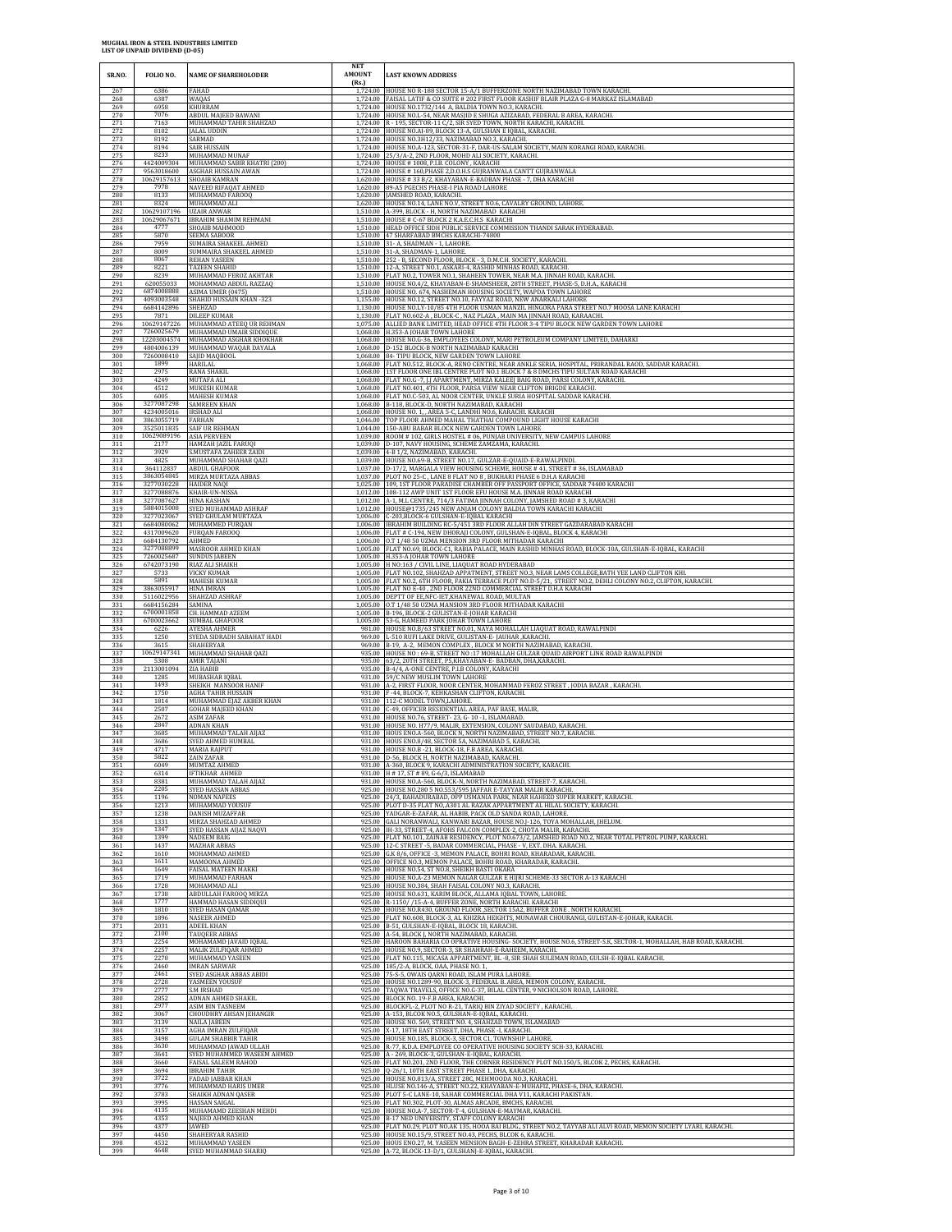**MUGHAL IRON & STEEL INDUSTRIES LIMITED**
**LIST OF UNPAID DIVIDEND (D-05)**

| SR.NO. | FOLIO NO. | NAME OF SHAREHOLODER | NET AMOUNT (Rs.) | LAST KNOWN ADDRESS |
|---|---|---|---|---|
| 267 | 6386 | FAHAD | 1,724.00 | HOUSE NO R-188 SECTOR 15-A/1 BUFFERZONE NORTH NAZIMABAD TOWN KARACHI. |
| 268 | 6387 | WAQAS | 1,724.00 | FAISAL LATIF & CO SUITE # 202 FIRST FLOOR KASHIF BLAIR PLAZA G-8 MARKAZ ISLAMABAD |
| 269 | 6958 | KHURRAM | 1,724.00 | HOUSE NO.1732/144 A, BALDIA TOWN NO.3, KARACHI. |
| 270 | 7076 | ABDUL MAJEED BAWANI | 1,724.00 | HOUSE NO.L-54, NEAR MASJID E SHUGA AZIZABAD, FEDERAL B AREA, KARACHI. |
| 271 | 7163 | MUHAMMAD TAHIR SHAHZAD | 1,724.00 | R - 195, SECTOR-11 C/2, SIR SYED TOWN, NORTH KARACHI, KARACHI. |
| 272 | 8102 | JALAL UDDIN | 1,724.00 | HOUSE NO.AI-89, BLOCK 13-A, GULSHAN E IQBAL, KARACHI. |
| 273 | 8192 | SARMAD | 1,724.00 | HOUSE NO.3H12/33, NAZIMABAD NO.3, KARACHI. |
| 274 | 8194 | SAIR HUSSAIN | 1,724.00 | HOUSE NO.A-123, SECTOR-31-F, DAR-US-SALAM SOCIETY, MAIN KORANGI ROAD, KARACHI. |
| 275 | 8233 | MUHAMMAD MUNAF | 1,724.00 | 25/3/A-2, 2ND FLOOR, MOHD ALI SOCIETY, KARACHI. |
| 276 | 4424009304 | MUHAMMAD SABIR KHATRI (200) | 1,724.00 | HOUSE # 1008, P.I.B. COLONY , KARACHI |
| 277 | 9563018600 | ASGHAR HUSSAIN AWAN | 1,724.00 | HOUSE # 160,PHASE 2,D.O.H.S GUJRANWALA CANTT GUJRANWALA |
| 278 | 10629157613 | SHOAIB KAMRAN | 1,620.00 | HOUSE # 33 B/2, KHAYABAN-E-BADBAN PHASE - 7, DHA KARACHI |
| 279 | 7978 | NAVEED RIFAQAT AHMED | 1,620.00 | 89-A5 PGECHS PHASE-I PIA ROAD LAHORE |
| 280 | 8133 | MUHAMMAD FAROOQ | 1,620.00 | JAMSHED ROAD, KARACHI. |
| 281 | 8324 | MUHAMMAD ALI | 1,620.00 | HOUSE NO.14, LANE NO.V, STREET NO.6, CAVALRY GROUND, LAHORE. |
| 282 | 10629107196 | UZAIR ANWAR | 1,510.00 | A-399, BLOCK - H, NORTH NAZIMABAD KARACHI |
| 283 | 10629067671 | IBRAHIM SHAMIM REHMANI | 1,510.00 | HOUSE # C-67 BLOCK 2 K.A.E.C.H.S KARACHI |
| 284 | 4777 | SHOAIB MAHMOOD | 1,510.00 | HEAD OFFICE SIDH PUBLIC SERVICE COMMISSION THANDI SARAK HYDERABAD. |
| 285 | 5870 | SEEMA SABOOR | 1,510.00 | 47 SHARFABAD BMCHS KARACHI-74800 |
| 286 | 7959 | SUMAIRA SHAKEEL AHMED | 1,510.00 | 31- A, SHADMAN - 1, LAHORE. |
| 287 | 8009 | SUMMAIRA SHAKEEL AHMED | 1,510.00 | 31-A, SHADMAN-1, LAHORE |
| 288 | 8067 | REHAN YASEEN | 1,510.00 | 252 - B, SECOND FLOOR, BLOCK - 3, D.M.C.H. SOCIETY, KARACHI. |
| 289 | 8221 | TAZEEN SHAHID | 1,510.00 | 12-A, STREET NO.1, ASKARI-4, RASHID MINHAS ROAD, KARACHI. |
| 290 | 8239 | MUHAMMAD FEROZ AKHTAR | 1,510.00 | FLAT NO.2, TOWER NO.1, SHAHEEN TOWER, NEAR M.A. JINNAH ROAD, KARACHI. |
| 291 | 620055033 | MOHAMMAD ABDUL RAZZAQ | 1,510.00 | HOUSE NO.4/2, KHAYABAN-E-SHAMSHEER, 28TH STREET, PHASE-5, D.H.A., KARACHI |
| 292 | 6874008888 | ASIMA UMER (0475) | 1,510.00 | HOUSE NO. 674, NASHEMAN HOUSING SOCIETY, WAPDA TOWN LAHORE |
| 293 | 4093003548 | SHAHID HUSSAIN KHAN -323 | 1,155.00 | HOUSE NO.12, STREET NO.10, FAYYAZ ROAD, NEW ANARKALI LAHORE |
| 294 | 6684142896 | SHEHZAD | 1,130.00 | HOUSE NO.LY-10/85 4TH FLOOR USMAN MANZIL HINGORA PARA STREET NO.7 MOOSA LANE KARACHI |
| 295 | 7871 | DILEEP KUMAR | 1,130.00 | FLAT NO.602-A , BLOCK-C , NAZ PLAZA , MAIN MA JINNAH ROAD, KARAACHI. |
| 296 | 10629147226 | MUHAMMAD ATEEQ UR REHMAN | 1,075.00 | ALLIED BANK LIMITED, HEAD OFFICE 4TH FLOOR 3-4 TIPU BLOCK NEW GARDEN TOWN LAHORE |
| 297 | 7260025679 | MUHAMMAD UMAIR SIDDIQUE | 1,068.00 | H.353-A JOHAR TOWN LAHORE |
| 298 | 12203004574 | MUHAMMAD ASGHAR KHOKHAR | 1,068.00 | HOUSE NO.G-36, EMPLOYEES COLONY, MARI PETROLEUM COMPANY LIMITED, DAHARKI |
| 299 | 4804006139 | MUHAMMAD WAQAR DAYALA | 1,068.00 | D-152 BLOCK-B NORTH NAZIMABAD KARACHI |
| 300 | 7260008410 | SAJID MAQBOOL | 1,068.00 | 84- TIPU BLOCK, NEW GARDEN TOWN LAHORE |
| 301 | 1899 | HARILAL | 1,068.00 | FLAT NO.512, BLOCK-A, RENO CENTRE, NEAR ANKLE SERIA, HOSPITAL, PRIRANDAL RAOD, SADDAR KARACHI. |
| 302 | 2975 | RANA SHAKIL | 1,068.00 | 1ST FLOOR ONE IBL CENTRE PLOT NO.1 BLOCK 7 & 8 DMCHS TIPU SULTAN ROAD KARACHI |
| 303 | 4249 | MUTAFA ALI | 1,068.00 | FLAT NO.G-7, J.J APARTMENT, MIRZA KALEEJ BAIG ROAD, PARSI COLONY, KARACHI. |
| 304 | 4512 | MUKESH KUMAR | 1,068.00 | FLAT NO.401, 4TH FLOOR, PARSA VIEW NEAR CLIFTON BRIGDE KARACHI. |
| 305 | 6005 | MAHESH KUMAR | 1,068.00 | FLAT NO.C-503, AL NOOR CENTER, UNKLE SURIA HOSPITAL SADDAR KARACHI. |
| 306 | 3277087298 | SAMREEN KHAN | 1,068.00 | B-118, BLOCK-D, NORTH NAZIMABAD, KARACHI |
| 307 | 4234005016 | IRSHAD ALI | 1,068.00 | HOUSE NO. 1, , AREA 5-C, LANDHI NO.6, KARACHI. KARACHI |
| 308 | 3863055719 | FARHAN | 1,046.00 | TOP FLOOR AHMED MAHAL THATHAI COMPOUND LIGHT HOUSE KARACHI |
| 309 | 3525011835 | SAIF UR REHMAN | 1,044.00 | 150-ABU BABAR BLOCK NEW GARDEN TOWN LAHORE |
| 310 | 10629089196 | ASIA PERVEEN | 1,039.00 | ROOM # 102, GIRLS HOSTEL # 06, PUNJAB UNIVERSITY, NEW CAMPUS LAHORE |
| 311 | 2177 | HAMZAH JAZIL FARUQI | 1,039.00 | D-107, NAVY HOUSING, SCHEME ZAMZAMA, KARACHI. |
| 312 | 3929 | S.MUSTAFA ZAHEER ZAIDI | 1,039.00 | 4-B 1/2, NAZIMABAD, KARACHI. |
| 313 | 4825 | MUHAMMAD SHAHAB QAZI | 1,039.00 | HOUSE NO.69-B, STREET NO.17, GULZAR-E-QUAID-E-RAWALPINDI. |
| 314 | 364112837 | ABDUL GHAFOOR | 1,037.00 | D-17/2, MARGALA VIEW HOUSING SCHEME, HOUSE # 41, STREET # 36, ISLAMABAD |
| 315 | 3863054845 | MIRZA MURTAZA ABBAS | 1,037.00 | PLOT NO 25-C , LANE 8 FLAT NO 8 , BUKHARI PHASE 6 D.H.A KARACHI |
| 316 | 3277030228 | HAIDER NAQI | 1,025.00 | 109, 1ST FLOOR PARADISE CHAMBER OFF PASSPORT OFFICE, SADDAR 74400 KARACHI |
| 317 | 3277088876 | KHAIR-UN-NISSA | 1,012.00 | 108-112 AWP UNIT 1ST FLOOR EFU HOUSE M.A. JINNAH ROAD KARACHI |
| 318 | 3277087627 | HINA KASHAN | 1,012.00 | A-1, M.L CENTRE, 714/3 FATIMA JINNAH COLONY, JAMSHED ROAD # 3, KARACHI |
| 319 | 5884015008 | SYED MUHAMMAD ASHRAF | 1,012.00 | HOUSE@1735/245 NEW ANJAM COLONY BALDIA TOWN KARACHI KARACHI |
| 320 | 3277023067 | SYED GHULAM MURTAZA | 1,006.00 | C-203,BLOCK-6 GULSHAN-E-IQBAL KARACHI |
| 321 | 6684080062 | MUHAMMED FURQAN | 1,006.00 | IBRAHIM BUILDING RC-5/451 3RD FLOOR ALLAH DIN STREET GAZDARABAD KARACHI |
| 322 | 4317009620 | FURQAN FAROOQ | 1,006.00 | FLAT # C-194, NEW DHORAJI COLONY, GULSHAN-E-IQBAL, BLOCK 4, KARACHI |
| 323 | 6684130792 | AHMED | 1,006.00 | O.T 1/48 50 UZMA MENSION 3RD FLOOR MITHADAR KARACHI |
| 324 | 3277088899 | MASROOR AHMED KHAN | 1,005.00 | FLAT NO.69, BLOCK-C1, RABIA PALACE, MAIN RASHID MINHAS ROAD, BLOCK-10A, GULSHAN-E-IQBAL, KARACHI |
| 325 | 7260025687 | SUNDUS JABEEN | 1,005.00 | H.353-A JOHAR TOWN LAHORE |
| 326 | 6742073190 | RIAZ ALI SHAIKH | 1,005.00 | H NO:163 / CIVIL LINE, LIAQUAT ROAD HYDERABAD |
| 327 | 5733 | VICKY KUMAR | 1,005.00 | FLAT NO.102, SHAHZAD APPATMENT, STREET NO.3, NEAR LAMS COLLEGE,BATH YEE LAND CLIFTON KHI. |
| 328 | 5891 | MAHESH KUMAR | 1,005.00 | FLAT NO.2, 6TH FLOOR, FAKIA TERRACE PLOT NO.D-5/21, STREET NO.2, DEHLI COLONY NO.2, CLIFTON, KARACHI. |
| 329 | 3863055917 | HINA IMRAN | 1,005.00 | FLAT NO E-40 , 2ND FLOOR 22ND COMMERCIAL STREET D.H.A KARACHI |
| 330 | 5116022956 | SHAHZAD ASHRAF | 1,005.00 | DEPTT OF EE,NFC-IET,KHANEWAL ROAD, MULTAN |
| 331 | 6684156284 | SAMINA | 1,005.00 | O.T 1/48 50 UZMA MANSION 3RD FLOOR MITHADAR KARACHI |
| 332 | 6700001858 | CH.HAMMAD AZEEM | 1,005.00 | B-196, BLOCK-2 GULISTAN-E-JOHAR KARACHI |
| 333 | 6700023662 | SUMBAL GHAFOOR | 1,005.00 | 53-G, HAMEED PARK JOHAR TOWN LAHORE |
| 334 | 6226 | AYESHA AHMER | 981.00 | HOUSE NO.B/63 STREET NO.01, NAYA MOHALLAH LIAQUAT ROAD, RAWALPINDI |
| 335 | 1250 | SYEDA SIDRADH SABAHAT HADI | 969.00 | L-510 RUFI LAKE DRIVE, GULISTAN-E- JAUHAR ,KARACHI. |
| 336 | 3615 | SHAHERYAR | 969.00 | B-19, A-2, MEMON COMPLEX , BLOCK M NORTH NAZIMABAD, KARACHI. |
| 337 | 10629147341 | MUHAMMAD SHAHAB QAZI | 935.00 | HOUSE NO : 69-B, STREET NO :17 MOHALLAH GULZAR QUAID AIRPORT LINK ROAD RAWALPINDI |
| 338 | 5308 | AMIR TAJANI | 935.00 | 63/2, 20TH STREET, P5,KHAYABAN-E- BADBAN, DHA,KARACHI. |
| 339 | 2113001094 | ZIA HABIB | 935.00 | B-4/4, A-ONE CENTRE, P.I.B COLONY, KARACHI |
| 340 | 1285 | MUBASHAR IQBAL | 931.00 | 59/C NEW MUSLIM TOWN LAHORE |
| 341 | 1493 | SHEIKH MANSOOR HANIF | 931.00 | A-2, FIRST FLOOR, NOOR CENTER, MOHAMMAD FEROZ STREET , JODIA BAZAR , KARACHI. |
| 342 | 1750 | AGHA TAHIR HUSSAIN | 931.00 | F -44, BLOCK-7, KEHKASHAN CLIFTON, KARACHI. |
| 343 | 1814 | MUHAMMAD EJAZ AKBER KHAN | 931.00 | 112-C MODEL TOWN,LAHORE. |
| 344 | 2507 | GOHAR MAJEED KHAN | 931.00 | C-49, OFFICER RESIDENTIAL AREA, PAF BASE, MALIR, |
| 345 | 2672 | ASIM ZAFAR | 931.00 | HOUSE NO.76, STREET- 23, G- 10 -1, ISLAMABAD. |
| 346 | 2847 | ADNAN KHAN | 931.00 | HOUSE NO. H77/9, MALIR, EXTENSION, COLONY SAUDABAD, KARACHI. |
| 347 | 3685 | MUHAMMAD TALAH AIJAZ | 931.00 | HOUS ENO.A-560, BLOCK N, NORTH NAZIMABAD, STREET NO.7, KARACHI. |
| 348 | 3686 | SYED AHMED HUMBAL | 931.00 | HOUS ENO.8/48, SECTOR 5A, NAZIMABAD 5, KARACHI. |
| 349 | 4717 | MARIA RAJPUT | 931.00 | HOUSE NO.B -21, BLOCK-18, F.B AREA, KARACHI. |
| 350 | 5822 | ZAIN ZAFAR | 931.00 | D-56, BLOCK H, NORTH NAZIMABAD, KARACHI. |
| 351 | 6049 | MUMTAZ AHMED | 931.00 | A-360, BLOCK 9, KARACHI ADMINISTRATION SOCIETY, KARACHI. |
| 352 | 6314 | IFTIKHAR AHMED | 931.00 | H # 17, ST # 89, G-6/3, ISLAMABAD |
| 353 | 8381 | MUHAMMAD TALAH AIJAZ | 931.00 | HOUSE NO.A-560, BLOCK-N, NORTH NAZIMABAD, STREET-7, KARACHI. |
| 354 | 2205 | SYED HASSAN ABBAS | 925.00 | HOUSE NO.280 5 NO.553/595 JAFFAR E-TAYYAR MALIR KARACHI. |
| 355 | 1196 | NOMAN NAFEES | 925.00 | 24/3, BAHADURABAD, OPP USMANIA PARK, NEAR HAHEED SUPER MARKET, KARACHI. |
| 356 | 1213 | MUHAMMAD YOUSUF | 925.00 | PLOT D-35 FLAT NO.A301 AL RAZAK APPARTMENT AL HILAL SOCIETY, KARACHI. |
| 357 | 1238 | DANISH MUZAFFAR | 925.00 | YADGAR-E-ZAFAR, AL HABIB, PACK OLD SANDA ROAD, LAHORE. |
| 358 | 1331 | MIRZA SHAHZAD AHMED | 925.00 | GALI NORANWALI, KANWARI BAZAR, HOUSE NO.J-126, TOYA MOHALLAH, JHELUM. |
| 359 | 1347 | SYED HASSAN AIJAZ NAQVI | 925.00 | IH-33, STREET-4, AFOHS FALCON COMPLEX-2, CHOTA MALIR, KARACHI. |
| 360 | 1399 | NADEEM BAIG | 925.00 | FLAT NO.101, ZAINAB RESIDENCY, PLOT NO.673/2, JAMSHED ROAD NO.2, NEAR TOTAL PETROL PUMP, KARACHI. |
| 361 | 1437 | MAZHAR ABBAS | 925.00 | 12-C STREET -5, BADAR COMMERCIAL, PHASE - V, EXT. DHA. KARACHI. |
| 362 | 1610 | MOHAMMAD AHMED | 925.00 | G.K 8/6, OFFICE -3, MEMON PALACE, BOHRI ROAD, KHARADAR, KARACHI. |
| 363 | 1611 | MAMOONA AHMED | 925.00 | OFFICE NO.3, MEMON PALACE, BOHRI ROAD, KHARADAR, KARACHI. |
| 364 | 1649 | FAISAL MATEEN MAKKI | 925.00 | HOUSE NO.54, ST NO.8, SHEIKH BASTI OKARA |
| 365 | 1719 | MUHAMMAD FARHAN | 925.00 | HOUSE NO.A-23 MEMON NAGAR GULZAR E HIJRI SCHEME-33 SECTOR A-13 KARACHI |
| 366 | 1728 | MOHAMMAD ALI | 925.00 | HOUSE NO.384, SHAH FAISAL COLONY NO.3, KARACHI. |
| 367 | 1738 | ABDULLAH FAROOQ MIRZA | 925.00 | HOUSE NO.631, KARIM BLOCK, ALLAMA IQBAL TOWN, LAHORE. |
| 368 | 1777 | HAMMAD HASAN SIDDIQUI | 925.00 | R-1150/ /15-A-4, BUFFER ZONE, NORTH KARACHI. KARACHI |
| 369 | 1810 | SYED HASAN QAMAR | 925.00 | HOUSE NO.R430, GROUND FLOOR ,SECTOR 15A2, BUFFER ZONE . NORTH KARACHI. |
| 370 | 1896 | NASEER AHMED | 925.00 | FLAT NO.608, BLOCK-3, AL KHIZRA HEIGHTS, MUNAWAR CHOURANGI, GULISTAN-E-JOHAR, KARACHI. |
| 371 | 2031 | ADEEL KHAN | 925.00 | B-51, GULSHAN-E-IQBAL, BLOCK 18, KARACHI. |
| 372 | 2100 | TAUQEER ABBAS | 925.00 | A-54, BLOCK J, NORTH NAZIMABAD, KARACHI. |
| 373 | 2254 | MOHAMMAD JAVAID IQBAL | 925.00 | HAROON BAHARIA CO OPRATIVE HOUSING- SOCIETY, HOUSE NO.6, STREET-S.K, SECTOR-1, MOHALLAH, HAB ROAD, KARACHI. |
| 374 | 2257 | MALIK ZULFIQAR AHMED | 925.00 | HOUSE NO.9, SECTOR-3, SR SHAHRAH-E-RAHEEM, KARACHI. |
| 375 | 2278 | MUHAMMAD YASEEN | 925.00 | FLAT NO.115, MICASA APPARTMENT, BL -8, SIR SHAH SULEMAN ROAD, GULSH-E-IQBAL KARACHI. |
| 376 | 2460 | IMRAN SARWAR | 925.00 | 185/2-A, BLOCK, OAA, PHASE NO. 1, |
| 377 | 2461 | SYED ASGHAR ABBAS ABIDI | 925.00 | 75-S-5, OWAIS QARNI ROAD, ISLAM PURA LAHORE. |
| 378 | 2728 | YASMEEN YOUSUF | 925.00 | HOUSE NO.1289-90, BLOCK-3, FEDERAL B. AREA, MEMON COLONY, KARACHI. |
| 379 | 2777 | S.M IRSHAD | 925.00 | TAQWA TRAVELS, OFFICE NO.G-37, BILAL CENTER, 9 NICHOLSON ROAD, LAHORE. |
| 380 | 2852 | ADNAN AHMED SHAKIL | 925.00 | BLOCK NO. 19-F.B AREA, KARACHI. |
| 381 | 2977 | ASIM BIN TASNEEM | 925.00 | BLOCKFL-2, PLOT NO R-21, TARIQ BIN ZIYAD SOCIETY , KARACHI. |
| 382 | 3067 | CHOUDHRY AHSAN JEHANGIR | 925.00 | A-153, BLCOK NO.5, GULSHAN-E-IQBAL, KARACHI. |
| 383 | 3139 | NAILA JABEEN | 925.00 | HOUSE NO. 569, STREET NO. 4, SHAHZAD TOWN, ISLAMABAD |
| 384 | 3157 | AGHA IMRAN ZULFIQAR | 925.00 | X-17, 18TH EAST STREET, DHA, PHASE -I, KARACHI. |
| 385 | 3498 | GULAM SHABBIR TAHIR | 925.00 | HOUSE NO.185, BLOCK-3, SECTOR C1, TOWNSHIP LAHORE. |
| 386 | 3630 | MUHAMMAD JAWAD ULLAH | 925.00 | R-77, K.D.A. EMPLOYEE CO OPERATIVE HOUSING SOCIETY SCH-33, KARACHI. |
| 387 | 3641 | SYED MUHAMMED WASEEM AHMED | 925.00 | A - 269, BLOCK-3, GULSHAN-E-IQBAL, KARACHI. |
| 388 | 3660 | FAISAL SALEEM RAHOD | 925.00 | FLAT NO.201, 2ND FLOOR, THE CORNER RESIDENCY PLOT NO.150/5, BLCOK 2, PECHS, KARACHI. |
| 389 | 3694 | IBRAHIM TAHIR | 925.00 | Q-26/1, 10TH EAST STREET PHASE 1, DHA, KARACHI. |
| 390 | 3722 | FADAD JABBAR KHAN | 925.00 | HOUSE NO.813/A, STREET 28C, MEHMOODA NO.3, KARACHI. |
| 391 | 3776 | MUHAMMAD HARIS UMER | 925.00 | HLUSE NO.146-A, STREET NO.22, KHAYABAN-E-MUHAFIZ, PHASE-6, DHA, KARACHI. |
| 392 | 3783 | SHAIKH ADNAN QASER | 925.00 | PLOT 5-C LANE-10, SAHAR COMMERCIAL DHA V11, KARACHI PAKISTAN. |
| 393 | 3995 | HASSAN SAIGAL | 925.00 | FLAT NO.302, PLOT-30, ALMAS ARCADE, BMCHS, KARACHI. |
| 394 | 4135 | MUHAMAMD ZEESHAN MEHDI | 925.00 | HOUSE NO.A-7, SECTOR-T-4, GULSHAN-E-MAYMAR, KARACHI. |
| 395 | 4353 | NAJEED AHMED KHAN | 925.00 | B-17 NED UNIVERSITY, STAFF COLONY KARACHI |
| 396 | 4377 | JAWED | 925.00 | FLAT NO.29, PLOT NO.AK 135, HODA BAI BLDG., STREET NO.2, TAYYAB ALI ALVI ROAD, MEMON SOCIETY LYARI, KARACHI. |
| 397 | 4450 | SHAHERYAR RASHID | 925.00 | HOUSE NO.15/9, STREET NO.43, PECHS, BLCOK 6, KARACHI. |
| 398 | 4532 | MUHAMMAD YASEEN | 925.00 | HOUS ENO.27, M. YASEEN MENSION BAGH-E-ZEHRA STREET, KHARADAR KARACHI. |
| 399 | 4648 | SYED MUHAMMAD SHARIQ | 925.00 | A-72, BLOCK-13-D/1, GULSHANJ-E-IQBAL, KARACHI. |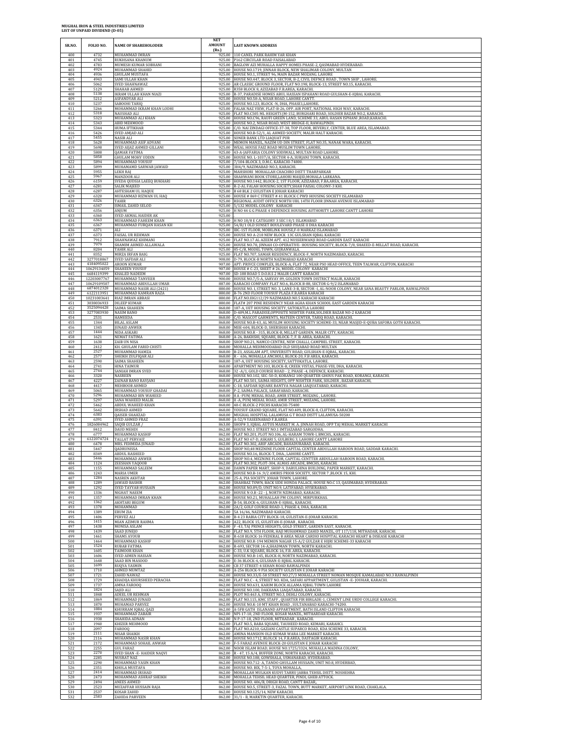**MUGHAL IRON & STEEL INDUSTRIES LIMITED**
**LIST OF UNPAID DIVIDEND (D-05)**

| SR.NO. | FOLIO NO. | NAME OF SHAREHOLODER | NET AMOUNT (Rs.) | LAST KNOWN ADDRESS |
|---|---|---|---|---|
| 400 | 4732 | MUHAMMAD IMRAN | 925.00 | 110 CANEL PARK RAHIM YAR KHAN |
| 401 | 4745 | RUKHSANA KHANUM | 925.00 | P162 CIRCULAR ROAD FAISALABAD |
| 402 | 4783 | MUMESH KUMAR SOBHANI | 925.00 | BAGLOW AZI MUHALLA HAPPY HOMES PHASE-2, QASMABAD HYDERABAD. |
| 403 | 4924 | MUHAMMAD SHAHID | 925.00 | HOUSE NO.1719, JINNAH BLOCK, NEW SHALIMAR COLONY, MULTAN |
| 404 | 4936 | GHULAM MUSTAFA | 925.00 | HOUSE NO.1, STREET 96, MAIN BAZAR MOZANG. LAHORE |
| 405 | 4943 | SAMI ULLAH KHAN | 925.00 | HOUSE NO.447, BLOCK 3, SECTOR, B-2, CIVIL DEFNCE ROAD , TOWN SHIP , LAHORE. |
| 406 | 5062 | SYED SHAHNAWAZ | 925.00 | AR CLASSIC GROUND FLOOR, FLAT NO.198, BLOCK-13, STREET NO.15, KARACHI. |
| 407 | 5129 | SHAHAB AHMED | 925.00 | R358 BLOCK 8, AZIZABAD F.B.AREA, KARACHI. |
| 408 | 5138 | IKRAM ULLAH KHAN NIAZI | 925.00 | R-37, PARADISE HOMES ABUL HASSAN ISPAHANI ROAD GULSHAN-E-IQBAL KARACHI. |
| 409 | 5212 | ASFANDYAR ALI | 925.00 | HOUSE NO.58-A, NISAR ROAD, LAHORE CANTT. |
| 410 | 5237 | SABOOHI TARIQ | 925.00 | HOUSE NO.123, BLOCK -N, DHA, PHASE1,LAHORE. |
| 411 | 5266 | MOHAMMAD IKRAM KHAN LODHI | 925.00 | FALAK NAZ VIEW, FLAT-B-26, OPP. AIR PORT, NATIONAL HIGH WAY, KARACHI. |
| 412 | 5318 | NAUSHAD ALI | 925.00 | FLAT NO.C505 ML HEIGHTS JM-152, BURGHARI ROAD, SOLDIER BAZAR NO.2, KARACHI. |
| 413 | 5323 | MUHAMMAD ALI KHAN | 925.00 | HOUSE NO.C96, RAUFI GREEN LAND, SCHEME 33, ABUL HASAN ISPHANI ,ROAD,KARACHI. |
| 414 | 5343 | ABID MEHMOOD | 925.00 | HOUSE NO.2, NISAR ROAD, WEST BRIDGE-II, RAWALPINDI. |
| 415 | 5344 | HUMA IFTIKHAR | 925.00 | C/O. NAI ZINDAGI OFFICE-37-38, TOP FLOOR, BEVERLY, CENTER, BLUE AREA, ISLAMABAD. |
| 416 | 5426 | SYED AMJAD ALI | 925.00 | HOUSE NO.B-52/1, AL AHMED SOCIETY, MALIR HALT KARACHI. |
| 417 | 5455 | NASIR ALI | 925.00 | SONER BANK LTD LIAQUAT PUR |
| 418 | 5628 | MUHAMMAD ASIF ADVANI | 925.00 | MEMON MANZIL, NAZIM UD DIN STREET, FLAT NO.35, NANAK WARA, KARACHI. |
| 419 | 5698 | SYED AIJAZ AHMED GILLANI | 925.00 | WEAL HOUSE FAIZ ROAD MUSLIM TOWN LAHORE. |
| 420 | 5808 | QAMAR FATIMA | 925.00 | 43-A-JAFFARIA COLONY SODIWALL MULTAN ROAD LAHORE. |
| 421 | 5858 | GHULAM MOHY UDDIN | 925.00 | HOUSE NO. L-1037/A, SECTOR 4-A, SURJANI TOWN, KARACHI. |
| 422 | 5894 | MUHAMMAD YOUSUF | 925.00 | 7/104-BLOCK 3, D.M.C. KARACHI-74800. |
| 423 | 5899 | MUHAMAMD SARWAR JAWAID | 925.00 | 3H4/9, NAZIMABAD NO.3, KARACHI. |
| 424 | 5955 | LEKH RAJ | 925.00 | MAHSHORI MOHALLAH CHACHRO DISTT THARPARKAR |
| 425 | 5967 | MANZOOR ALI | 925.00 | SHAHWANI BOOK STORE,LAHORI MASJID,MOHALA LARKANA. |
| 426 | 6159 | SYEDA QUDSIA LAEEQ BUKHARI | 925.00 | HOUSE NO.1442, BLOCK-2, 1ST FLOOR, AZIZABAD, F.BA.AREA, KARACHI. |
| 427 | 6281 | SALIK MAJEED | 925.00 | R-2-AL FALAH HOUSING SOCIETY,SHAH FAISAL COLONY-3 KHI. |
| 428 | 6287 | AHTESHAM UL HAQUE | 925.00 | B 68 BLK 2 GULISTAN E JOHAR KARACHI |
| 429 | 6320 | MUHAMMAD RIZWAN UL HAQ | 925.00 | HOUSE # 869 C STREET # 41 BLOCK C PWD HOUSING SOCIETY ISLAMABAD |
| 430 | 6326 | TAHIR | 925.00 | REGIONAL AUDIT OFFICE NORTH UBL 14TH FLOOR JINNAH AVENUE ISLAMABAD |
| 431 | 6347 | ISMAIL ZAHID SELOD | 925.00 | 5/132 MODEL COLONY KARACHI |
| 432 | 6356 | ANJUM | 925.00 | H NO 44 G G PHASE 4 DEFENDCE HOUSING AUTHORITY LAHORE CANTT LAHORE |
| 433 | 6360 | SYED AKMAL HAIDER AK | 925.00 | |
| 434 | 6363 | MUHAMMAD FAHEEM KHAN | 925.00 | H NO 18/8 E CATEGORY 3 SEC I 8/1 ISLAMABAD |
| 435 | 6367 | MUHAMMAD FURQAN HASAN KH | 925.00 | 54/B/1 OLD SUNSET BOULEVARD PHASE II DHA KARACHI |
| 436 | 6371 | ALI | 925.00 | IBC-1ST FLOOR, MOBILINK HOUSE,F-8 MARKAZ ISLAMABAD |
| 437 | 6373 | FAISAL UR REHMAN | 925.00 | HOUSE NO A-218 NEW BLOCK 13C GULSHAN IQBAL KARACHI |
| 438 | 7912 | SHAHNAWAZ KHIMANI | 925.00 | FLAT NO.17 AL AZEEM APT. 412 NUSSERWANJI ROAD GARDEN EAST KARACHI |
| 439 | 7979 | SHAMIM AHMED ALLAWALA | 925.00 | HOUSE NO.76, JINNAH CO-OPERATIVE- HOUSING SOCIETY, BLOCK-7/8, SHAEED-E-MILLAT ROAD, KARACHI. |
| 440 | 8204 | TAHIR ALI | 925.00 | 85-C/B, MODEL TOWN, GUJRANWALA. |
| 441 | 8352 | MIRZA IRFAN BAIG | 925.00 | FLAT NO.707, SAMAR RESIDENCY, BLOCK-F, NORTH NAZIMABAD, KARACHI. |
| 442 | 3277018867 | SYED SAFDAR ALI | 908.00 | D-79, BLOCK-B NORTH NAZIMABAD KARACHI |
| 443 | 4184095022 | AROON KUMAR | 907.00 | APT. PRIVCE COMPLEX, BLOCK-A, FLAT 72, NEAR PSO HEAD OFFICE, TEEN TALWAR, CLIFTON, KARACHI |
| 444 | 10629134059 | SHAHEEN YOUSUF | 907.00 | HOUSE # C-23, SHEET # 26, MODEL COLONY KARACHI |
| 445 | 6684119399 | KHALED NADEEM | 907.00 | SD-188 ROAD 5 D.O.H.S 2 MALIR CANTT KARACHI |
| 446 | 12203007767 | MUHAMMAD TANVEER | 900.00 | HOUSE NO.7/5-A, SARVAY 89, GOLDEN TOWN DISTRICT MALIR, KARACHI |
| 447 | 10629109507 | MUHAMMAD ABDULLAH UMAR | 887.00 | KARACHI COMPANY FLAT NO.6, BLOCK B-88, SECTOR G-9/2 ISLAMABAD |
| 448 | 6874012328 | MUHAMMAD NASIR ALI (2421) | 880.00 | HOUSE NO. I, STREET NO. 3, LANE-3-B, SECTOR -I, AL-NOOR COLONY, NEAR SANA BEAUTY PARLOR, RAWALPINDI |
| 449 | 6122113951 | MUHAMMAD KAMRAN RAZA | 880.00 | B-76 2ND FLOOR YOUSUF PLAZA F.B.AREA KARACHI |
| 450 | 10231003641 | RIAZ IMRAN ABBASI | 880.00 | FLAT.NO.IIIG112/29 NAZIMABAD.NO.5 KARACHI KARACHI |
| 451 | 3038036933 | DILEEP KUMAR | 880.00 | FLAT# 207 PINE RESIDENCY NEAR AGHA KHAN SCHOOL EAST GARDEN KARACHI |
| 452 | 3525094428 | SAIMA SHAHEEN | 868.00 | 187-A, UET HOUSING SOCIETY, SATOKATLA LAHORE |
| 453 | 3277083930 | NASIM BANO | 868.00 | D-409,M.L PARADISE,OPPOSITE NISHTER PARK,SOLDIER BAZAR NO-2 KARACHI |
| 454 | 2531 | HAMEEDA | 868.00 | C/O. MASCOT GARMENTS, MATEEN CENTER, TARIQ ROAD, KARACHI. |
| 455 | 1344 | BILAL ASLAM | 868.00 | HOUSE NO.B-43, AL MUSLIM HOUSING SOCIETY SCHEME-33, NEAR MASJID-E-QUBA SAFORA GOTH KARACHI. |
| 456 | 1345 | JUNAID ANWER | 868.00 | MIIE-604, BLOCK-D, SHERSHAH KARACHI. |
| 457 | 1444 | NIDA ASKARI | 868.00 | HOUSE NO.R - 315, BLOCK-B, MILLAT GARDEN, MALIR CITY, KARACHI. |
| 458 | 1621 | NEMAT FATIMA | 868.00 | A-26, BAKHSHI, SQUARE, BLOCK-7, F. B. AREA, KARACHI. |
| 459 | 1638 | ZAIB UN NISA | 868.00 | SHOP NO.21, NAMCO CENTRE, NEW CHALLI, CAMPBEL STREET, KARACHI. |
| 460 | 2412 | KH. GHULAM FARID CHISTI | 868.00 | MOHALLA MEHMOODABAD OLD SHUJABAD ROAD MULTAN |
| 461 | 2527 | MUHAMMAD HAMZA | 868.00 | B-23, ASSALAM APT, UNIVERSITY ROAD, GULSHAN-E-IQBAL, KARACHI. |
| 462 | 2577 | SHEIKH ZULFIQAR ALI | 868.00 | R - 636, MOHALLA ANCHOLI, BLOCK-20, F.B AREA, KARACHI. |
| 463 | 2590 | SAIMA SHAHEEN | 868.00 | 187-A, UET HOUSING SOCIETY, SATTOKATLA, LAHORE. |
| 464 | 2741 | HINA TAIMUR | 868.00 | APARTMENT NO.103, BLOCK-B, CREEK VISTAS, PHASE-VIII, DHA, KARACHI. |
| 465 | 2744 | SANIAH IMRAN SYED | 868.00 | 32 -A/1, GOLD COURSE ROAD - 2, PHASE -4, DEFENCE, KARACHI. |
| 466 | 3320 | NASREEN | 868.00 | HOUSE NO.102, SEC-50-D, KORANGI 100 QUARTER GHOUS PAK ROAD, KORANGI, KARACHI. |
| 467 | 4227 | ZAINAB BANO RAVJANI | 868.00 | FLAT NO.501, SAIMA HEIGHTS, OPP NISHTER PARK, SOLDIER , BAZAR KARACHI, |
| 468 | 4417 | MEHBOOB AHMED | 868.00 | C-18, SAFDAR SQUARE BANTVA NAGAR LIAQUATABAD, KARACHI. |
| 469 | 5065 | MUHAMMAD YOUSUF GHADAI | 868.00 | P-2, SAIMA PALACE, SARAFABAD, KARACHI. |
| 470 | 5296 | MUHAMMAD BIN WAHEED | 868.00 | 8 A -PUNJ MEHAL ROAD, AMIR STREET, MOZANG , LAHORE. |
| 471 | 5297 | SANA WAHEED MALIK | 868.00 | 8 -A, PUNJ MEHAL ROAD, AMIR STREET, MOZANG, LAHORE. |
| 472 | 5462 | ABDUL WAHEED KHAN | 868.00 | 40-C BLOCK-2 PECHS KARACHI-75400 |
| 473 | 5642 | IRSHAD AHMED | 868.00 | YOUSUF GRAND SQUARE, FLAT NO.409, BLOCK-8, CLIFTON, KARACHI. |
| 474 | 6383 | QAISER SHAHZAD | 868.00 | MUGHAL HOSPITAL LALAMUSA G T ROAD DISTT LALAMUSA-50200 |
| 475 | 6391 | SYED AHMED FRAZ | 868.00 | A-52/9 YASEENABAD F.B.AREA |
| 476 | 1826084962 | SAQIB GULZAR / | 868.00 | SHOP# 3, IQBAL AUTOS MARKET M. A. JINNAH ROAD, OPP TAJ MEHAL MARKET KARACHI |
| 477 | 8412 | DAUD MEHDI | 862.00 | HOUSE NO.1 STREET NO.1 IMTIAZABAD SARGODHA. |
| 478 | 6777 | MUHAMMAD KASHIF | 862.00 | FLAT NO.201, PLOT NO.106, AL-HARAM TOWR-I, BMCHS,, KARACHI. |
| 479 | 6122074724 | TALLAT PERVAIZ | 862.00 | FLAT NO 67-D, ASKARI 5, GULBERG 3, LAHORE CANTT LAHORE |
| 480 | 6478 | MRS. FEHMIDA JUNAID | 862.00 | FLAT NO.302, ARIF ARCADE, BAHADURABAD, KARACHI. |
| 481 | 5447 | QADRUNISSA | 862.00 | SHOP NO,48 MEZNINE FLOOR CAPITAL CENTER ABDULLAH HAROON ROAD, SADDAR KARACHI. |
| 482 | 8349 | ABDUL RASHEED | 862.00 | HOUSE NO.16, BLOCK-T, DHA,, LAHORE CANTT. |
| 483 | 5446 | MOHAMMAD ANWER | 862.00 | SHOP NO.4, MEZNINE FLOOR, CAPITAL CENTTER ABDULLAH HAROON ROAD, KARACHI. |
| 484 | 1124 | ZEESHAN YAQOOB | 862.00 | FLAT NO.302, PLOT-304, ALMAS ARCADE, BMCHS, KARACHI. |
| 485 | 1155 | MUHAMMAD SALEEM | 862.00 | DAWN PAPER MART, SHOP-9, DARULHINA BUILDING, PAPER MARKET, KARACHI. |
| 486 | 1243 | MARIA UMER | 862.00 | HOUSE NO.B-16 ,9/2 AMIRIS PRIOR SOCIETY, SECTOR 7 ,BLOCK 15, KHI. |
| 487 | 1284 | NASREN AKHTAR | 862.00 | 25-A, PIA SOCIETY, JOHAR TOWN, LAHORE. |
| 488 | 1289 | JAWAID BASHIR | 862.00 | SHAHBAZ TOWN, BACK SIDE HONDA PALACE, HOUSE NO.C 13, QASIMABAD, HYDERABAD. |
| 489 | 1292 | SYED TAYYAB HUSSAIN | 862.00 | HOUSE NO.B9/D, UNIT NO.9, LATIFABAD, HYSERABAD. |
| 490 | 1336 | NIGHAT NAEEM | 862.00 | HOUSE N O.B -22 - J, NORTH NZIMABAD, KARACHI. |
| 491 | 1357 | MUHAMMAD IMRAN KHAN | 862.00 | HOUSE NO.21, MUHALLAH PM COLONY, MIRPURKHAS. |
| 492 | 1362 | AKHTARI BEGUM | 862.00 | B-54, BLOCK-6, GULSHAN-E-IQBAL, KARACHI. |
| 493 | 1378 | MOHAMMAD | 862.00 | 2A/2, GOLF COURSE ROAD-1, PHASE 4, DHA, KARACHI. |
| 494 | 1389 | ERUM ZIA | 862.00 | 5A 16/46, NAZIMABAD KARACHI. |
| 495 | 1406 | PERVEZ ALI | 862.00 | B-4 23 RABIA CITY BLOCK-18, GULISTAN-E-JOHAR KARACHI. |
| 496 | 1415 | MIAN AZIMUR RAHMA | 862.00 | A22, BLOCK 15, GULISTAN-E-JOHAR , KARACHI. |
| 497 | 1438 | MONISA ASLAM | 862.00 | F -43, TAJ PRINCE HEIGHTS, GOLD STREET, GARDEN EAST, KARACHI. |
| 498 | 1439 | SAAD JUNEJO | 862.00 | FLAT NO.9, 5TH FLOOR, HAJI MUHAMMAD ZAHID MANZIL, OT 117/118, MITHADAR, KARACHI. |
| 499 | 1461 | SHAMS AYOUB | 862.00 | R-618 BLOCK-16 FEDERAL B AREA NEAR CARDIO HOSPITAL KARACHI HEART & DISEASE KARACHI |
| 500 | 1464 | MUHAMMAD KASHIF | 862.00 | HOUSE NO.R-194 MEMON NAGAR 15-A/2 GULZAR E HIJRI SCHEME-33 KARACHI |
| 501 | 1524 | RUBAB FATIMA | 862.00 | R-693, SECTOR 14-A,SHADMAN TOWN, NORTH KARACHI. |
| 502 | 1605 | TAIMOOR KHAN | 862.00 | C-33, U.K SQUARE, BLOCK-16, F.B. AREA, KARACHI. |
| 503 | 1606 | SYED AIMEN HASSAN | 862.00 | HOUSE NO.B-145, BLOCK-H, NORTH NAZIMABAD, KARACHI. |
| 504 | 1648 | SAAD BIN MASOOD | 862.00 | E-36 BLOCK-4, GULSHAN-E-IQBAL KARACHI. |
| 505 | 1699 | RUQYA YASMIN | 862.00 | CB 37 STREET-4 SEHAN ROAD RAWALPINDI |
| 506 | 1710 | AHMED MUMTAZ | 862.00 | A-256 BLOCK-9 PIA SOCIETY GULISTAN E JOHAR KARACHI |
| 507 | 1721 | ZAHID NAWAZ | 862.00 | HOUSE NO.33/E-58 STREET NO.27/3 MOHALLA STREET NOMAN MOSQUE KAMALABAD NO.3 RAWALPINDI |
| 508 | 1729 | KHADIJA KHURSHEED PERACHA | 862.00 | FLAT NO.C - 4, STREET NO. KDA, SAFARI APPARTMENT, GULISTAN -E- JOUHAR, KARACHI. |
| 509 | 1737 | AMNA FAROOQ | 862.00 | HOUSE NO.631, KARIM BLOCK ALLAMA IQBAL TOWN LAHORE |
| 510 | 1824 | SAJID ALI | 862.00 | HOUSE NO.100, DAKHANA LIAQATABAD, KARACHI. |
| 511 | 1848 | ADEEL UR REHMAN | 862.00 | PLOT NO.463 A, STREET NO.3, DEHLI COLONY, KARACHI. |
| 512 | 1869 | MUHAMMAD JUNAID | 862.00 | FLAT NO.115, KMC STAFF , QUARTER FIR BIRGADE-1, CEMENT LINE URDU COLLEGE KARACHI. |
| 513 | 1870 | MUHAMAD PARVEZ | 862.00 | HOUSE NO.K-10 MT KHAN ROAD , SULTANABAD KARACHI-74200. |
| 514 | 1884 | KHURRAM IQBAL QAZI | 862.00 | A-5FB GATH ISLANAND APPARTMENT, BATH ISLAND CLIFTON KARACHI. |
| 515 | 1937 | MOHAMMAD ZABAIR | 862.00 | NPI-17-18, 2ND FLOOR, KOSAR MANZIL, MITHARDAR KARACHI. |
| 516 | 1938 | SHAHIDA ADNAN | 862.00 | N P-17-18, 2ND FLOOR, MITHADAR , KARACHI. |
| 517 | 1940 | KHIZER MEHMOOD | 862.00 | FLAT NO.5, BABA SQUARE, TAUHEED ROAD, KEMARI, KARAHCI. |
| 518 | 2097 | FAROOQ | 862.00 | FLAT NO.A210, GAZIANI CASTLE SUPARCO ROAD, KDA SCHEME 33, KARACHI. |
| 519 | 2111 | NISAR SHAIKH | 862.00 | AMINA MANSION OLD KUMAR WARA LEE MARKET KARACHI. |
| 520 | 2116 | MUHAMMAD NASIR KHAN | 862.00 | HOUSE NO.1712, BLOLCK 14, F.B.AREA, DASTAGIR KARACHI. |
| 521 | 2172 | MOHAMMAD SOHAIL ANWAR | 862.00 | F-5 FARAZ AVENUE BLOCK-20 GULISTAN E JOHAR KARACHI |
| 522 | 2255 | GUL FARAZ | 862.00 | NOOR ISLAM ROAD, HOUSE NO.1725/3324, MUHALLA MADINA COLONY, |
| 523 | 2270 | SYED SHAN -E- HAIDER NAQVI | 862.00 | R - 47, 15 A/4, BUFFER ZONE, NORTH KARACHI, KARACHI. |
| 524 | 2285 | NUSRAT NAZ | 862.00 | HOUSE NO.188, GOWSHALA, USMANABAD, HYDERABAD. |
| 525 | 2290 | MOHAMMAD YASIN KHAN | 862.00 | HOUSE NO.712- A, TANDO GHULLAM HUSSAIN, UNIT NO.8, HYDERBAD, |
| 526 | 2351 | KHOLA MUSTAFA | 862.00 | HOUSE NO. BIX, 7-5-1, TOYA MOHALLA, |
| 527 | 2414 | MUHAMMAD IRSHAD | 862.00 | MOHALLAH MULKAN KUDVI TARRU JABBA TEHSIL DISTT. NOSHEHRA |
| 528 | 2473 | MOHAMMAD ASHRAF SHEIKH | 862.00 | MOHALLA TEHSIL HEAD QUARTER, PINDI, GHEB ATTOCK. |
| 529 | 2494 | ANEES AHMED | 862.00 | HOUSE NO. 486/B, DRIGH ROAD, CANTT BAZAR, |
| 530 | 2523 | MUZAFFAR HUSSAIN RAJA | 862.00 | HOUSE NO.5, STREET-3, FAZAL TOWN, BUTT MARKET, AIRPORT LINK ROAD, CHAKLALA. |
| 531 | 2537 | KOSAR ZAHID | 862.00 | HOUSE NO.125/14, NEW KARACHI. |
| 532 | 2583 | ZAHIDA PARVEEN | 862.00 | 31/1 - B, MARKTIN QUARTER, KARACHI. |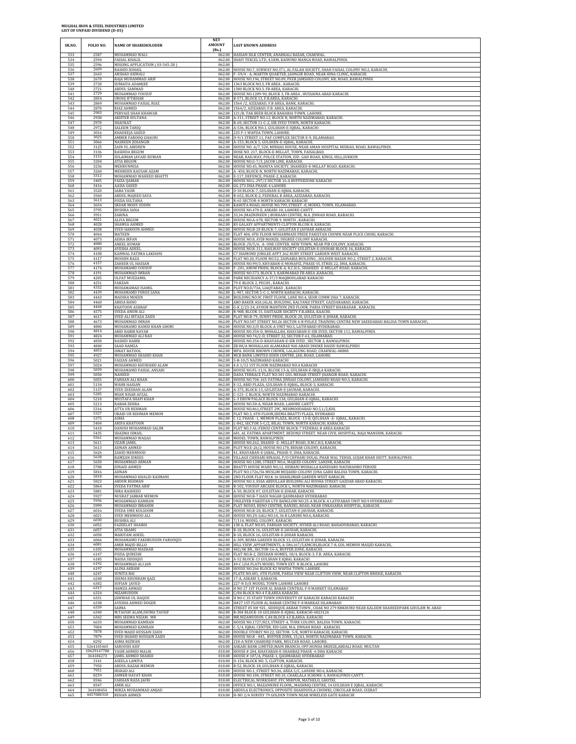**MUGHAL IRON & STEEL INDUSTRIES LIMITED**
**LIST OF UNPAID DIVIDEND (D-05)**

| SR.NO. | FOLIO NO. | NAME OF SHAREHOLODER | NET AMOUNT (Rs.) | LAST KNOWN ADDRESS |
|---|---|---|---|---|
| 533 | 2587 | MUHAMMAD WALI | 862.00 | HASSAN SILK CENTER, ANARKALI BAZAR, CHAKWAL. |
| 534 | 2594 | FAISAL KHALIL | 862.00 | SHAFI TEXCEL LTD, 4.5KM, KAIWIND MANGA ROAD, RAWALPINDI. |
| 535 | 2596 | MISSING APPLICATION ( 03-545-28 ) | 862.00 | . |
| 536 | 2609 | RASHID SOHAIL | 862.00 | HOUSE NO.7, SURWAY NO.371, AL FALAH SOCIETY, SHAH FAISAL COLONY NO.2, KARACHI. |
| 537 | 2643 | ARSHAD ASIMALI | 862.00 | F -59/4 - A, MARTIN QUARTER, JAHNGIR ROAD, NEAR HINA CLINIC, KARACHI. |
| 538 | 2670 | RAJA MUHAMMAD ARIF | 862.00 | HOUSE NO.196, STREET NO.09, PEER JAMSHED COLONY, KR; ROAD, RAWALPINDI. |
| 539 | 2720 | SUMAIYA ADAMJEE | 862.00 | 1363 BLOCK NO.3, FB AREA , KARACHI. |
| 540 | 2721 | ABDUL SAMMAD | 862.00 | 1380 BLOCK NO.3, FB AREA, KARACHI. |
| 541 | 2729 | MUHAMMAD YOUSUF | 862.00 | HOUSE NO.1289-90, BLOCK 3, FB AREA , HUSSAINA ABAD KARACHI. |
| 542 | 2854 | UROOJ IFTIKHAR | 862.00 | B-571, BLOCK 13, F.B.AREA, KARACHI. |
| 543 | 2869 | MUHAMMAD FAISAL RIAZ | 862.00 | 1564 /2, AZIZABAD, F.B AREA, BANK, KARACHI. |
| 544 | 2870 | RIAZ AHMED | 862.00 | 1564/2, AZIZABAD, F.B. AREA, KARACHI. |
| 545 | 2903 | PERVAIZ SHAH KHAWAR | 862.00 | 121/B, TAK BEER BLOCK BAHARIA TOWN, LAHORE. |
| 546 | 2938 | AKHTER SULTANA | 862.00 | A-311, STREET NO.12, BLOCK N, NORTH NAZIMABAD, KARACHI. |
| 547 | 2970 | SHAUKAT | 862.00 | R-69, SECTOR 11-C-2, SIR SYED TOWN, NORTH KARACHI. |
| 548 | 2972 | SALEEM TARIQ | 862.00 | A-536, BLOCK NO.1, GULSHAN-E-IQBAL, KARACHI |
| 549 | 3016 | KHADEEJA SAEED | 862.00 | 233 F-1 WAPDA TOWN, LAHORE. |
| 550 | 3025 | AMBER FAROOQ GHAURI | 862.00 | D-9/1 STREET 11, PAF COMPLEX SECTOR E-9, ISLAMABAD. |
| 551 | 3066 | NASREEN JEHANGIR | 862.00 | A-153, BLOCK 5, GULSHEN-E-IQBAL, KARACHI. |
| 552 | 3125 | ZAIN UL ABIDEEN | 862.00 | HOUSE NO. A/7, 520, MINHAS HOUSE, NEAR AMAN HOSPITAL MISRAIL ROAD, RAWALPINDI. |
| 553 | 3136 | RASHIDA BEGUM | 862.00 | HOSE NO. 217, BLOCK-E-MILLAT, TOWN, FAISALBAD. |
| 554 | 3153 | SULAIMAN JAVAID RUBIAN | 862.00 | NEAR, RAILWAY, POLCE STATION, EID- GAH ROAD, KINGS, HILL,SUKKUR |
| 555 | 3204 | ATIA BEGUM | 862.00 | HOUSE NO.G-7/3, JACOB LINE, KARACHI. |
| 556 | 3236 | MEHRUNNISA | 862.00 | HOUSE NO.45, MANIYA SOCIETY, SHAHEED-E-MILLAT ROAD, KARACHI. |
| 557 | 3260 | MEHREEN KAUSAR AZAM | 862.00 | A -450, BLOCK-N, NORTH NAZIMABAD, KARACHI. |
| 558 | 3312 | MOHAMMAD WAHEED BHATTI | 862.00 | E-117, DEFENCE, PHASE-2, KARACHI. |
| 559 | 3405 | FAIZA QAMAR | 862.00 | HOUSE NO.L-297/2 SECTOR 16-A BUFFERZONE KARACHI |
| 560 | 3416 | AASIA SAEED | 862.00 | GG-273 DHA PHASE-4 LAHORE |
| 561 | 3520 | SABA YASIR | 862.00 | D-50 BLOCK-7, GULSHAN-E-IQBAL KARACHI. |
| 562 | 3560 | ABDUL MAJEED SAYA | 862.00 | R-652, BLOCK-2, FEDERAL B AREA, AZIZABAD, KARACHI. |
| 563 | 3613 | FOZIA SULTANA | 862.00 | R-65 SECTOR-4 NORTH KARACHI KARACHI |
| 564 | 3654 | SRDAR MOHY UDDIN | 862.00 | KAHOTA ROAD, HOUSE NO.799, STREET -8, MODEL TOWN, ISLAMABAD. |
| 565 | 3795 | BUSHRA SANA | 862.00 | HOUSE NO.470-E, ASKARI-10, LAHORE-CANTT. |
| 566 | 3951 | ZARINA | 862.00 | 33,34 (MAZNINEEN ) BURHANI CENTRE, M.A. JINNAH ROAD, KARACHI. |
| 567 | 4021 | ALIYA BEGUM | 862.00 | HOUSE NO.A-678, SECTOR 9, NORTH , KARACHI. |
| 568 | 4028 | SHAMSA AHMED | 862.00 | 83 GALAXY APPARTMENTS CLIFTON BLCOK 8, KARACHI. |
| 569 | 4038 | SYED HAROON AHMED | 862.00 | HOUSE NO.B-20 BLOCK-7, GULISTAN E JAUHAR AKRACHI. |
| 570 | 4044 | MATEEN | 862.00 | FLAT 404, 4TH FLOOR MUHAMMADI PRIDE PAKISTAN CHOWK NEAR PLICE CHOKI, KARACHI. |
| 571 | 4073 | AISHA IRFAN | 862.00 | HOUSE NO.8, AYJB MANZIL DEGREE COLONY KARACHI. |
| 572 | 4080 | ANEEL KUMAR | 862.00 | BLOCK-/D/5/6, A- ONE CENTER, NEW TOWN, NEAR PIB COLONY, KARACHI. |
| 573 | 4093 | AYESHA ADEEL | 862.00 | HOUSE NO.R-311, RAILWAY SOCIETY GULISTAN-E-JOUHAR BLOCK-16, KARACHI. |
| 574 | 4108 | KANWAL FATIMA LAKHANI | 862.00 | C7 DIAMOND JUBILEE APPT 262 RUBY STREET GARDEN WEST KARACHI. |
| 575 | 4117 | MOHSIN RAZA | 862.00 | FLAT NO.20, FLOOR NO.52, ZAINABIA BUILDING , SOLDIER BAZAR NO.2, STREET 2, KARACHI. |
| 576 | 4157 | ZAHEER UL HASSAN | 862.00 | HOUSE NO.99/3, KHYABAN-E-MOHAFIZ, PHASE-VI, STREE 22, DHA, KARACHI. |
| 577 | 4174 | MUHAMAMD YOUSUF | 862.00 | F -201, ANUM PRIDE, BLOCK-A, K.C.H.S., SHAHEED -E-MILLAT ROAD, KARACHI. |
| 578 | 4191 | MUHAMMAD IMRAN | 862.00 | HOUSE NO.573, BLOCK 3, KARIMABAD FB AREA ,KARACHI, |
| 579 | 4205 | ULFAT MUZZAMIL | 862.00 | PARK RECIDANCY A-37/3 MAQBOOLABAD KARACHI |
| 580 | 4251 | FARZAN | 862.00 | 79-E BLOCK 2, PECHS , KARACHI. |
| 581 | 4332 | MUHAMAMAD ISAMIL | 862.00 | PLOT NO.8/73A, LIAQTABAD , KARACHI |
| 582 | 4439 | MOHAMAMD FEROZ SANA | 862.00 | L-907, SECTOR 5-C-1, NORTH KARACHI, KARACHI. |
| 583 | 4443 | MADIHA MOEEN | 862.00 | BUILDING NO.9C FIRST FLOOR, LANE NO.4, SEHR COMM DHA 7, KARACHI. |
| 584 | 4460 | ABIDA BANO | 862.00 | ABO BAKER ASA JALAL BUILDING, KALYANJI STREET, GAZDARABAD, KARACHI. |
| 585 | 4468 | KHATOON ASHRAF | 862.00 | G-K 2/23-24, AYOOB MANTION 2ND FLOOR, PARIA STREET KHARADAR , KARACHI. |
| 586 | 4575 | SYEDA ANUM ALI | 862.00 | R-908, BLCOK 15, DASTAGIR SOCIETY F.B.AREA, KAACHI. |
| 587 | 4617 | SYED ALI IRTAZA ZAIDI | 862.00 | FLAT NO.B-79, SUNNY PRIDE, BLOCK-20, GULISTAN-E-JOHAR, KARACHI. |
| 588 | 4673 | MUHAMMAD IMRAN | 862.00 | PLOT NO.507 STREET NO.26 SECTOR 4-B POLICE TRAINING CENTRE NEW SAEEDABAD BALDIA TOWN KARACHI\ |
| 589 | 4800 | MUHAMAMD HAMID KHAN GHORI | 862.00 | HOUSE NO.3/D BLOCK-A UNIT NO.5, LATIFABAD HYDERABAD. |
| 590 | 4814 | ABID HABIB NAYAB | 862.00 | HOUSE NO.354-D, MOHALLAH, KHAYABAN-E-SIR SYED, SECTOR 111, RAWALPINDI. |
| 591 | 4824 | MUHAMMAD ALI RAO | 862.00 | HOUSE NO.74/2-D, STREET 32, SECTOR F-61, ISLAMABAD. |
| 592 | 4830 | RASHID HABIB | 862.00 | HOUSE NO.354-D-KHAYADAN-E-SIR SYED , SECTOR 3, RAWALPINDI. |
| 593 | 4840 | SAAD HAMZA | 862.00 | ZB 80/A MOHALLAH ALAMABAD NAI ABADI DHOKE HASSU RAWALPINDI |
| 594 | 4853 | ISMAT BATOOL | 862.00 | MPA. HOUSE BHOWN CHOWK, LALAGUNG ROAD, CHAKWAL-48800. |
| 595 | 4927 | MUHAMMAD SHAHID KHAN | 862.00 | MCB BANK LIMITED EDEN CENTRE, JAIL ROAD, LAHORE. |
| 596 | 5021 | FAIZAN AHMED | 862.00 | 3-B-10/5 NAZIMABAD KARACHI |
| 597 | 5024 | MOHAMMAD KHURSHID ALAM | 862.00 | 4 A 1/12 1ST FLOOR NAZIMABAD NO.4 KARACHI |
| 598 | 5039 | MUHAMAMD FAISAL ANSARI | 862.00 | HOUSE NO.FL-11/6, BLCOK 13-A, GULSHAN-E-IBQLA KARACHI. |
| 599 | 5050 | NAHEED | 862.00 | DADA TERRACE FLAT NO.301 GUL MEHAR STREET JHANGIR ROAD, KARACHI. |
| 600 | 5055 | FARHAN ALI KHAN | 862.00 | HOUSE NO.704-165-FATIMA JINNAH COLONY, JAMSHED ROAD NO.3, KARACHI. |
| 601 | 5134 | WAHB HASSAN | 862.00 | E-12, ABID PLAZA, GULSHAN-E-IQBAL, BLOCK-3, KARACHI. |
| 602 | 5137 | SYED ZEESHAN ALAM | 862.00 | A-375, BLOCK-15, GULISTAN-E-JAUHAR, KARACHI. |
| 603 | 5205 | MIAN NISAR AFZAL | 862.00 | C-123- C BLOCK, NORTH NAZIMABAD KARACHI. |
| 604 | 5210 | MUSTAFA SHAFI KHAN | 862.00 | L-3 ERUM PALACE BLOCK 13A, GULSHAN-E-IQBAL, KARACHI. |
| 605 | 5213 | RABAB ZEHRA | 862.00 | HOUSE NO.58-A, NISAR ROAD, LAHORE CANTT. |
| 606 | 5316 | ATTA UR REHMAN | 862.00 | HOUSE NO.861,STREET 29C, MEHMOODABAD NO.5,1/2,KHI. |
| 607 | 5327 | UBAID UR REHMAN MEMON | 862.00 | FLAT NO.3, 6TH FLOOR,SEEMA BHATTI PLAZA, HYDRABAD |
| 608 | 5375 | ASMA | 862.00 | C 12, PHASE -1, MEMON PLAZA, BLOCK -13-B, GULSHAN -E- IQBAL, KARACHI. |
| 609 | 5404 | ARIFA KHATOON | 862.00 | L-842, SECTOR 5-C/2, BILAL TOWN, NORTH KARACHI, KARACHI. |
| 610 | 5410 | DANISH MUHAMMAD SALIM | 862.00 | FLAT NO.3 AL-FEROZ CENTRE BLOCK-7 FEDERAL B AREA KARACHI |
| 611 | 5435 | SHAZMA ISMAIL | 862.00 | 601, AL FATIMA APARTMENT, BEZONJI STREET, NEAR CIVIL HOSPITAL, RAJA MANSION, KARACHI. |
| 612 | 5561 | MUHAMMAD WAQAS | 862.00 | MODEL TOWN, RAWALPINDI. |
| 613 | 5611 | UZAIR JAMIL | 862.00 | HOUSE NO.262, SHAHID -E- MILLAT ROAD, D.M.C.H.S, KARACHI. |
| 614 | 5613 | ADNAN AHMED | 862.00 | PLOT NO.E-26/2, HOUSE NO.170, BEHAR COLONY, KARACHI. |
| 615 | 5626 | ZAHID MEHMOOD | 862.00 | 41, KHAYABAN-E-JABAL, PHASE-V, DHA, KARACHI. |
| 616 | 5638 | RAMZAN IDREES | 862.00 | VILLAGE CHEHARI BINAIAL P/O CHFHARI DOLAL PHAR WAL TEHSIL GUJAR KHAN DISTT. RAWALPINDI. |
| 617 | 5650 | MUHAMMAD ARMAN | 862.00 | HOUSE NO.1288, STREET NO.6, MAJEED COLONY, LANDHI, KARACHI |
| 618 | 5708 | JUNAID AHMED | 862.00 | BHATTI HOUSE WARD NO,12, HISBANI MOHALLA KANDIARO NAUSHAHRO FEROZE |
| 619 | 5816 | ADNAN | 862.00 | PLOT NO.1726/56 MUSLIM MUJAHID COLONY JUNA GARH BALDIA TOWN, KARACHI. |
| 620 | 5818 | MUHAMMAD KHALID KASMANI | 862.00 | 2ND FLOOR FLAT NO.K 16 SHAHLIMAR GARDEN WEST KARACHI. |
| 621 | 5823 | ABDUR REHMAN | 862.00 | HOUSE NO.3, ESSA ABDULLAH BUILDING ALI BUDHA STREET GAZDAR ABAD KARACHI. |
| 622 | 5864 | SYEDA FATIMA ARIF | 862.00 | B-102, YOUSUF ARCADE BLOCK L, NORTH NAZIMABAD, KARACHI. |
| 623 | 5881 | HIRA RASHEED | 862.00 | A-50, BLOCK 07, GULISTAN-E-JOHAR, KARACHI. |
| 624 | 5927 | NUSRAT JABBAR MEMON | 862.00 | HOUSE NO.B-7 HADI NAGAR QASIMABAD HYDERABAD |
| 625 | 5936 | MUHAMMAD KAMRAN | 862.00 | UNILEVER PAKISTAN LTD BANGLOW NO.25-A BLOCK-A LATIFABAD UNIT NO.9 HYDERABAD |
| 626 | 5999 | MUHAMMAD IBRAHIM | 862.00 | FLAT NO503, RENO CENTRE, RANDEL ROAD, NEAR UNKASARIA HOSPITAL, KARACHI. |
| 627 | 6016 | SYEDA UME KULSOOM | 862.00 | HOUSE NO.B-20, BLOCK 7, GULISTAN-E-JAUHAR, KARACHI. |
| 628 | 6021 | SYED MEHMOOD ALI | 862.00 | HOUSE NO.29, GALI NO.14, 36 B LANDHI NO.6, KARACHI. |
| 629 | 6030 | BUSHRA ALI | 862.00 | 7/114, MODEL COLONY, KARACHI. |
| 630 | 6052 | FAZEELAT SHAIKH | 862.00 | 138 A, FLAT NO.05, FARHAN SOCIETY, HYDER ALI ROAD, BAHADURABAD, KARACHI. |
| 631 | 6057 | ATIA SHAMS | 862.00 | B-18, BLOCK 16, GULISTAN-E-JAUHAR, KARACHI. |
| 632 | 6058 | MARIYAM ADEEL | 862.00 | B-18, BLOCK 16, GULISTAN-E-JOHAR KARACHI. |
| 633 | 6066 | MOHAMAMD FAKHRUDDIN FAROOQUI | 862.00 | A-309, BISMA GARDEN BLOCK 13, GULISTAN-E-JOHAR, KARACHI. |
| 634 | 6081 | AMIR MAJID BILLO | 862.00 | HILL VIEW ,APPARTMENTS, A-586,167/5,KMCHS,BLOCK 7-8, GOL MEMON MASJID KARACHI,. |
| 635 | 6105 | MOHAMMAD MAZHAR | 862.00 | 482/4K BR,, SECTOR-16-A, BUFFER ZONE, KARACHI. |
| 636 | 6147 | FOZIA QURESHI | 862.00 | FLAT NO.B-2, ZEESHAN HOMES, 18/4, BLOCK-3, F.B. AREA, KARACHI. |
| 637 | 6185 | NADIA SIDDIQUI | 862.00 | A-52 BLOCK-13 GULSHAN E IQBAL KARACHI |
| 638 | 6192 | MUHAMMAD ALI JAN | 862.00 | 49-C LDA FLATS MODEL TOWN EXT. N BLOCK, LAHORE |
| 639 | 6197 | ALINA AKRAM | 862.00 | HOUSE NO.266 BLOCK K2 WAPDA TOWN, LAHORE. |
| 640 | 6247 | SUNITA BAI | 862.00 | FLATE NO.401, 4TH FLOOR, PARSA VIEW NEAR CLIFTON VIEW, NEAR CLIFTON BRIDGE, KARACHI. |
| 641 | 6248 | SEEMA KHURRAM QAZI | 862.00 | 17-A, ASKARI 3, KARACHI. |
| 642 | 6302 | SUFIAN JAVED | 862.00 | 227-N D/E MODEL TOWN LAHORE LAHORE |
| 643 | 6317 | HAMZA AHMAD | 862.00 | H NO 27 1ST FLOOR AL BABAR CENTRAL F-8 MARKET ISLAMABAD |
| 644 | 6324 | NIZAMUDDIN | 862.00 | C/84 BLOCK NO-4 F.B.AREA KARACHI. |
| 645 | 6331 | JAWWAD UL HAQUE | 862.00 | H NO C 35 STAFF TOWN UNIVERSITY OF KARACHI KARACHI KARACHI |
| 646 | 6338 | AYESHA AHMED DOGER | 862.00 | H#27 1ST FLOOR AL BABAR CENTRE F-8 MARKAZ ISLAMABAD |
| 647 | 6339 | SAIMA | 862.00 | STREET 05 H# 92S , SIDDIQUE AKBAR TOWN , CHAK NO 279 RBKHURD NEAR KALEEM SHAHEEDPARK GHULAM M. ABAD |
| 648 | 6340 | M.TAUSIF ALAM/HUMA TAUSIF | 862.00 | B-384 BLOCK-10 GULSHAN-E-IQBAL KARACHI-4823124 |
| 649 | 6342 | MRS SEEMA NIZAM. MR | 862.00 | MR.NIZAMUDDIN. C.84 BLOCK 4.F.B,AREA. KARACHI. |
| 650 | 6633 | MUHAMMAD KAMRAN | 862.00 | HOUSE NO.1727/823, STREET-4, TURK COLONY, BALDIA TOWN, KARACHI. |
| 651 | 7004 | MOHAMMAD KAMRAN | 862.00 | C-5/4, IQBAL CENTER, EID GAH, M.A. JINNAH ROAD , KARACHI. |
| 652 | 7878 | SYED MAJID HUSSAIN ZAIDI | 862.00 | DOUBLE STOREY NO.22, SECTOR- 5/E, NORTH KARACHI, KARACHI. |
| 653 | 7879 | SYED SHAHID HUSSAIN ZAIDI | 862.00 | HOUSE NO.R - 845, BUFFER ZONE, 15/A3, NORTH NAZIMABAD TOWN, KARACHI. |
| 654 | 8292 | ASMA RIZWAN | 862.00 | 218-A NEW CHABURJI PARK, MULTAN ROAD, LAHORE. |
| 655 | 5264105465 | SAROOSH ASIF | 810.00 | ASKARI BANK LIMITED,MAIN BRANCH, OPP.HONDA BREEZE,ABDALI ROAD, MULTAN |
| 656 | 10629147788 | YASIR AHMED MALIK | 810.00 | HOUSE # 204, KHAYABAN-E-SHAHBAZ PHASE -6 DHA KARACHI |
| 657 | 364134273 | JAMIL AHMED SHAIKH | 810.00 | HOUSE # 107/A, PHASE-1, QASIMABAD, HYDERABAD |
| 658 | 3141 | ASEELA LAMIYA | 810.00 | D-154, BLOCK NO. 5, CLIFTON, KARACHI. |
| 659 | 7950 | ABDUL RAZAK MEMON | 810.00 | B-52, BLOCK-18, GULSHAN-E-IQBAL, KARACHI. |
| 660 | 7951 | IRSHAD ALI | 810.00 | HOUSE NO.1, STREET NO.36, AREA 5/C, LANDHI NO.6, KARACHI. |
| 661 | 8259 | AHMER HAYAT KHAN | 810.00 | HOUSE NO.184, STREET NO.10, CHAKLALA SCHEME-3, RAWALPINDI CANTT. |
| 662 | 8346 | FARHAN RAZA JAFRI | 810.00 | ELECTRICAL WORKSHOP, FFC MIRPUR, MATHELO, GHOTKI. |
| 663 | 8347 | AMIR ALI | 810.00 | OFFICE NO.1, MAZANNINE FLOOR,, MASHRIQ CENTRE, 14 GULSHAN E IQBAL, KARACHI. |
| 664 | 364108454 | MIRZA MUHAMMAD AMJAD | 810.00 | ABDULA ELECTRONICS, OPPOSITE SHAHDOULA CHOWKI, CIRCULAR ROAD, GUJRAT |
| 665 | 4457080310 | REHAN AHMED | 810.00 | H-NO 2/4 SURVEY 79 GOLDEN TOWN NEAR WIRELESS GATE KARACHI |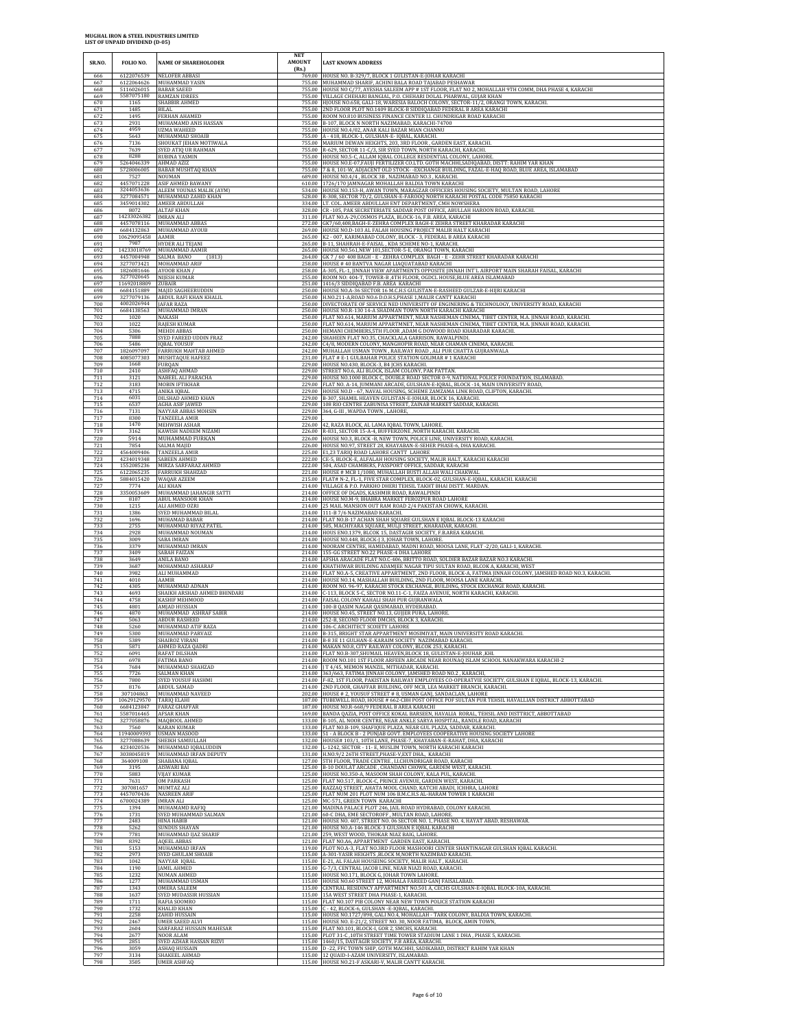# MUGHAL IRON & STEEL INDUSTRIES LIMITED
## LIST OF UNPAID DIVIDEND (D-05)

| SR.NO. | FOLIO NO. | NAME OF SHAREHOLODER | NET AMOUNT (Rs.) | LAST KNOWN ADDRESS |
|---|---|---|---|---|
| 666 | 6122076539 | NELOFER ABBASI | 769.00 | HOUSE NO. B-329/7, BLOCK 1 GULISTAN-E-JOHAR KARACHI |
| 667 | 6122064626 | MUHAMMAD YASIN | 755.00 | MUHAMMAD SHARIF, ACHINI BALA ROAD TAJABAD PESHAWAR |
| 668 | 5116026015 | BABAR SAEED | 755.00 | HOUSE NO C/77, AYESHA SALEEM APP # 1ST FLOOR, FLAT NO 2, MOHALLAH 9TH COMM, DHA PHASE 4, KARACHI |
| 669 | 5587075180 | RAMZAN IDREES | 755.00 | VILLAGE CHEHARI BANGIAL, P.O. CHEHARI DOLAL PHARWAL, GUJAR KHAN |
| 670 | 1165 | SHABBIR AHMED | 755.00 | HOUSE NO.658, GALI-18, WARESIA BALOCH COLONY, SECTOR-11/2, ORANGI TOWN, KARACHI. |
| 671 | 1485 | BILAL | 755.00 | 2ND FLOOR PLOT NO.1409 BLOCK-B SIDDIQABAD FEDERAL B AREA KARACHI |
| 672 | 1495 | FERHAN AHAMED | 755.00 | ROOM NO.810 BUSINESS FINANCE CENTER I.I. CHUNDRIGAR ROAD KARACHI |
| 673 | 2931 | MUHAMAMD ANIS HASSAN | 755.00 | B-107, BLOCK N NORTH NAZIMABAD, KARACHI-74700 |
| 674 | 4959 | UZMA WAHEED | 755.00 | HOUSE NO.4/02, ANAR KALI BAZAR MIAN CHANNU |
| 675 | 5643 | MUHAMMAD SHOAIB | 755.00 | A - 418, BLOCK-1, GULSHAN-E- IQBAL, KARACHI. |
| 676 | 7136 | SHOUKAT JEHAN MOTIWALA | 755.00 | MARIUM DEWAN HEIGHTS, 203, 3RD FLOOR , GARDEN EAST, KARACHI. |
| 677 | 7639 | SYED ATIQ UR RAHMAN | 755.00 | R-629, SECTOR 11-C/3, SIR SYED TOWN, NORTH KARACHI, KARACHI. |
| 678 | 8288 | RUBINA YASMIN | 755.00 | HOUSE NO.5-C, ALLAM IQBAL COLLEGE RESDENTIAL COLONY, LAHORE. |
| 679 | 5264046339 | AHMAD AZIZ | 755.00 | HOUSE NO.E-07,FAUJI FERTILIZER CO.LTD. GOTH MACHHI,SADIQABAD, DISTT: RAHIM YAR KHAN |
| 680 | 5728006005 | BABAR MUSHTAQ KHAN | 755.00 | 7 & 8, 101-W, ADJACENT OLD STOCK--EXCHANGE BUILDING, FAZAL-E-HAQ ROAD, BLUE AREA, ISLAMABAD |
| 681 | 7527 | NOUMAN | 689.00 | HOUSE NO.4/4 , BLOCK 3B , NAZIMABAD NO.3 , KARACHI. |
| 682 | 4457071228 | ASIF AHMED BAWANY | 610.00 | 1726/170 JAMNAGAR MOHALLAH BALDIA TOWN KARACHI |
| 683 | 3244053636 | ALEEM YOUNAS MALIK (AYM) | 534.00 | HOUSE NO.153-H, AWAN TOWN, MARAGZAR OFFICERS HOUSING SOCIETY, MULTAN ROAD, LAHORE |
| 684 | 3277084571 | MUHAMMAD ZAHID KHAN | 528.00 | R-308, SECTOR 7D/2, GULSHAN-E-FAROOQ NORTH KARACHI POSTAL CODE 75850 KARACHI |
| 685 | 3459014302 | AMEER ABDULLAH | 334.00 | LT. COL. AMEER ABDULLAH ENT DEPARTMENT, CMH NOWSHERA |
| 686 | 8072 | ALTAF KHAN | 328.00 | CR-105, PAK SECRETERIATE SADDAR POST OFFICE, ABULLAH HAROON ROAD, KARACHI. |
| 687 | 14233026382 | IMRAN ALI | 311.00 | FLAT NO.A-29,COSMOS PLAZA, BLOCK-16, F.B. AREA, KARACHI |
| 688 | 4457078116 | MUHAMMAD ABBAS | 272.00 | GK7/60,408,BAGH-E-ZEHRA COMPLEX BAGH-E ZEHRA STREET KHARADAR KARACHI |
| 689 | 6684132863 | MUHAMMAD AYOUB | 269.00 | HOUSE NO.D-103 AL FALAH HOUSING PROJECT MALIR HALT KARACHI |
| 690 | 10629095458 | AAMIR | 265.00 | K2 - 007, KARIMABAD COLONY, BLOCK - 3, FEDERAL B AREA KARACHI |
| 691 | 7987 | HYDER ALI TEJANI | 265.00 | B-11, SHAHRAH-E-FAISAL , KDA SCHEME NO-1, KARACHI. |
| 692 | 14233018769 | MUHAMMAD AAMIR | 265.00 | HOUSE NO.561,NEW 101,SECTOR-5-E, ORANGI TOWN, KARACHI |
| 693 | 4457004948 | SALMA BANO (1813) | 264.00 | GK 7 / 60 408 BAGH - E - ZEHRA COMPLEX BAGH - E - ZEHR STREET KHARADAR KARACHI |
| 694 | 3277073421 | MOHAMMAD ARIF | 258.00 | HOUSE # 40 BANTVA NAGAR LIAQUATABAD KARACHI |
| 695 | 1826081646 | AYOOB KHAN / | 258.00 | A-305, FL-1, JINNAH VIEW APARTMENTS OPPOSITE JINNAH INT'L AIRPORT MAIN SHARAH FAISAL, KARACHI |
| 696 | 3277020645 | NIJESH KUMAR | 255.00 | ROOM NO: 404-T, TOWER-B ,4TH FLOOR, OGDCL HOUSE,BLUE AREA ISLAMABAD |
| 697 | 11692018809 | ZUBAIR | 251.00 | 1416/3 SIDDIQABAD F.B. AREA KARACHI |
| 698 | 6684151889 | MAJID SAGHEERUDDIN | 250.00 | HOUSE NO.A-36 SECTOR 16 M.C.H.S GULISTAN-E-RASHEED GULZAR-E-HIJRI KARACHI |
| 699 | 3277079136 | ABDUL RAFI KHAN KHALIL | 250.00 | H.NO.211-A,ROAD NO.6 D.O.H.S,PHASE 1,MALIR CANTT KARACHI |
| 700 | 4002026944 | JAFAR RAZA | 250.00 | DIVECTORATE OF SERVICE NED UNIVERSITY OF ENGINERING & TECHNOLOGY, UNIVERSITY ROAD, KARACHI |
| 701 | 6684138563 | MUHAMMAD IMRAN | 250.00 | HOUSE NO.R-130 14-A SHADMAN TOWN NORTH KARACHI KARACHI |
| 702 | 1020 | NAKASH | 250.00 | FLAT NO.614, MARIUM APPARTMENT, NEAR NASHEMAN CINEMA, TIBET CENTER, M.A. JINNAH ROAD, KARACHI. |
| 703 | 1022 | RAJESH KUMAR | 250.00 | FLAT NO.614, MARIUM APPARTMNET, NEAR NASHEMAN CINEMA, TIBET CENTER, M.A. JINNAH ROAD, KARACHI. |
| 704 | 5306 | MEHDI ABBAS | 250.00 | HEMANI CHEMBERS,5TH FLOOR ,ADAM G DOWOOD ROAD KHARADAR KARACHI. |
| 705 | 7888 | SYED FAREED UDDIN FRAZ | 242.00 | SHAHEEN FLAT NO.35, CHACKLALA GARRISON, RAWALPINDI. |
| 706 | 5486 | IQBAL YOUSUF | 242.00 | C4/8, MODERN COLONY, MANGHOPIR ROAD, NEAR CHAMAN CINEMA, KARACHI. |
| 707 | 1826097097 | FARRUKH MAHTAB AHMED | 242.00 | MUHALLAH USMAN TOWN , RAILWAY ROAD , ALI PUR CHATTA GUJRANWALA |
| 708 | 4085077303 | MUSHTAQUE HAFEEZ | 231.00 | FLAT # E-1 GULBAHAR POLICE STATION GOLIMAR # 1 KARACHI |
| 709 | 1668 | FURQAN | 229.00 | HOUSE NO.430, BLOCK-3, B4 JCHS KARACHI. |
| 710 | 2410 | ASHFAQ AHMAD | 229.00 | STREET NO.6, ALI BLOCK, ISLAM COLONY, PAK PATTAN. |
| 711 | 3121 | NABEEL ALI PARACHA | 229.00 | HOUSE NO.1000 BLOCK C, DOUBLE ROAD SECTOR 0-9, NATIONAL POLICE FOUNDATION, ISLAMABAD. |
| 712 | 3183 | MOBIN IFTIKHAR | 229.00 | FLAT NO. A-14, JUMMANI ARCADE, GULSHAN-E-IQBAL, BLOCK -14, MAIN UNIVERSITY ROAD, |
| 713 | 4715 | ANIKA IQBAL | 229.00 | HOUSE NO.D - 67, NAVAL HOUSING, SCHEME ZAMZAMA LINK ROAD, CLIFTON, KARACHI. |
| 714 | 6031 | DILSHAD AHMED KHAN | 229.00 | B-307, SHAMIL HEAVEN GULISTAN-E-JOHAR, BLOCK 16, KARACHI. |
| 715 | 6537 | AGHA ASIF JAWED | 229.00 | 108 RIO CENTRE ZABUNISA STREET, ZAINAB MARKET SADDAR, KARACHI. |
| 716 | 7131 | NAYYAR ABBAS MOHSIN | 229.00 | 364, G-III , WAPDA TOWN , LAHORE, |
| 717 | 8300 | TANZEELA AMIR | 229.00 | |
| 718 | 1470 | MEHWISH ASHAR | 226.00 | 42, RAZA BLOCK, AL LAMA IQBAL TOWN, LAHORE. |
| 719 | 3162 | KAWISH NADEEM NIZAMI | 226.00 | R-831, SECTOR 15-A-4, BUFFERZONE ,NORTH KARACHI. KARACHI. |
| 720 | 5914 | MUHAMMAD FURKAN | 226.00 | HOUSE NO.3, BLOCK -B, NEW TOWN, POLICE LINE, UNIVERSITY ROAD, KARACHI. |
| 721 | 7854 | SALMA MAJID | 226.00 | HOUSE NO.97, STREET 28, KHAYABAN-E-SEHER PHASE-6, DHA KARACHI. |
| 722 | 4564009406 | TANZEELA AMIR | 225.00 | E1,23 TARIQ ROAD LAHORE CANTT LAHORE |
| 723 | 4234019348 | SABEEN AHMED | 222.00 | CE-5, BLOCK-E, ALFALAH HOUSING SOCIETY, MALIR HALT, KARACHI KARACHI |
| 724 | 1552085236 | MIRZA SARFARAZ AHMED | 222.00 | 504, ASAD CHAMBERS, PASSPORT OFFICE, SADDAR, KARACHI |
| 725 | 6122065235 | FARRUKH SHAHZAD | 221.00 | HOUSE # MCB 1/1080, MUHALLAH BUSTI ALLAH WALI CHAKWAL |
| 726 | 5884015420 | WAQAR AZEEM | 215.00 | FLAT# N-2, FL-1, FIVE STAR COMPLEX, BLOCK-02, GULSHAN-E-IQBAL, KARACHI. KARACHI |
| 727 | 7774 | ALI KHAN | 214.00 | VILLAGE & P.O. PARKHO DHERI TEHSIL TAKHT BHAI DISTT. MARDAN. |
| 728 | 3350053609 | MUHAMMAD JAHANGIR SATTI | 214.00 | OFFICE OF DGADS, KASHMIR ROAD, RAWALPINDI |
| 729 | 8107 | ABUL MANSOOR KHAN | 214.00 | HOUSE NO.M-9, BHABRA MARKET FEROZPUR ROAD LAHORE |
| 730 | 1215 | ALI AHMED OZRI | 214.00 | 25 MAIL MANSION OUT RAM ROAD 2/4 PAKISTAN CHOWK, KARACHI. |
| 731 | 1386 | SYED MUHAMMAD BILAL | 214.00 | 111-B 7/6 NAZIMABAD KARACHI. |
| 732 | 1696 | MUHAMAD BABAR | 214.00 | FLAT NO.B-17 ACHAN SHAH SQUARE GULSHAN E IQBAL BLOCK-13 KARACHI |
| 733 | 2755 | MUHAMMAD RIYAZ PATEL | 214.00 | 505, MACHIYARA SQUARE, MULJI STREET, KHARADAR, KARACHI. |
| 734 | 2928 | MUHAMMAD NOUMAN | 214.00 | HOUS ENO.1379, BLCOK 15, DASTAGIR SOCIETY, F.B.AREA KARACHI. |
| 735 | 3009 | SABA IMRAN | 214.00 | HOUSE NO.448, BLOCK-J 3, JOHAR TOWN, LAHORE. |
| 736 | 3379 | MUHAMMAD IMRAN | 214.00 | NOORAM CENTRE, HAMIDABAD, MADNI ROAD, MOOSA LANE, FLAT -2/20, GALI-1, KARACHI. |
| 737 | 3409 | SABAH FAIZAN | 214.00 | 155-GG STREET NO.22 PHASE-4 DHA LAHORE |
| 738 | 3649 | ANILA BANO | 214.00 | AFSHA ARACADE FLAT NO.C-406, BRITTO ROAD, SOLDIER BAZAR BAZAR NO.3 KARACHI. |
| 739 | 3687 | MOHAMMAD ASHARAF | 214.00 | KHATHIWAR BUILDING ADAMJEE NAGAR TIPU SULTAN ROAD, BLCOK A, KARACHI, WEST |
| 740 | 3982 | ALI MUHAMMAD | 214.00 | FLAT NO.A-5, CREATIVE APPARTMENT, 2ND FLOOR, BLOCK-A, FATIMA JINNAH COLONY, JAMSHED ROAD NO.3, KARACHI. |
| 741 | 4010 | AAMIR | 214.00 | HOUSE NO.14, MASHALLAH BUILDING, 2ND FLOOR, MOOSA LANE KARACHI. |
| 742 | 4305 | MUHAMMAD ADNAN | 214.00 | ROOM NO. 96-97, KARACHI STOCK EXCHANGE, BUILDING, STOCK EXCHANGE ROAD, KARACHI. |
| 743 | 4693 | SHAIKH ARSHAD AHMED BHINDARI | 214.00 | C-113, BLOCK 5-C, SECTOR NO.11-C-1, FAIZA AVENUE, NORTH KARACHI, KARACHI. |
| 744 | 4758 | KASHIF MEHMOOD | 214.00 | FAISAL COLONY KAHALI SHAH PUR GUJRANWALA |
| 745 | 4801 | AMJAD HUSSIAN | 214.00 | 100-B QASIM NAGAR QASIMABAD, HYDERABAD. |
| 746 | 4870 | MUHAMMAD ASHRAF SABIR | 214.00 | HOUSE NO.45, STREET NO.13, GUJJER PURA, LAHORE. |
| 747 | 5063 | ABDUR RASHEED | 214.00 | 252-B, SECOND FLOOR DMCHS, BLOCK 3, KARACHI. |
| 748 | 5260 | MUHAMMAD ATIF RAZA | 214.00 | 106-C ARCHITECT SCOIETY LAHORE |
| 749 | 5300 | MUHAMMAD PARVAIZ | 214.00 | B-315, BRIGHT STAR APPARTMENT MOSIMIYAT, MAIN UNIVERSITY ROAD KARACHI. |
| 750 | 5389 | SHAIROZ VIRANI | 214.00 | B-8 3E 11 GULHAN-E-KARAIM SOCIETY NAZIMABAD KARACHI. |
| 751 | 5871 | AHMED RAZA QADRI | 214.00 | MAKAN NO.8, CITY RAILWAY COLONY, BLCOK 253, KARACHI. |
| 752 | 6091 | RAFAT DILSHAN | 214.00 | FLAT NO.B-307,SHUMAIL HEAVEN,BLOCK 18, GULISTAN-E-JOUHAR ,KHI. |
| 753 | 6978 | FATIMA BANO | 214.00 | ROOM NO.101 1ST FLOOR ARFEEN ARCADE NEAR ROUNAQ ISLAM SCHOOL NANAKWARA KARACHI-2 |
| 754 | 7684 | MUHAMMAD SHAHZAD | 214.00 | J T 4/45, MEMON MANZIL, MITHADAR, KARACHI. |
| 755 | 7726 | SALMAN KHAN | 214.00 | 363/663, FATIMA JINNAH COLONY, JAMSHED ROAD NO.2 , KARACHI, |
| 756 | 7800 | SYED YOUSUF HASHMI | 214.00 | F-82, 1ST FLOOR, PAKISTAN RAILWAY EMPLOYEES CO-OPERATVIE SOCIETY, GULSHAN E IQBAL, BLOCK-13, KARACHI. |
| 757 | 8176 | ABDUL SAMAD | 214.00 | 2ND FLOOR, GHAFFAR BUILDING, OFF MCB, LEA MARKET BRANCH, KARACHI. |
| 758 | 307104863 | MUHAMMAD NAVEED | 202.00 | HOUSE # 2, YOUSUF STREET # 8, USMAN GANJ, SANDACLAN, LAHORE |
| 759 | 10629129570 | TARIQ ELAHI | 187.00 | TUBEWELL ROAD, HOUSE # 662-CBH POST OFFICE POF SULTAN PUR TEHSIL HAVALLIAN DISTRICT ABBOTTABAD |
| 760 | 6684123847 | FARAZ GHAFFAR | 187.00 | HOUSE NO.R-668/9 FEDERAL B AREA KARACHI |
| 761 | 5587016465 | AFSAR KHAN | 169.00 | BANDA QAZIA, POST OFFICE KOKAL BARSEEN, HAVALIA RORAL, TEHSIL AND DISTTRICT, ABBOTTABAD |
| 762 | 3277058876 | MAQBOOL AHMED | 133.00 | B-105, AL NOOR CENTRE, NEAR ANKLE SARYA HOSPITAL, RANDLE ROAD, KARACHI |
| 763 | 7560 | KARAN KUMAR | 133.00 | FLAT NO.B-109, SHAFIQUE PLAZA, NEAR GUL PLAZA, SADDAR, KARACHI. |
| 764 | 11940009393 | USMAN MASOOD | 133.00 | 51 - A BLOCK B - 2 PUNJAB GOVT. EMPLOYEES COOPERATIVE HOUSING SOCIETY LAHORE |
| 765 | 3277088639 | SHEIKH SAMIULLAH | 132.00 | HOUSE# 103/1, 10TH LANE, PHASE-7, KHAYABAN-E-RAHAT, DHA, KARACHI |
| 766 | 4234020536 | MUHAMMAD IQBALUDDIN | 132.00 | L-1242, SECTOR - 11- E, MUSLIM TOWN, NORTH KARACHI KARACHI |
| 767 | 3038045819 | MUHAMMAD IRFAN DEPUTY | 131.00 | H.NO.9/2 26TH STREET,PHASE-V,EXT DHA, KARACHI |
| 768 | 364009108 | SHABANA IQBAL | 127.00 | 5TH FLOOR, TRADE CENTRE , I.I.CHUNDRIGAR ROAD, KARACHI |
| 769 | 3195 | AISWARI BAI | 125.00 | B-10 DOULAT ARCADE , CHANDANI CHOWK, GARDEM WEST, KARACHI. |
| 770 | 5883 | VIJAY KUMAR | 125.00 | HOUSE NO.350-A, MASOOM SHAH COLONY, KALA PUL, KARACHI. |
| 771 | 7631 | OM PARKASH | 125.00 | FLAT NO.517, BLOCK-C, PRINCE AVENUE, GARDEN WEST, KARACHI. |
| 772 | 307081657 | MUMTAZ ALI | 125.00 | RAZZAQ STREET, AHATA MOOL CHAND, KATCHI ABADI, ICHHRA, LAHORE |
| 773 | 4457070436 | NASREEN ARIF | 125.00 | FLAT NUM 201 PLOT NUM 106 B.M.C.H.S AL-HARAM TOWER 1 KARACHI |
| 774 | 6700024389 | IMRAN ALI | 125.00 | MC-571, GREEN TOWN KARACHI |
| 775 | 1394 | MUHAMAMD RAFIQ | 121.00 | MADINA PALACE PLOT 246, JAIL ROAD HYDRABAD, COLONY KARACHI. |
| 776 | 1731 | SYED MUHAMMAD SALMAN | 121.00 | 60-C DHA, EME SECTOROFF , MULTAN ROAD, LAHORE. |
| 777 | 2483 | HINA HABIB | 121.00 | HOUSE NO. 407, STREET NO. 06 SECTOR NO. 1, PHASE NO. 4, HAYAT ABAD, RESHAWAR. |
| 778 | 5262 | SUNDUS SHAYAN | 121.00 | HOUSE NO.A-146 BLOCK-3 GULSHAN E IQBAL KARACHI |
| 779 | 7781 | MUHAMMAD IJAZ SHARIF | 121.00 | 259, WEST WOOD, THOKAR NIAZ BAIG, LAHORE. |
| 780 | 8392 | AQEEL ABBAS | 121.00 | FLAT NO.A6, APPARTMENT GARDEN EAST, KARACHI. |
| 781 | 5153 | MUHAMMAD IRFAN | 119.00 | PLOT NO.A-3, FLAT NO.3RD FLOOR MASHOORI CENTER SHANTINAGAR GULSHAN IQBAL KARACHI. |
| 782 | 2973 | SYED GHULAM SHOAIB | 115.00 | A-301-YASIR HEIGHTS ,BLOCK M,NORTH NAZIMBAD KARACHI. |
| 783 | 1042 | NAYYAR IQBAL | 115.00 | E-21, AL FALAH HOUSEING SOCIETY, MALIR HALT , KARACHI. |
| 784 | 1190 | JAMIL AHMED | 115.00 | G-7/3, CENTRAL JACOB LINE, NEAR NIAZI ROAD, KARACHI. |
| 785 | 1232 | NUMAN AHMED | 115.00 | HOUSE NO.171, BLOCK G, JOHAR TOWN LAHORE. |
| 786 | 1277 | MUHAMMAD USMAN | 115.00 | HOUSE NO.60 STREET 12, MOHALA FAREED GANJ FAISALABAD. |
| 787 | 1343 | OMERA SALEEM | 115.00 | CENTRAL RESIDINCY APPARTMENT NO.501 A, CECHS GULSHAN-E-IQBAL BLOCK-10A, KARACHI. |
| 788 | 1637 | SYED MUDASSIR HUSSIAN | 115.00 | 15A WEST STREET DHA PHASE-1, KARACHI. |
| 789 | 1711 | RAFIA SOOMRO | 115.00 | FLAT NO.107 PIB COLONY NEAR NEW TOWN POLICE STATION KARACHI |
| 790 | 1732 | KHALID KHAN | 115.00 | C - 42, BLOCK-6, GULSHAN -E-IQBAL, KARACHI. |
| 791 | 2258 | ZAHID HUSSAIN | 115.00 | HOUSE NO.1727/898, GALI NO.4, MOHALLAH - TARK COLONY, BALDIA TOWN, KARACHI. |
| 792 | 2467 | UMER SAEED ALVI | 115.00 | HOUSE NO. E-21/2, STREET NO. 30, NOOR FATIMA, BLOCK, AMIN TOWN, |
| 793 | 2604 | SARFARAZ HUSSAIN MAHESAR | 115.00 | FLAT NO.101, BLOCK-I, GOR 2, SMCHS, KARACHI. |
| 794 | 2677 | NOOR ALAM | 115.00 | PLOT 31-C ,10TH STREET TIME TOWER STADIUM LANE 1 DHA , PHASE 5, KARACHI. |
| 795 | 2851 | SYED AZHAR HASSAN RIZVI | 115.00 | 1460/15, DASTAGIR SOCIETY, F.B AREA, KARACHI. |
| 796 | 3059 | ASHAQ HUSSAIN | 115.00 | D -22, FFC TOWN SHIP, GOTH MACHHI, SADIKABAD, DISTRICT RAHIM YAR KHAN |
| 797 | 3134 | SHAKEEL AHMAD | 115.00 | 12 QUAID-I-AZAM UNIVERSITY, ISLAMABAD. |
| 798 | 3505 | UMER ASHFAQ | 115.00 | HOUSE NO.21-F ASKARI-V, MALIR CANTT KARACHI. |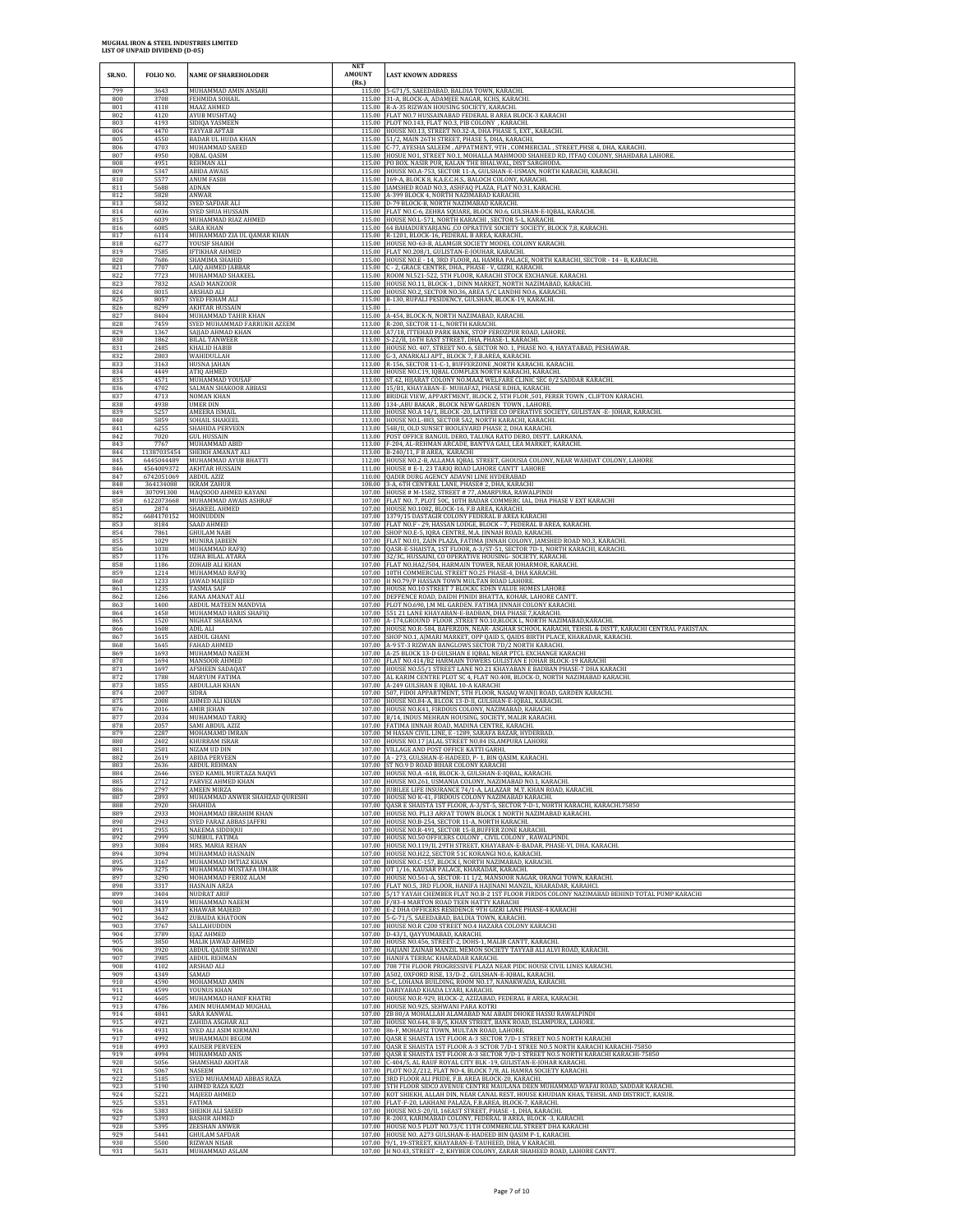**MUGHAL IRON & STEEL INDUSTRIES LIMITED**
**LIST OF UNPAID DIVIDEND (D-05)**

| SR.NO. | FOLIO NO. | NAME OF SHAREHOLODER | NET AMOUNT (Rs.) | LAST KNOWN ADDRESS |
|---|---|---|---|---|
| 799 | 3643 | MUHAMMAD AMIN ANSARI | 115.00 | 5-G71/5, SAEEDABAD, BALDIA TOWN, KARACHI. |
| 800 | 3708 | FEHMIDA SOHAIL | 115.00 | 31-A, BLOCK-A, ADAMJEE NAGAR, KCHS, KARACHI. |
| 801 | 4118 | MAAZ AHMED | 115.00 | R-A-35 RIZWAN HOUSING SOCIETY, KARACHI. |
| 802 | 4120 | AYUB MUSHTAQ | 115.00 | FLAT NO.7 HUSSAINABAD FEDERAL B AREA BLOCK-3 KARACHI |
| 803 | 4193 | SIDIQA YASMEEN | 115.00 | PLOT NO.143, FLAT NO.3, PIB COLONY , KARACHI. |
| 804 | 4470 | TAYYAB AFTAB | 115.00 | HOUSE NO.13, STREET NO.32-A, DHA PHASE 5, EXT., KARACHI. |
| 805 | 4550 | BADAR UL HUDA KHAN | 115.00 | 51/2, MAIN 26TH STREET, PHASE 5, DHA, KARACHI. |
| 806 | 4703 | MUHAMMAD SAEED | 115.00 | C-77, AYESHA SALEEM , APPATMENT, 9TH , COMMERCIAL , STREET,PHSE 4, DHA, KARACHI. |
| 807 | 4950 | IQBAL QASIM | 115.00 | HOSUE NO1, STREET NO.1, MOHALLA MAHMOOD SHAHEED RD, ITFAQ COLONY, SHAHDARA LAHORE. |
| 808 | 4951 | REHMAN ALI | 115.00 | PO BOX. NASIR PUR, KALAN THE BHALWAL, DIST SARGHODA. |
| 809 | 5347 | ABIDA AWAIS | 115.00 | HOUSE NO.A-753, SECTOR 11-A, GULSHAN-E-USMAN, NORTH KARACHI, KARACHI. |
| 810 | 5577 | ANUM FASIH | 115.00 | 169-A, BLOCK 8, K.A.E.C.H.S., BALOCH COLONY, KARACHI. |
| 811 | 5688 | ADNAN | 115.00 | JAMSHED ROAD NO.3, ASHFAQ PLAZA, FLAT NO.31, KARACHI. |
| 812 | 5820 | ANWAR | 115.00 | A-399 BLOCK 4, NORTH NAZIMABAD KARACHI. |
| 813 | 5832 | SYED SAFDAR ALI | 115.00 | D-79 BLOCK-B, NORTH NAZIMABAD KARACHI. |
| 814 | 6036 | SYED SHUA HUSSAIN | 115.00 | FLAT NO.C-6, ZEHRA SQUARE, BLOCK NO.6, GULSHAN-E-IQBAL, KARACHI. |
| 815 | 6039 | MUHAMMAD RIAZ AHMED | 115.00 | HOUSE NO.L-571, NORTH KARACHI , SECTOR 5-L, KARACHI. |
| 816 | 6085 | SARA KHAN | 115.00 | 64 BAHADURYARJANG ,CO OPRATIVE SOCIETY SOCIETY, BLOCK 7,8, KARACHI. |
| 817 | 6114 | MUHAMMAD ZIA UL QAMAR KHAN | 115.00 | R-1201, BLOCK-16, FEDERAL B AREA, KARACHI.. |
| 818 | 6277 | YOUSIF SHAIKH | 115.00 | HOUSE NO-63-B, ALAMGIR SOCIETY MODEL COLONY KARACHI. |
| 819 | 7585 | IFTIKHAR AHMED | 115.00 | FLAT NO.208/1, GULISTAN-E-JOUHAR, KARACHI. |
| 820 | 7686 | SHAMIMA SHAHID | 115.00 | HOUSE NO.E - 14, 3RD FLOOR, AL HAMRA PALACE, NORTH KARACHI, SECTOR - 14 - B, KARACHI. |
| 821 | 7707 | LAIQ AHMED JABBAR | 115.00 | C - 2, GRACE CENTRE, DHA., PHASE - V, GIZRI, KARACHI. |
| 822 | 7723 | MUHAMMAD SHAKEEL | 115.00 | ROOM NI.521-522, 5TH FLOOR, KARACHI STOCK EXCHANGE. KARACHI. |
| 823 | 7832 | ASAD MANZOOR | 115.00 | HOUSE NO.11, BLOCK-1 , DINN MARKET, NORTH NAZIMABAD, KARACHI. |
| 824 | 8015 | ARSHAD ALI | 115.00 | HOUSE NO.2, SECTOR NO.36, AREA 5/C LANDHI NO.6, KARACHI. |
| 825 | 8057 | SYED FEHAM ALI | 115.00 | B-130, RUPALI PESIDENCY, GULSHAN, BLOCK-19, KARACHI. |
| 826 | 8299 | AKHTAR HUSSAIN | 115.00 | , |
| 827 | 8404 | MUHAMMAD TAHIR KHAN | 115.00 | A-454, BLOCK-N, NORTH NAZIMABAD, KARACHI. |
| 828 | 7459 | SYED MUHAMMAD FARRUKH AZEEM | 113.00 | R-200, SECTOR 11-L, NORTH KARACHI. |
| 829 | 1367 | SAJJAD AHMAD KHAN | 113.00 | A7/18, ITTEHAD PARK BANK, STOP FEROZPUR ROAD, LAHORE. |
| 830 | 1862 | BILAL TANWEER | 113.00 | S-22/II, 16TH EAST STREET, DHA, PHASE-1, KARACHI. |
| 831 | 2485 | KHALID HABIB | 113.00 | HOUSE NO. 407, STREET NO. 6, SECTOR NO. 1, PHASE NO. 4, HAYATABAD, PESHAWAR. |
| 832 | 2803 | WAHIDULLAH | 113.00 | G-3, ANARKALI APT., BLOCK 7, F.B.AREA, KARACHI. |
| 833 | 3163 | HUSNA JAHAN | 113.00 | R-156, SECTOR 11-C-1, BUFFERZONE ,NORTH KARACHI. KARACHI. |
| 834 | 4449 | ATIQ AHMED | 113.00 | HOUSE NO.C19, IQBAL COMPLEX NORTH KARACHI, KARACHI. |
| 835 | 4571 | MUHAMMAD YOUSAF | 113.00 | ST.42, HIJARAT COLONY NO.MAAZ WELFARE CLINIC SEC 0/2 SADDAR KARACHI. |
| 836 | 4702 | SALMAN SHAKOOR ABBASI | 113.00 | 15/81, KHAYABAN-E- MUHAFAZ, PHASE 8,DHA, KARACHI. |
| 837 | 4713 | NOMAN KHAN | 113.00 | BRIDGE VIEW, APPARTMENT, BLOCK 2, 5TH FLOR ,501, FERER TOWN , CLIFTON KARACHI. |
| 838 | 4938 | UMER DIN | 113.00 | 134-,ABU BAKAR , BLOCK NEW GARDEN TOWN , LAHORE. |
| 839 | 5257 | AMEERA ISMAIL | 113.00 | HOUSE NO.A 14/1, BLOCK -20, LATIFEE CO OPERATIVE SOCIETY, GULISTAN -E- JOHAR, KARACHI. |
| 840 | 5859 | SOHAIL SHAKEEL | 113.00 | HOUSE NO.L-883, SECTOR 5A2, NORTH KARACHI, KARACHI. |
| 841 | 6255 | SHAHIDA PERVEEN | 113.00 | 54B/II, OLD SUNSET BOOLEVARD PHASE 2, DHA KARACHI. |
| 842 | 7020 | GUL HUSSAIN | 113.00 | POST OFFICE BANGUL DERO, TALUKA RATO DERO, DISTT. LARKANA. |
| 843 | 7767 | MUHAMMAD ABID | 113.00 | F-204, AL-REHMAN ARCADE, BANTVA GALI, LEA MARKET, KARACHI. |
| 844 | 11387035454 | SHEIKH AMANAT ALI | 113.00 | B-240/11, F B AREA, KARACHI |
| 845 | 6445044489 | MUHAMMAD AYUB BHATTI | 112.00 | HOUSE NO.2-B, ALLAMA IQBAL STREET, GHOUSIA COLONY, NEAR WAHDAT COLONY, LAHORE |
| 846 | 4564009372 | AKHTAR HUSSAIN | 111.00 | HOUSE # E-1, 23 TARIQ ROAD LAHORE CANTT LAHORE |
| 847 | 6742051069 | ABDUL AZIZ | 110.00 | QADIR DURG AGENCY ADAVNI LINE HYDERABAD |
| 848 | 364134088 | IKRAM ZAHUR | 108.00 | 3-A, 6TH CENTRAL LANE, PHASE# 2, DHA, KARACHI |
| 849 | 307091300 | MAQSOOD AHMED KAYANI | 107.00 | HOUSE # M-1582, STREET # 77, AMARPURA, RAWALPINDI |
| 850 | 6122073668 | MUHAMMAD AWAIS ASHRAF | 107.00 | FLAT NO. 7, PLOT 50C, 10TH BADAR COMMERC IAL, DHA PHASE V EXT KARACHI |
| 851 | 2874 | SHAKEEL AHMED | 107.00 | HOUSE NO.1082, BLOCK-16, F.B AREA, KARACHI. |
| 852 | 6684170152 | MOINUDDIN | 107.00 | 1379/15 DASTAGIR COLONY FEDERAL B AREA KARACHI |
| 853 | 8184 | SAAD AHMED | 107.00 | FLAT NO.F - 29, HASSAN LODGE, BLOCK - 7, FEDERAL B AREA, KARACHI. |
| 854 | 7861 | GHULAM NABI | 107.00 | SHOP NO.E-5, IQRA CENTRE, M.A. JINNAH ROAD, KARACHI. |
| 855 | 1029 | MUNIRA JABEEN | 107.00 | FLAT NO.01, ZAIN PLAZA, FATIMA JINNAH COLONY, JAMSHED ROAD NO.3, KARACHI. |
| 856 | 1038 | MUHAMMAD RAFIQ | 107.00 | QASR-E-SHAISTA, 1ST FLOOR, A-3/ST-51, SECTOR 7D-1, NORTH KARACHI, KARACHI. |
| 857 | 1176 | UZHA BILAL ATARA | 107.00 | 32/3C, HUSSAINI, CO OPERATIVE HOUSING- SOCIETY, KARACHI. |
| 858 | 1186 | ZOHAIB ALI KHAN | 107.00 | FLAT NO.HA2/504, HARMAIN TOWER, NEAR JOHARMOR, KARACHI. |
| 859 | 1214 | MUHAMMAD RAFIQ | 107.00 | 10TH COMMERCIAL STREET NO.25 PHASE-4, DHA KARACHI. |
| 860 | 1233 | JAWAD MAJEED | 107.00 | H NO.79/P HASSAN TOWN MULTAN ROAD LAHORE. |
| 861 | 1235 | TASMIA SAIF | 107.00 | HOUSE NO.10 STREET 7 BLOCKC EDEN VALUE HOMES LAHORE |
| 862 | 1266 | RANA AMANAT ALI | 107.00 | DEFFENCE ROAD, DAIDH PINIDI BHATTA, KOHAR, LAHORE CANTT. |
| 863 | 1400 | ABDUL MATEEN MANDVIA | 107.00 | PLOT NO.690, J.M ML GARDEN. FATIMA JINNAH COLONY KARACHI. |
| 864 | 1458 | MUHAMMAD HARIS SHAFIQ | 107.00 | 551 21 LANE KHAYABAN-E-BADBAN, DHA PHASE 7,KARACHI. |
| 865 | 1520 | NIGHAT SHABANA | 107.00 | A-174,GROUND FLOOR ,STREET NO.10,BLOCK L, NORTH NAZIMABAD,KARACHI. |
| 866 | 1608 | ADIL ALI | 107.00 | HOUSE NO.R-584, BAFERZON, NEAR- ASGHAR SCHOOL KARACHI, TEHSIL & DISTT, KARACHI CENTRAL PAKISTAN. |
| 867 | 1615 | ABDUL GHANI | 107.00 | SHOP NO.1, AJMARI MARKET, OPP QAID S, QAIDS BIRTH PLACE, KHARADAR, KARACHI. |
| 868 | 1645 | FAHAD AHMED | 107.00 | A-9 ST-3 RIZWAN BANGLOWS SECTOR 7D/2 NORTH KARACHI. |
| 869 | 1693 | MUHAMMAD NAEEM | 107.00 | A-25 BLOCK 13-D GULSHAN E IQBAL NEAR PTCL EXCHANGE KARACHI |
| 870 | 1694 | MANSOOR AHMED | 107.00 | FLAT NO.414/B2 HARMAIN TOWERS GULISTAN E JOHAR BLOCK-19 KARACHI |
| 871 | 1697 | AFSHEEN SADAQAT | 107.00 | HOUSE NO.55/1 STREET LANE NO.21 KHAYABAN E BADBAN PHASE-7 DHA KARACHI |
| 872 | 1788 | MARYUM FATIMA | 107.00 | AL KARIM CENTRE PLOT SC 4, FLAT NO.408, BLOCK-D, NORTH NAZIMABAD KARACHI. |
| 873 | 1855 | ABDULLAH KHAN | 107.00 | A-249 GULSHAN E IQBAL 10-A KARACHI |
| 874 | 2087 | SIDRA | 107.00 | 507, FIDOI APPARTMENT, 5TH FLOOR, NASAQ WANJI ROAD, GARDEN KARACHI. |
| 875 | 2008 | AHMED ALI KHAN | 107.00 | HOUSE NO.84-A, BLCOK 13-D-II, GULSHAN-E-IQBAL, KARACHI. |
| 876 | 2016 | AMIR JEHAN | 107.00 | HOUSE NO.K41, FIRDOUS COLONY, NAZIMABAD, KARACHI. |
| 877 | 2034 | MUHAMMAD TARIQ | 107.00 | B/14, INDUS MEHRAN HOUSING, SOCIETY, MALIR KARACHI. |
| 878 | 2057 | SAMI ABDUL AZIZ | 107.00 | FATIMA JINNAH ROAD, MADINA CENTRE, KARACHI. |
| 879 | 2287 | MOHAMAMD IMRAN | 107.00 | M HASAN CIVIL LINE, E -1289, SARAFA BAZAR, HYDERBAD. |
| 880 | 2402 | KHURRAM ISRAR | 107.00 | HOUSE NO.17 JALAL STREET NO.84 ISLAMPURA LAHORE |
| 881 | 2501 | NIZAM UD DIN | 107.00 | VILLAGE AND POST OFFICE KATTI GARHI, |
| 882 | 2619 | ABIDA PERVEEN | 107.00 | A - 273, GULSHAN-E-HADEED, P- 1, BIN QASIM, KARACHI. |
| 883 | 2636 | ABDUL REHMAN | 107.00 | ST NO.9 D ROAD BIHAR COLONY KARACHI |
| 884 | 2646 | SYED KAMIL MURTAZA NAQVI | 107.00 | HOUSE NO.A -618, BLOCK-3, GULSHAN-E-IQBAL, KARACHI. |
| 885 | 2712 | PARVEZ AHMED KHAN | 107.00 | HOUSE NO.261, USMANIA COLONY, NAZIMABAD NO.1, KARACHI. |
| 886 | 2797 | AMEEN MIRZA | 107.00 | JUBILEE LIFE INSURANCE 74/1-A, LALAZAR M.T. KHAN ROAD, KARACHI. |
| 887 | 2893 | MUHAMMAD ANWER SHAHZAD QURESHI | 107.00 | HOUSE NO K-41, FIRDOUS COLONY NAZIMABAD KARACHI. |
| 888 | 2920 | SHAHIDA | 107.00 | QASR E SHAISTA 1ST FLOOR, A-3/ST-5, SECTOR 7-D-1, NORTH KARACHI, KARACHI.75850 |
| 889 | 2933 | MOHAMMAD IBRAHIM KHAN | 107.00 | HOUSE NO. PL13 ARFAT TOWN BLOCK 1 NORTH NAZIMABAD KARACHI. |
| 890 | 2943 | SYED FARAZ ABBAS JAFFRI | 107.00 | HOUSE NO.B-254, SECTOR 11-A, NORTH KARACHI. |
| 891 | 2955 | NAEEMA SIDDIQUI | 107.00 | HOUSE NO.R-491, SECTOR 15-B,BUFFER ZONE KARACHI. |
| 892 | 2999 | SUMBUL FATIMA | 107.00 | HOUSE NO.50 OFFICERS COLONY , CIVIL COLONY , RAWALPINDI. |
| 893 | 3084 | MRS. MARIA REHAN | 107.00 | HOUSE NO.119/II, 29TH STREET, KHAYABAN-E-BADAR, PHASE-VI, DHA. KARACHI. |
| 894 | 3094 | MUHAMMAD HASNAIN | 107.00 | HOUSE NO.H22, SECTOR 51C KORANGI NO.6, KARACHI. |
| 895 | 3167 | MUHAMMAD IMTIAZ KHAN | 107.00 | HOUSE NO.C-157, BLOCK I, NORTH NAZIMABAD, KARACHI. |
| 896 | 3275 | MUHAMMAD MUSTAFA UMAIR | 107.00 | OT 1/16, KAUSAR PALACE, KHARADAR, KARACHI. |
| 897 | 3290 | MOHAMMAD FEROZ ALAM | 107.00 | HOUSE NO.561-A, SECTOR-11 1/2, MANSOOR NAGAR, ORANGI TOWN, KARACHI. |
| 898 | 3317 | HASNAIN ARZA | 107.00 | FLAT NO.5, 3RD FLOOR, HANIFA HAJINANI MANZIL, KHARADAR, KARAHCI. |
| 899 | 3404 | NUDRAT ARIF | 107.00 | 5/17 YAYAH CHEMBER FLAT NO.B-2 1ST FLOOR FIRDOS COLONY NAZIMABAD BEHIND TOTAL PUMP KARACHI |
| 900 | 3419 | MUHAMMAD NAEEM | 107.00 | F/83-4 MARTON ROAD TEEN HATTY KARACHI |
| 901 | 3437 | KHAWAR MAJEED | 107.00 | E-2 DHA OFFICERS RESIDENCE 9TH GIZRI LANE PHASE-4 KARACHI |
| 902 | 3642 | ZUBAIDA KHATOON | 107.00 | 5-G-71/5, SAEEDABAD, BALDIA TOWN, KARACHI. |
| 903 | 3767 | SALLAHUDDIN | 107.00 | HOUSE NO.R C200 STREET NO.4 HAZARA COLONY KARACHI |
| 904 | 3789 | EJAZ AHMED | 107.00 | D-43/1, QAYYUMABAD, KARACHI. |
| 905 | 3850 | MALIK JAWAD AHMED | 107.00 | HOUSE NO.456, STREET-2, DOHS-1, MALIR CANTT, KARACHI. |
| 906 | 3920 | ABDUL QADIR SHIWANI | 107.00 | HAJIANI ZAINAB MANZIL MEMON SOCIETY TAYYAB ALI ALVI ROAD, KARACHI. |
| 907 | 3985 | ABDUL REHMAN | 107.00 | HANIFA TERRAC KHARADAR KARACHI. |
| 908 | 4102 | ARSHAD ALI | 107.00 | 708 7TH FLOOR PROGRESSIVE PLAZA NEAR PIDC HOUSE CIVIL LINES KARACHI. |
| 909 | 4349 | SAMAD | 107.00 | A502, OXFORD RISE, 13/D-2 , GULSHAN-E-IQBAL, KARACHI. |
| 910 | 4590 | MOHAMMAD AMIN | 107.00 | 5-C, LOHANA BUILDING, ROOM NO.17, NANAKWADA, KARACHI. |
| 911 | 4599 | YOUNUS KHAN | 107.00 | DARIYABAD KHADA LYARI, KARACHI. |
| 912 | 4605 | MUHAMMAD HANIF KHATRI | 107.00 | HOUSE NO.R-929, BLOCK-2, AZIZABAD, FEDERAL B AREA, KARACHI. |
| 913 | 4786 | AMIN MUHAMMAD MUGHAL | 107.00 | HOUSE NO.925, SEHWANI PARA KOTRI |
| 914 | 4841 | SARA KANWAL | 107.00 | ZB 80/A MOHALLAH ALAMABAD NAI ABADI DHOKE HASSU RAWALPINDI |
| 915 | 4921 | ZAHIDA ASGHAR ALI | 107.00 | HOUSE NO.644, 8-B/5, KHAN STREET, BANK ROAD, ISLAMPURA, LAHORE. |
| 916 | 4931 | SYED ALI ASIM KIRMANI | 107.00 | 86-F, MOHAFIZ TOWN, MULTAN ROAD, LAHORE. |
| 917 | 4992 | MUHAMMADI BEGUM | 107.00 | QASR E SHAISTA 1ST FLOOR A-3 SECTOR 7/D-1 STREET NO.5 NORTH KARACHI |
| 918 | 4993 | KAUSER PERVEEN | 107.00 | QASR E SHAISTA 1ST FLOOR A-3 SCTOR 7/D-1 STREE NO.5 NORTH KARACHI KARACHI-75850 |
| 919 | 4994 | MUHAMMAD ANIS | 107.00 | QASR E SHAISTA 1ST FLOOR A-3 SECTOR 7/D-1 STREET NO.5 NORTH KARACHI KARACHI-75850 |
| 920 | 5056 | SHAMSHAD AKHTAR | 107.00 | C-404/5, AL RAUF ROYAL CITY BLK -19, GULISTAN-E-JOHAR KARACHI. |
| 921 | 5067 | NASEEM | 107.00 | PLOT NO.Z/212, FLAT NO-4, BLOCK 7/8, AL HAMRA SOCIETY KARACHI. |
| 922 | 5185 | SYED MUHAMMAD ABBAS RAZA | 107.00 | 3RD FLOOR ALI PRIDE, F.B. AREA BLOCK-20, KARACHI. |
| 923 | 5190 | AHMED RAZA KAZI | 107.00 | 5TH FLOOR SIDCO AVENUE CENTRE MAULANA DEEN MUHAMMAD WAFAI ROAD, SADDAR KARACHI. |
| 924 | 5221 | MAJEED AHMED | 107.00 | KOT SHIEKH, ALLAH DIN, NEAR CANAL REST, HOUSE KHUDIAN KHAS, TEHSIL AND DISTRICT, KASUR. |
| 925 | 5351 | FATIMA | 107.00 | FLAT-F-20, LAKHANI PALAZA, F.B.AREA, BLOCK-7, KARACHI. |
| 926 | 5383 | SHEIKH ALI SAEED | 107.00 | HOUSE NO.S-20/II, 16EAST STREET, PHASE -1, DHA, KARACHI. |
| 927 | 5393 | BASHIR AHMED | 107.00 | R-2003, KARIMABAD COLONY, FEDERAL B AREA, BLOCK -3, KARACHI. |
| 928 | 5395 | ZEESHAN ANWER | 107.00 | HOUSE NO.5 PLOT NO.73/C 11TH COMMERCIAL STREET DHA KARACHI |
| 929 | 5441 | GHULAM SAFDAR | 107.00 | HOUSE NO. A273 GULSHAN-E-HADEED BIN QASIM P-1, KARACHI. |
| 930 | 5500 | RIZWAN NISAR | 107.00 | 9/1, 19-STREET, KHAYABAN-E-TAUHEED, DHA, V KARACHI. |
| 931 | 5631 | MUHAMMAD ASLAM | 107.00 | H NO.43, STREET - 2, KHYBER COLONY, ZARAR SHAHEED ROAD, LAHORE CANTT. |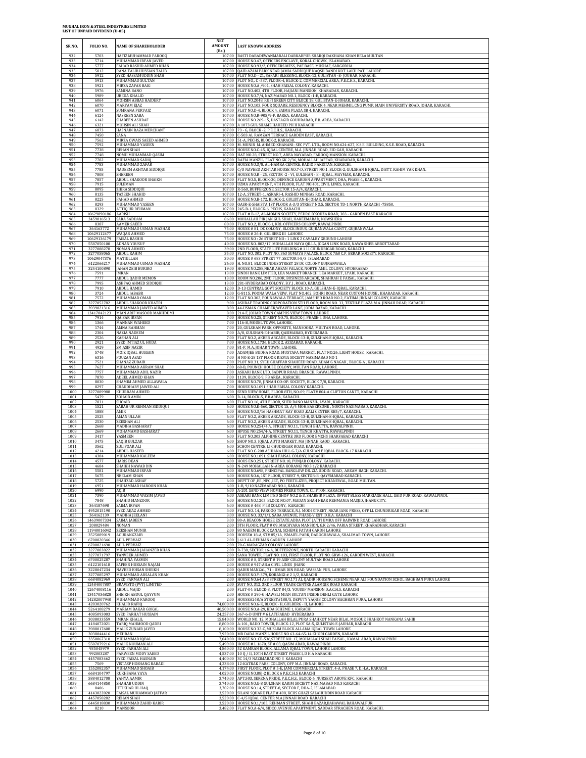# MUGHAL IRON & STEEL INDUSTRIES LIMITED
## LIST OF UNPAID DIVIDEND (D-05)

| SR.NO. | FOLIO NO. | NAME OF SHAREHOLODER | NET AMOUNT (Rs.) | LAST KNOWN ADDRESS |
|---|---|---|---|---|
| 932 | 5703 | HAFIZ MUHAMMAD FAROOQ | 107.00 | BASTI DABADEWANMARALI DARKABPUR SHARQI DAKHANA KHAN BELA MULTAN |
| 933 | 5714 | MUHAMMAD IRFAN JAVED | 107.00 | HOUSE NO.47, OFFICERS ENCLAVE, KORAL CHOWK, ISLAMABAD. |
| 934 | 5777 | FAHAD RASHID AHMED KHAN | 107.00 | HOUSE NO.93/2, OFFICERS MESS, PAF BASE, MUSHAF, SARGODHA. |
| 935 | 5812 | RANA TALIB HUSSIAN TALIB | 107.00 | QAID AZAM PARK NEAR JAMIA SADDIQUE NAQSH BANDI KOT LAKH PAT, LAHORE. |
| 936 | 5912 | SYED HASSAMUDDIN SHAH | 107.00 | FLAT NO.D - 21, SAFARI BLESSING, BLOCK-12, GULISTAN -E- JOUHAR, KARACHI. |
| 937 | 5913 | MUHAMMAD SULTAN | 107.00 | PLOT NO., C -537, FLOOR-4, BLOCK-2, COMMERCIAL AREA, P.E.C.H.S., KARACHI. |
| 938 | 5921 | MIRZA ZAFAR BAIG | 107.00 | HOUSE NO.A /901, SHAH FAISAL COLONY, KARACHI. |
| 939 | 5976 | SAMINA BANO | 107.00 | FLAT NO.402, 4TH FLOOR, HAJIANI MANSION, KHARADAR, KARACHI. |
| 940 | 5989 | UBEDA KHALID | 107.00 | HOUSE NO.7/4, NAZIMABAD NO.1, BLOCK -1-E, KARACHI. |
| 941 | 6064 | MOHSIN ABBAS HAIDERY | 107.00 | FLAT NO.2048, RUFI GREEN CITY BLOCK 18, GULISTAN-E-JOHAR, KARACHI. |
| 942 | 6070 | MARYAM EJAZ | 107.00 | FLAT NO.103, FOUR SQUARE, RESIDENCY BLOCK 4, NEAR MEHMIL CNG PUMP, MAIN UNIVERSITY ROAD, JOHAR, KARACHI. |
| 943 | 6071 | SUMRANA PERVAIZ | 107.00 | FLAT NO.D-4, BLOCK 4, SAIMA PLAZA SB 4, KARACHI. |
| 944 | 6124 | NASREEN SABA | 107.00 | HOUSE NO.R-905/9-F, BAREA, KARACHI. |
| 945 | 6142 | SHAREEN ASHRAF | 107.00 | HOUSE NO.269-15, DASTAGIR GOUHRABAD, F.B. AREA, KARACHI. |
| 946 | 6321 | MOHSIN ALI SHAH | 107.00 | A 1073 GUL SHAME HAHEED PH II KARACHI |
| 947 | 6873 | HASNAIN RAZA MERCHANT | 107.00 | 73 - G, BLOCK -2, P.E.C.H.S., KARACHI. |
| 948 | 7450 | SANA | 107.00 | C-503 AL RAMZAN TERRACE GARDEN EAST, KARACHI. |
| 949 | 7562 | MIRZA OWAIS SAEED AHMED | 107.00 | 51-A, PECHS, BLOCK-2, KARACHI. |
| 950 | 7592 | MUHAMMAD YASEEN | 107.00 | M. MUNIR M. AHMED KHANANI- SEC PVT. LTD., ROOM NO.624-627, K.S.E. BUILDING, K.S.E. ROAD, KARACHI. |
| 951 | 7738 | REHAN SHAH | 107.00 | HOUSE NO.C-45, IQBAL CENTRE, M.A. JINNAH ROAD, EID GAH, KARACHI. |
| 952 | 7748 | NOMII MUHAMMAD QASIM | 107.00 | HAT NO.28, STREET NO.7, AREA NAYABAD, FAROOQ MANSION, KARACHI. |
| 953 | 7782 | MUHAMMAD SADIQ | 107.00 | RAFIA MANZIL, FLAT NO.GK 2/36, MOHALLAH JAFFAR, KHARADAR, KARACHI. |
| 954 | 7783 | MUHAMMAD ZAFAR | 107.00 | HOUSE NO.3/8, AL-HAMRA CENTRE, RADIO PAKISTAN, KARACHI. |
| 955 | 7785 | NADEEM AKHTAR SIDDIQUI | 107.00 | C/O NAVEED AKHTAR HOUSE NO.7-D, STREET NO.1, BLOCK-2, GULSHAN E IQBAL, DISTT. RAHIM YAR KHAN. |
| 956 | 7808 | SHEREEN | 107.00 | HOUSE NO.R - 25, SECTOR -2 - VI, GULSHAN - E - IQBAL, MAYMAR, KARACHI. |
| 957 | 7857 | ABDUL SHAKOOR SHAIKH | 107.00 | FLAT NO.5, BLOCK-30, DEFENCE GARDEN APPARTMENT, DHA, PHASE-1, KARACHI. |
| 958 | 7915 | SULEMAN | 107.00 | UZMA APARTMENT, 4TH FLOOR, FLAT NO.401, CIVIL LINES, KARACHI. |
| 959 | 8095 | ZIKRA SIDDIQUI | 107.00 | R-560, BUFFERZONE, SECTOR 15-A/4, KARACHI. |
| 960 | 8135 | TAZEEN SHAHID | 107.00 | 12-A, STREET-1, ASKARI-4, RASHID MINHAS ROAD, KARACHI. |
| 961 | 8225 | FAHAD AHMED | 107.00 | HOUSE NO.B-172, BLOCK-2, GULISTAN-E-JOHAR, KARACHI. |
| 962 | 8293 | MUHAMMAD YASEEN | 107.00 | QASR-E-SHAISTA 1ST FLOOR A-3/3 STREET NO.5, SECTOR TD-1 NORTH KARACHI -75850. |
| 963 | 8329 | ATTIQ UR REHMAN | 107.00 | 245-B-1, BLOCK-6, PECHS, KARACHI. |
| 964 | 10629090186 | AARISH | 107.00 | FLAT # B-12, AL-MOMIN SOCIETY, PEDRO D'SOUZA ROAD, 383 - GARDEN EAST KARACHI |
| 965 | 3459016513 | SARA SADDAM | 86.00 | MOHALLAH PIR JAN GUL SHAH, HAKEEMABAD, NOWSHERA |
| 966 | 8387 | AAMER SAEED | 80.00 | FLAT NO.2, BLOCK-1, KRL OFFICERS COLONY, RAWALPINDI. |
| 967 | 364163772 | MUHAMMAD USMAN MAZHAR | 75.00 | HOUSE # 81, DC COLONY, BLOCK INDUS, GUJRANWALA CANTT, GUJRANWALA |
| 968 | 10629112477 | WAQAR AHMED | 75.00 | HOUSE # 26-H, GULBERG III LAHORE |
| 969 | 10629136179 | FAISAL BASHIR | 75.00 | HOUSE NO : 26 STREET NO : 1 LINK 2 CAVALRY GROUND LAHORE |
| 970 | 5587050100 | ADNAN YOUSUF | 40.00 | HOUSE NO. 802/17, MOHALLAH NAYA QILLA, JOGAN LINK ROAD, NAWA SHER ABBOTTABAD |
| 971 | 3277088278 | NOMAN AHMED | 39.00 | 2ND FLOOR, STATE LIFE BUILDING # 1 LI.CHUNDRIGAR ROAD, KARACHI |
| 972 | 3277058065 | ABDUL RAHIM | 35.00 | FLAT NO. 302, PLOT NO. 363 SUMAYA PALACE, BLOCK 7&8 C.P. BERAR SOCIETY, KARACHI |
| 973 | 10629047376 | MATIULLAH | 30.00 | HOUSE # 683 STREET 77, SECTOR I-8/3 ISLAMABAD |
| 974 | 6122066217 | MUHAMMAD USMAN MAZHAR | 26.00 | H. NO.81, BLOCK INDUS STREET 28 DC COLONY GUJRANWALA |
| 975 | 3244100890 | JAHAN ZEIB BURIRO | 19.00 | HOUSE NO.288,NEAR AHSAN PALACE, NORTH AMIL COLONY, HYDERABAD |
| 976 | 7591 | IMRAN | 13.00 | SINDH BANK LIMITED, LEA MARKET BRANCH, LEA MARKET, LYARI, KARACHI. |
| 977 | 7777 | ABDUL QADIR MEMON | 13.00 | ROOM NO.206, 2ND FLOOR, BUSINESS ARCADE, SHAHRAH E FAISAL, KARACHI. |
| 978 | 7995 | ASHFAQ AHMED SIDDIQUI | 13.00 | 281-HYDERABAD COLONY, B.V.J , ROAD, KARACHI. |
| 979 | 7910 | ABDUL HAMID | 12.00 | D-13 CENTRAL GOVT SOCIETY BLOCK 10-A, GULSHAN-E-IQBAL, KARACHI. |
| 980 | 3724 | ABDUL JABABR | 12.00 | G-8115, POONA WALA VEIW, FLAT NO.402, BOHRI ROAD, NEAR CUSTOM HOUSE , KHARADAR, KARACHI. |
| 981 | 7572 | MUHAMMAD OMAR | 12.00 | FLAT NO.302, POUNAWALA TERRACE, JAMSHED ROAD NO.2, FATIMA JINNAH COLONY, KARACHI. |
| 982 | 3277052782 | ABDUL SHAKOOR KHATRI | 9.00 | ASHRAF TRADING CORPORATION 5TH FLOOR, ROOM NO. 33, TEXTILE PLAZA M.A. JINNAH ROAD, KARACHI |
| 983 | 3939021316 | MUHAMMAD JAWED AHMED | 8.00 | 44-USMAN CHAMBER,WEAVER LANE, JODIA BAZAR, KARACHI |
| 984 | 13417042123 | MIAN ARIF MASOOD MAKHDUMI | 8.00 | 214-F, JOHAR TOWN CAMPUS VIEW TOWN LAHORE |
| 985 | 7914 | QAISAR IRFAN | 7.00 | HOUSE NO.25, STREET NO.75, BLOCK-J, PHASE-I, DHA, LAHORE. |
| 986 | 1366 | MANNAN WAHEED | 7.00 | 116-B, MODEL TOWN, LAHORE. |
| 987 | 1744 | AMNA RAHMAN | 7.00 | 20, GULSHAN PARK, OPPOSITE, MANSOORA, MULTAN ROAD, LAHORE. |
| 988 | 2304 | NAZIA NADEEM | 7.00 | A/8, GULSHAN-E-HABIB, QASIMABAD, HYDERABAD. |
| 989 | 2526 | KASHAN ALI | 7.00 | FLAT NO.2, AKBER ARCADE, BLOCK-13-B, GULSHAN-E-IQBAL, KARACHI. |
| 990 | 2921 | SYED IMTIAZ UL HUDA | 7.00 | HOUSE NO..1736, BLOCK 2, AZIZABAD, KARACHI. |
| 991 | 4929 | SM ASIF NAZIR | 7.00 | 81-P, M.A. JOHAR TOWN, LAHORE. |
| 992 | 5748 | MOIZ IQBAL HUSSAIN | 7.00 | ADAMJEE BUDHA ROAD, MUSTAFA MARKET, FLAT NO.26, LIGHT HOUSE , KARACHI. |
| 993 | 6316 | FOUZAN ASAD | 7.00 | H NO E-28 1ST FLOOR RIZVIA SOCIETY NAZIMABAD NO 1 |
| 994 | 7521 | SHANAZ ZUBAIR | 7.00 | PLOT NO.31, SYED GHAFFAR SHAHEED ROAD, ADAM G NAGAR , BLOCK-A , KARACHI. |
| 995 | 7627 | MUHAMMAD AKRAM SHAD | 7.00 | 68-B, POUNCH HOUSE COLONY, MULTAN ROAD, LAHORE. |
| 996 | 7757 | MUHAMMAD ADIL NAZIR | 7.00 | ASKARI BANK LTD. SADPUR ROAD, BRANCH, RAWALPINDI. |
| 997 | 7870 | ADEEL AHMED KHAN | 7.00 | 1139, BLOCK-9, FB AREA , KARACHI. |
| 998 | 8030 | SHAMIM AHMED ALLAWALA | 7.00 | HOUSE NO.78, JINNAH CO-OP. SOCIETY, BLOCK 7/8, KARACHI. |
| 999 | 8297 | CHAUDHARY JAWED ALI | 7.00 | HOUSE NO.1091 SHAH FAISAL COLONY KARACHI. |
| 1000 | 3277089988 | KHURRAM AHMED | 7.00 | SEND VIEW HOME, FLOOR 8TH, NO-09, FLAT# 804-A CLIFTON CANTT, KARACHI |
| 1001 | 5479 | ZOHAIB AMIN | 6.00 | R-14, BLOCK-5, F.B.AREA, KARACHI. |
| 1002 | 7831 | SHOAIB | 6.00 | FLAT NO.16, 4TH FLOOR, SHER BANO MANZIL, LYARI , KARACHI. |
| 1003 | 1521 | SABAH UR REHMAN SIDDIQUI | 6.00 | HOUSE NO.K-560, SECTOR 15, A/4 MOH,BABERZONE , NORTH NAZIMABAD, KARACHI. |
| 1004 | 1888 | AMIR | 6.00 | HOUSE NO.3/16 HASHMAT RAY ROAD ,KALI CENTER RB5/7, KARACHI. |
| 1005 | 2525 | AMAN ULLAH | 6.00 | FLAT NO.2, AKBER ARCADE, BLOCK-13-B, GULSHAN-E-IQBAL, KARACHI. |
| 1006 | 2530 | ZEESHAN ALI | 6.00 | FLAT NO.2, AKBER ARCADE, BLOCK-13-B, GULSHAN-E-IQBAL, KARACHI. |
| 1007 | 2668 | MADIHA BASHARAT | 6.00 | HOUSE NO.254/4 A, STREET NO.11, TENCH BHATTA, RAWALPINDI. |
| 1008 | 2669 | MOHAMAMD BASHARAT | 6.00 | HPUSE NO.254/4-A, STREET NO.11, TENCH KHATTA, RAWALPINDI |
| 1009 | 3417 | YASMEEN | 6.00 | FLAT NO.303 ALPHINE CENTRE 3RD FLOOR BMCHS SHARFABAD KARACHI |
| 1010 | 3475 | SAQIB GULZAR | 6.00 | SHOP NO.3, IQBAL AUTO MARKET, MA JINNAH RAOD , KARACHI. |
| 1011 | 3562 | ZULJFQAR ALI | 6.00 | SCHON CENTRE, I.I CHUDRIGAR ROAD, KARACHI. |
| 1012 | 4214 | ABDUL HASEEB | 6.00 | FLAT NO.C-208 ASHIANA HILL G-7/A GULSHAN E IQBAL BLOCK-17 KARACHI |
| 1013 | 4304 | MUHAMMAD KALEEM | 6.00 | HOUSE NO.1091, SHAH FAISAL COLONY, KARACHI. |
| 1014 | 4577 | HARIS DEAN | 6.00 | HOUS ENO.251, STREET NO.18, PUNJAB COLONY, KARACHI. |
| 1015 | 4684 | SHAIKH NAWAB DIN | 6.00 | N-249 MOHALLAH N-AREA KORANGI NO.3 1/2 KARACHI |
| 1016 | 5581 | MUHAMMAD IRFAN | 6.00 | HOUSE NO.698, PRINCIPAL BANGLOW DR. ZIA UDDIN ROAD, AREAM BAGH KARACHI. |
| 1017 | 5675 | NEELAM KHAN | 6.00 | HOUSE NO.6, 1ST FLOOR, STREET 9, SECTOR-B, QAYYMABAD KARACHI. |
| 1018 | 5725 | SHAHZAD ASHAF | 6.00 | DEPTT OF ,EE ,NFC ,IET, PO FERTILIZER, PROJECT KHANEWAL, ROAD MULTAN. |
| 1019 | 6951 | MUHAMMAD HAROON KHAN | 6.00 | 1-B, 9/10 NAZIMABAD NO.1, KARACHI. |
| 1020 | 6990 | AQIB | 6.00 | A-201 SAND VIEW HOMES FRERE TOWN, CLIPTON, KARACHI. |
| 1021 | 7390 | MUHAMMAD WASIM JAVED | 6.00 | ASKARI BANK LIMITED SHOP NO.2 & 3, SHABBIR PLAZA, OPPSIT BLESS MARRIAGE HALL, SAID PUR ROAD, RAWALPINDI. |
| 1022 | 7848 | SHAHID MANZOOR | 6.00 | HOUSE NO.1205, BLOCK NO.07, MADAN SHAH NEAR REHMANIA MASJID, JHANG CITY. |
| 1023 | 364187698 | SAIMA IRFAN | 6.00 | HOUSE # 468, P.I.B COLONY, KARACHI |
| 1024 | 4952015190 | SYED AIJAZ AHMED | 4.00 | FLAT NO. 14, FAROOQ TERRACE, N.J. MODI STREET, NEAR JANG PRESS, OFF I.I. CHUNDRIGAR ROAD, KARACHI |
| 1025 | 364162139 | MADIHA JEELANI | 3.00 | HOUSE NO. 33/1/1, SABA AVENUE, PHASE-V EXT. D.H.A. KARACHI |
| 1026 | 14639007334 | SAIMA JABEEN | 3.00 | 80-A BEACON HOUSE ESTATE ADDA PLOT JATTI UMRA OFF RAIWIND ROAD LAHORE |
| 1027 | 208029484 | NOMAN | 2.00 | 5TH FLOOR, FLAT # 09, MACHYARA MANSION, G.K 2/46, PARIA STREET, KHARADHAR, KARACHI |
| 1028 | 11940016042 | ZEESHAN MUNIR | 2.00 | 88 NAEEM BLOCK CANAL SCHEME FATAH GARDH LAHORE |
| 1029 | 3525089019 | AOURANGZAIB | 2.00 | HOUSE# 18-A, ST# 85/1A, ISMAIEL PARK, DAROGHAWALA, SHALIMAR TOWN, LAHORE |
| 1030 | 6700020346 | ADIL PERVAIZ | 2.00 | J 613 AL-REHMAN GARDEN LAHORE |
| 1031 | 6700021690 | ADIL PERVAIZ | 2.00 | 70-G MARAGZAR COLONY LAHORE |
| 1032 | 3277083822 | MUHAMMAD JAHANZEB KHAN | 2.00 | R-738, SECTOR 16-A, BUFFERZONE, NORTH KARACHI KARACHI |
| 1033 | 3277071797 | TANVEER AHMED | 2.00 | SANA TOWER, FLAT NO. 103, FIRST FLOOR, PLOT NO. GRW-126, GARDEN WEST, KARACHI. |
| 1034 | 6700025287 | SHAHINA YASMIN | 2.00 | HOUSE # 8, STREET # 19 ASIF COLONY MULTAN ROAD LAHORE |
| 1035 | 6122101618 | SAFEER HUSSAIN NAJAM | 2.00 | HOUSE # 947-AB,A CIVIL LINES JHANG |
| 1036 | 3228047234 | NAVEED EHSAN SHEIKH | 2.00 | QADIR MANZAL, 71 - UMAR DIN ROAD, WASSAN PUR, LAHORE |
| 1037 | 3277085297 | MUHAMMAD ARSALAN KHAN | 2.00 | HOUSE NO.Y-379, KORANGI # 2 1/2, KARACHI |
| 1038 | 6684082969 | SYED FARMAN ALI | 2.00 | HOUSE NO.64 A/3 STREET NO.171 AL QADIR HOUSING SCHEME NEAR ALI FOUNDATION SCHOL BAGHBAN PURA LAHORE |
| 1039 | 12484087807 | BRAVISTO (PVT) LIMITED | 2.00 | SUIT NO. 312, 3RD FLOOR TRADE CENTRE ALAMGIR ROAD KARACHI |
| 1040 | 12674008116 | ABDUL MAJID | 2.00 | FLAT-04, BLOCK-3, PLOT 84/3, YOUSUF MANSION D.A.C.H.S, KARACHI |
| 1041 | 13417036828 | SHEIKH ABDUL QAYYUM | 2.00 | HOUSE # 290-G HAWELI MIAN SULTAN INSIDE DEHLI GATE LAHORE |
| 1042 | 14282007940 | MUHAMMAD FAROOQ | 2.00 | HOUSE#248/A STREET#188/5, DEPUTY YAQUB COLONY BAGHBAN PURA, LAHORE |
| 1043 | 4283020762 | KHALID RAFIQ | 74,800.00 | HOUSE NO.6-K, BLOCK - H, GULBERG - II, LAHORE |
| 1044 | 5264108279 | MARIAM BAKAR GOKAL | 40,500.00 | HOUSE NO.A-29, KDA SCHEME 1, KARACHI |
| 1045 | 4085093003 | SYED FARHAT HUSSAIN | 24,257.00 | 367-6-D UNIT # 6 LATIFABAD HYDERABAD |
| 1046 | 3038033559 | IMRAN KHALIL | 15,840.00 | WORLD NO. 12, MOHALLAH BILAL PURA SHAHKOT NEAR BILAL MOSQUE SHAHKOT NANKANA SAHIB |
| 1047 | 4184072021 | TARIQ MAHMOOD QADRI | 8,800.00 | A-101, RADO TOWER, BLOCK-12, GULISTAN-E-JAUHAR, KARACHI |
| 1048 | 3988017608 | MALIK ZUNAIR JAVED | 8,100.00 | HOUSE NO 32-C, MUSLIM BLOCK ALLAMA IQBAL TOWN LAHORE |
| 1049 | 3038044416 | MEHRAN | 7,920.00 | MR DADA MANZIL,HOUSE NO 63-64-65-14 KHORI GARDEN, KARACHI |
| 1050 | 3350067310 | MUHAMMAD IQBAL | 7,040.00 | HOUSE NO. CB-536,STREET NO. 17, MOHALLAH SHAH FAISAL , KAMAL ABAD, RAWALPINDI |
| 1051 | 5587079216 | MALIK NOUMAN ALI | 5,499.00 | HOUSE # L 1670, ST # 03, QASIM ABAD, RAWALPINDI |
| 1052 | 935045979 | SYED FARHAN ALI | 4,860.00 | 52 KAMRAN BLOCK, ALLAMA IQBAL TOWN, LAHORE LAHORE |
| 1053 | 992003287 | PARWEEN MODY SAEED | 4,537.00 | 10 Q / II, 10TH EAST STREET PHASE I, D H A KARACHI |
| 1054 | 4457083462 | SYED FAISAL HASNAIN | 4,400.00 | 3C 14/3 NAZIMABAD NO 3 KARACHI |
| 1055 | 7569 | VISTASP HOSHANG RABADI | 4,238.00 | 12-KATRAK PARSI COLONY, OFF M.A. JINNAH ROAD, KARACHI. |
| 1056 | 1552082357 | MUHAMMAD SHOAIB | 4,174.00 | FIRST FLOOR, PLOT # 5-E, JAMI COMMERCIAL STREET, 4-A, PHASE 7, D.H.A., KARACHI |
| 1057 | 6684104797 | RUKHSANA YAYA | 4,020.00 | HOUSE NO.88J-2 BLOCK 6 P.E.C.H.S KARACHI |
| 1058 | 5884012708 | YAHYA AAMIR | 3,740.00 | APT.503, SERENA PRIDE, P.E.C.H.S., BLOCK-6, NURSERY ABOVE KFC, KARACHI |
| 1059 | 6684144850 | SHAHAB UDDIN | 3,740.00 | HOUSE NO.G-8 GULSHAN KARIM SOCIETY NAZIMABAD NO.3 KARACHI |
| 1060 | 8406 | IFTIKHAR UL HAQ | 3,702.00 | HOUSE NO.14, STREET-8, SECTOR F, DHA-2, ISLAMABAD. |
| 1061 | 4143022020 | FAISAL MUHAMMAD JAFFAR | 3,520.00 | SILANI SQUARE FLAT # 408, KCHS GHAZI SALAHUDDIN ROAD KARACHI |
| 1062 | 4457058282 | REHAN SHAH | 3,520.00 | C-4/5 IQBAL CENTER M.A JINNAH ROAD KARACHI |
| 1063 | 6445018830 | MUHAMMAD ZAHID KABIR | 3,520.00 | HOUSE NO.1/105, REHMAN STREET, SHAHI BAZAR,BAHAWAL BAHAWALPUR |
| 1064 | 8210 | MANSOOR | 3,482.00 | FLAT NO.A-6/4, SIDCO AVENUE APARTMENT, SADDAR STRACHEN ROAD, KARACHI. |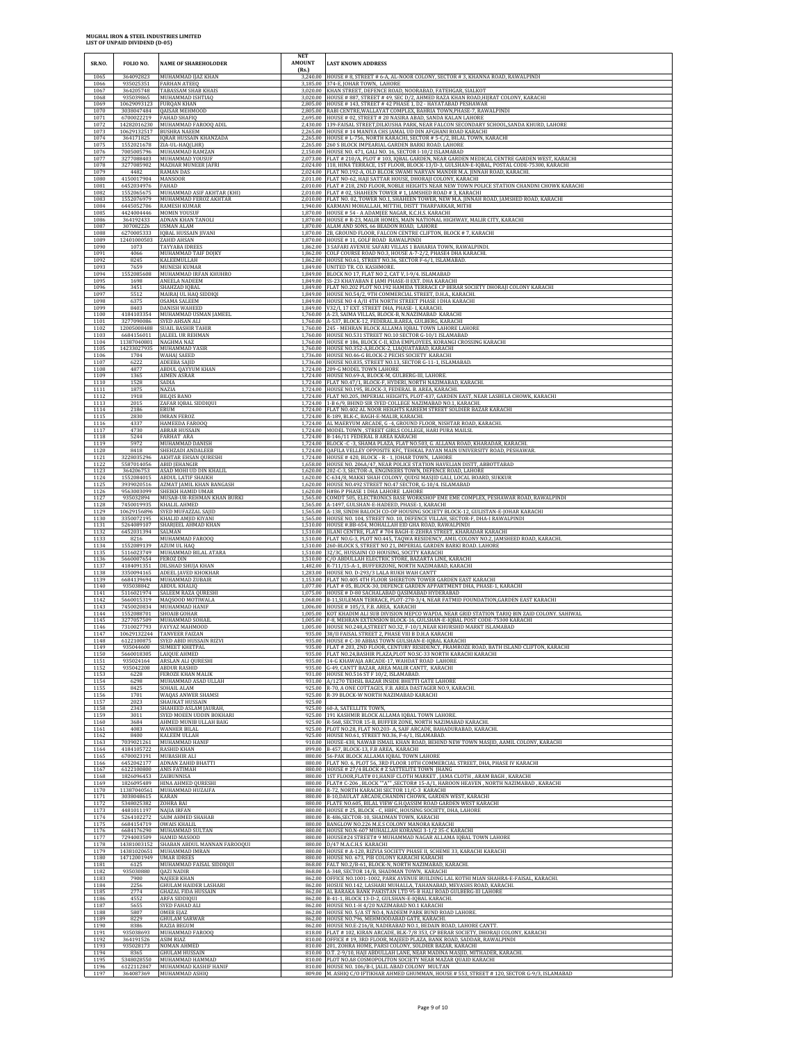**MUGHAL IRON & STEEL INDUSTRIES LIMITED**
**LIST OF UNPAID DIVIDEND (D-05)**

| SR.NO. | FOLIO NO. | NAME OF SHAREHOLODER | NET AMOUNT (Rs.) | LAST KNOWN ADDRESS |
|---|---|---|---|---|
| 1065 | 364092823 | MUHAMMAD IJAZ KHAN | 3,240.00 | HOUSE # 8, STREET # 6-A, AL-NOOR COLONY, SECTOR # 3, KHANNA ROAD, RAWALPINDI |
| 1066 | 935025351 | FARHAN ATEEQ | 3,185.00 | 374-E, JOHAR TOWN, LAHORE |
| 1067 | 364205748 | TABASSAM SHAB KHAIS | 3,020.00 | KHAN STREET, DEFENCE ROAD, NOORABAD, FATEHGAR, SIALKOT |
| 1068 | 935039865 | MUHAMMAD ISHTIAQ | 3,020.00 | HOUSE # 887, STREET # 49, SEC D/2, AHMED RAZA KHAN ROAD,HIJRAT COLONY, KARACHI |
| 1069 | 10629093123 | FURQAN KHAN | 2,805.00 | HOUSE # 143, STREET # 42 PHASE 1, D2 - HAYATABAD PESHAWAR |
| 1070 | 3038047484 | QAISAR MEHMOOD | 2,805.00 | RABI CENTRE,WALLAYAT COMPLEX, BAHRIA TOWN,PHASE-7, RAWALPINDI |
| 1071 | 6700022219 | FAHAD SHAFIQ | 2,695.00 | HOUSE # 02, STREET # 20 NASIRA ABAD, SANDA KALAN LAHORE |
| 1072 | 14282016230 | MUHAMMAD FAROOQ ADIL | 2,430.00 | 139-FAISAL STREET,DILKUSHA PARK, NEAR FALCON SECONDARY SCHOOL,SANDA KHURD, LAHORE |
| 1073 | 10629132517 | BUSHRA NAEEM | 2,265.00 | HOUSE # 14 MANIYA CHS JAMAL UD DIN AFGHANI ROAD KARACHI |
| 1074 | 364171825 | IQRAR HUSSAIN KHANZADA | 2,265.00 | HOUSE # L-756, NORTH KARACHI, SECTOR # 5-C/2, BILAL TOWN, KARACHI |
| 1075 | 1552021678 | ZIA-UL-HAQ(LHR) | 2,265.00 | 260 S BLOCK IMPEARIAL GARDEN BARKI ROAD. LAHORE |
| 1076 | 7005005796 | MUHAMMAD RAMZAN | 2,150.00 | HOUSE NO. 471, GALI NO. 16, SECTOR I-10/2 ISLAMABAD |
| 1077 | 3277088403 | MUHAMMAD YOUSUF | 2,073.00 | FLAT # 210/A, PLOT # 103, IQBAL GARDEN, NEAR GARDEN MEDICAL CENTRE GARDEN WEST, KARACHI |
| 1078 | 3277085902 | MAZHAR MUNEER JAFRI | 2,024.00 | 118, HINA TERRACE, 1ST FLOOR, BLOCK-13/D-3, GULSHAN-E-IQBAL, POSTAL CODE-75300, KARACHI |
| 1079 | 4482 | RAMAN DAS | 2,024.00 | FLAT NO.192-A, OLD BLCOK SWAMI NARYAN MANDIR M.A. JINNAH ROAD, KARACHI. |
| 1080 | 4150017904 | MANSOOR | 2,011.00 | FLAT NO-62, HAJI SATTAR HOUSE, DHORAJI COLONY, KARACHI |
| 1081 | 6452034976 | FAHAD | 2,010.00 | FLAT # 218, 2ND FLOOR, NOBLE HEIGHTS NEAR NEW TOWN POLICE STATION CHANDNI CHOWK KARACHI |
| 1082 | 1552065675 | MUHAMMAD ASIF AKHTAR (KHI) | 2,010.00 | FLAT # 02, SHAHEEN TOWER # 1, JAMSHED ROAD # 3, KARACHI |
| 1083 | 1552076979 | MUHAMMAD FEROZ AKHTAR | 2,010.00 | FLAT NO. 02, TOWER NO.1, SHAHEEN TOWER, NEW M.A. JINNAH ROAD, JAMSHED ROAD, KARACHI |
| 1084 | 6445052706 | RAMESH KUMAR | 1,940.00 | KARMANI MOHALLAH, MITTHI, DISTT THARPARKAR, MITHI |
| 1085 | 4424004446 | MOMIN YOUSUF | 1,870.00 | HOUSE # 54 - A ADAMJEE NAGAR, K.C.H.S. KARACHI |
| 1086 | 364192433 | ADNAN KHAN TANOLI | 1,870.00 | HOUSE # R-23, MALIR HOMES, MAIN NATIONAL HIGHWAY, MALIR CITY, KARACHI |
| 1087 | 307082226 | USMAN ALAM | 1,870.00 | ALAM AND SONS, 66 BEADON ROAD, LAHORE |
| 1088 | 6270005333 | IQBAL HUSSAIN JIVANI | 1,870.00 | 2B, GROUND FLOOR, FALCON CENTRE CLIFTON, BLOCK # 7, KARACHI |
| 1089 | 12401000503 | ZAHID AHSAN | 1,870.00 | HOUSE # 11, GOLF ROAD RAWALPINDI |
| 1090 | 1073 | TAYYABA IDREES | 1,862.00 | 3 SAFARI AVENUE SAFARI VILLAS 1 BAHARIA TOWN, RAWALPINDI. |
| 1091 | 4066 | MUHAMMAD TAIF DOJKY | 1,862.00 | COLF COURSE ROAD NO.3, HOUSE A-7-2/2, PHASE4 DHA KARACHI. |
| 1092 | 8245 | KALEEMULLAH | 1,862.00 | HOUSE NO.61, STREET NO.36, SECTOR F-6/1, ISLAMABAD. |
| 1093 | 7659 | MUNESH KUMAR | 1,849.00 | UNITED TR. CO. KASHMORE. |
| 1094 | 1552085608 | MUHAMMAD IRFAN KHUHRO | 1,849.00 | BLOCK NO 17, FLAT NO 2, CAT V, I-9/4, ISLAMABAD |
| 1095 | 1698 | ANEELA NADEEM | 1,849.00 | SS-23 KHAYABAN E JAMI PHASE-II EXT. DHA KARACHI |
| 1096 | 3451 | SHAHZAD IQBAL | 1,849.00 | FLAT NO.202 PLOT NO.192 HAMIDA TERRACE CP BERAR SOCIETY DHORAJI COLONY KARACHI |
| 1097 | 5512 | MAIRAJ UL HAQ SIDDIQI | 1,849.00 | HOUSE NO.92/2, 9TH COMMERCIAL STREET, D.H.A., KARACHI. |
| 1098 | 6375 | OSAMA SALEEM | 1,849.00 | HOUSE NO 4 A/II 4TH NORTH STREET PHASE I DHA KARACHI |
| 1099 | 8403 | DANISH WAHEED | 1,849.00 | V32/I, 17 EXT. STREET DHA, PHASE- I, KARACHI. |
| 1100 | 4184103354 | MUHAMMAD USMAN JAMEEL | 1,760.00 | A-23, SAIMA VILLAS, BLOCK-B, N.NAZIMABAD KARACHI |
| 1101 | 3277090086 | SYED AHSAN ALI | 1,760.00 | A-537, BLOCK-12, FEDERAL.B.AREA, GULBERG, KARACHI |
| 1102 | 12005008488 | SUAIL BASHIR TAHIR | 1,760.00 | 245 - MEHRAN BLOCK ALLAMA IQBAL TOWN LAHORE LAHORE |
| 1103 | 6684156011 | JALEEL UR REHMAN | 1,760.00 | HOUSE NO.531 STREET NO.10 SECTOR G-10/1 ISLAMABAD |
| 1104 | 11387040801 | NAGHMA NAZ | 1,760.00 | HOUSE # 186, BLOCK C-II, KDA EMPLOYEES, KORANGI CROSSING KARACHI |
| 1105 | 14233027935 | MUHAMMAD YASIR | 1,760.00 | HOUSE NO.352-A,BLOCK-2, LIAQUATABAD, KARACHI |
| 1106 | 1704 | WAHAJ SAEED | 1,736.00 | HOUSE NO.46-G BLOCK-2 PECHS SOCIETY KARACHI |
| 1107 | 6222 | ADEEBA SAJID | 1,736.00 | HOUSE NO.835, STREET NO.13, SECTOR G-11-1, ISLAMABAD. |
| 1108 | 4877 | ABDUL QAYYUM KHAN | 1,724.00 | 209-G MODEL TOWN LAHORE |
| 1109 | 1365 | AIMEN ASRAR | 1,724.00 | HOUSE NO.69-A, BLOCK-M, GULBERG-III, LAHORE. |
| 1110 | 1528 | SADIA | 1,724.00 | FLAT NO.47/1, BLOCK-F, HYDERI, NORTH NAZIMABAD, KARACHI. |
| 1111 | 1875 | NAZIA | 1,724.00 | HOUSE NO.195, BLOCK-3, FEDERAL B. AREA, KARACHI. |
| 1112 | 1918 | BILQIS BANO | 1,724.00 | FLAT NO.205, IMPERIAL HEIGHTS, PLOT-437, GARDEN EAST, NEAR LASBELA CHOWK, KARACHI |
| 1113 | 2015 | ZAFAR IQBAL SIDDIQUI | 1,724.00 | 1-B 6/9, BHIND SIR SYED COLLEGE NAZIMABAD NO.1, KARACHI. |
| 1114 | 2186 | ERUM | 1,724.00 | FLAT NO.402 AL NOOR HEIGHTS KAREEM STREET SOLDIER BAZAR KARACHI |
| 1115 | 2830 | IMRAN FEROZ | 1,724.00 | R-189, BLK-C, BAGH-E-MALIR, KARACHI. |
| 1116 | 4337 | HAMEEDA FAROOQ | 1,724.00 | AL MAERYUM ARCADE, G -4, GROUND FLOOR, NISHTAR ROAD, KARACHI. |
| 1117 | 4730 | ABRAR HUSSAIN | 1,724.00 | MODEL TOWN , STREET GIRLS COLLEGE, HARI PURA MAILSI. |
| 1118 | 5244 | FARHAT ARA | 1,724.00 | B-146/11 FEDERAL B AREA KARACHI |
| 1119 | 5972 | MUHAMMAD DANISH | 1,724.00 | BLOCK -C -3, SHAMA PLAZA, FLAT NO.503, G. ALLANA ROAD, KHARADAR, KARACHI. |
| 1120 | 8418 | SHEHZADI ANDALEEB | 1,724.00 | QAFILA VELLEY OPPOSITE KFC, TEHKAL PAYAN MAIN UNIVERSITY ROAD, PESHAWAR. |
| 1121 | 3228035296 | AKHTAR EHSAN QURESHI | 1,724.00 | HOUSE # 420, BLOCK - R - 1, JOHAR TOWN, LAHORE |
| 1122 | 5587014056 | ABID JEHANGIR | 1,658.00 | HOUSE NO. 206A/47, NEAR POLICE STATION HAVELIAN DISTT, ABBOTTABAD |
| 1123 | 364206753 | ASAD MOHI UD DIN KHALIL | 1,620.00 | 202-C-3, SECTOR-A, ENGINEERS TOWN, DEFENCE ROAD, LAHORE |
| 1124 | 1552084015 | ABDUL LATIF SHAIKH | 1,620.00 | C-634/8, MAKKI SHAH COLONY, QUDSI MASJID GALI, LOCAL BOARD, SUKKUR |
| 1125 | 3939020516 | AZMAT JAMIL KHAN BANGASH | 1,620.00 | HOUSE NO.492 STREET NO.47 SECTOR, G-10/4. ISLAMABAD |
| 1126 | 9563003099 | SHEIKH HAMID UMAR | 1,620.00 | H#86 P PHASE 1 DHA LAHORE LAHORE |
| 1127 | 935032894 | MUSAB-UR-REHMAN KHAN BURKI | 1,565.00 | COMDT 505, ELECTRONICS BASE WORKSHOP EME EME COMPLEX, PESHAWAR ROAD, RAWALPINDI |
| 1128 | 7450019935 | KHALIL AHMED | 1,565.00 | A-1497, GULSHAN-E-HADEED, PHASE-1, KARACHI |
| 1129 | 10629156896 | SYED MUFAZZAL SAJID | 1,565.00 | A-138, SINDH BALOCH CO-OP HOUSING SOCIETY BLOCK-12, GULISTAN-E-JOHAR KARACHI |
| 1130 | 3350072195 | KHALID AMJID KIYANI | 1,565.00 | HOUSE NO. 104, STREET NO. 10, DEFENCE VILLAH, SECTOR-F, DHA-I RAWALPINDI |
| 1131 | 5264089107 | SHARJEEL AHMAD KHAN | 1,510.00 | HOUSE # BB-654, MOHALLAH EID GHA ROAD, RAWALPINDI |
| 1132 | 6452031394 | SALMAN | 1,510.00 | JILANI CENTRE, FLAT # 704 BAGH-E-ZEHRA STREET, KHARADAR KARACHI |
| 1133 | 8216 | MUHAMMAD FAROOQ | 1,510.00 | FLAT NO.G-3, PLOT NO.445, TAQWA RESIDENCY, AMIL COLONY NO.2, JAMSHED ROAD, KARACHI. |
| 1134 | 1552089139 | AZUM UL HAQ | 1,510.00 | 260-BLOCK S, STREET NO 21, IMPERIAL GARDEN BARKI ROAD. LAHORE |
| 1135 | 5116023749 | MUHAMMAD BILAL ATARA | 1,510.00 | 32/3C, HUSSAINI CO HOUSING, SOCITY KARACHI |
| 1136 | 5660007654 | FEROZ DIN | 1,510.00 | C/O ABDULLAH ELECTRIC STORE, BAZARTA LINE, KARACHI |
| 1137 | 4184091351 | DILSHAD SHUJA KHAN | 1,482.00 | R-711/15-A-1, BUFFERZONE, NORTH NAZIMABAD, KARACHI |
| 1138 | 3350094165 | ADEEL JAVED KHOKHAR | 1,283.00 | HOUSE NO. D-293/3 LALA RUKH WAH CANTT |
| 1139 | 6684139694 | MUHAMMAD ZUBAIR | 1,153.00 | FLAT NO.405 4TH FLOOR SHERETON TOWER GARDEN EAST KARACHI |
| 1140 | 935038842 | ABDUL KHALIQ | 1,077.00 | FLAT # 05, BLOCK-30, DEFENCE GARDEN APPARTMENT DHA, PHASE-1, KARACHI |
| 1141 | 5116021974 | SALEEM RAZA QURESHI | 1,075.00 | HOUSE # D-80 SACHALABAD QASIMABAD HYDERABAD |
| 1142 | 5660015319 | MAQSOOD MOTIWALA | 1,068.00 | B-11,SULEMAN TERRACE, PLOT-278-3/4, NEAR FATMID FOUNDATION,GARDEN EAST KARACHI |
| 1143 | 7450020834 | MUHAMMAD HANIF | 1,006.00 | HOUSE # 105/3, F.B. AREA, KARACHI |
| 1144 | 1552088701 | SHOAIB GOHAR | 1,005.00 | KOT KHADIM ALI SUB DIVISION MEPCO WAPDA. NEAR GRID STATION TARIQ BIN ZAID COLONY. SAHIWAL |
| 1145 | 3277057509 | MUHAMMAD SOHAIL | 1,005.00 | F-8, MEHRAN EXTENSION BLOCK-16, GULSHAN-E-IQBAL POST CODE-75300 KARACHI |
| 1146 | 7310027793 | FAYYAZ MAHMOOD | 1,005.00 | HOUSE NO.248,A,STREET NO.32, F-10/1,NEAR KHURSHID MARKT ISLAMABAD |
| 1147 | 10629132244 | TANVEER FAIZAN | 935.00 | 38/II FAISAL STREET 2, PHASE VIII B D.H.A KARACHI |
| 1148 | 6122100875 | SYED ABID HUSSAIN RIZVI | 935.00 | HOUSE # C-30 ABBAS TOWN GULSHAN-E-IQBAL KARACHI |
| 1149 | 935044600 | SUMEET KHETPAL | 935.00 | FLAT # 203, 2ND FLOOR, CENTURY RESIDENCY, FRAMROZE ROAD, BATH ISLAND CLIFTON, KARACHI |
| 1150 | 5660018305 | LAIQUE AHMED | 935.00 | FLAT NO.24,BASHIR PLAZA,PLOT NO.SC-33 NORTH KARACHI KARACHI |
| 1151 | 935024164 | ARSLAN ALI QURESHI | 935.00 | 14-G KHAWAJA ARCADE-17, WAHDAT ROAD LAHORE |
| 1152 | 935042208 | ABDUR RASHID | 935.00 | G-49, CANTT BAZAR, AREA MALIR CANTT, KARACHI |
| 1153 | 6228 | FEROZE KHAN MALIK | 931.00 | HOUSE NO.516 ST F 10/2, ISLAMABAD. |
| 1154 | 6298 | MUHAMMAD ASAD ULLAH | 931.00 | A/1270 TEHSIL BAZAR INSIDE BHETTI GATE LAHORE |
| 1155 | 8425 | SOHAIL ALAM | 925.00 | R-70, A ONE COTTAGES, F.B. AREA DASTAGER NO.9, KARACHI. |
| 1156 | 1701 | WAQAS ANWER SHAMSI | 925.00 | R-39 BLOCK-W NORTH NAZIMABAD KARACHI |
| 1157 | 2023 | SHAUKAT HUSSAIN | 925.00 | |
| 1158 | 2343 | SHAHEED ASLAM JAURAH, | 925.00 | 60-A, SATELLITE TOWN, |
| 1159 | 3011 | SYED MOEEN UDDIN BOKHARI | 925.00 | 191 KASHMIR BLOCK ALLAMA IQBAL TOWN LAHORE. |
| 1160 | 3684 | AHMED MUNIB ULLAH BAIG | 925.00 | R-568, SECTOR 15-B, BUFFER ZONE, NORTH NAZIMABAD KARACHI. |
| 1161 | 4083 | WANHER BILAL | 925.00 | PLOT NO.28, FLAT NO.203- A, SAIF ARCADE, BAHADURABAD, KARACHI. |
| 1162 | 8400 | KALEEM ULLAH | 925.00 | HOUSE NO.61, STREET NO.36, F-6/1, ISLAMABAD. |
| 1163 | 7039021261 | MUHAMMAD HANIF | 910.00 | HOUSE-438, NAWAB ISMAIL KHAN ROAD, BEHIND NEW TOWN MASJID, AAMIL COLONY, KARACHI |
| 1164 | 4184105722 | RASHID KHAN | 899.00 | B-457, BLOCK-13, F.B AREA, KARACHI |
| 1165 | 6700023191 | MUBASHIR ALI | 880.00 | 56-PAK BLOCK ALLAMA IQBAL TOWN LAHORE |
| 1166 | 6452042177 | ADNAN ZAHID BHATTI | 880.00 | FLAT NO. 6, PLOT 56, 3RD FLOOR 10TH COMMERCIAL STREET, DHA, PHASE IV KARACHI |
| 1167 | 6122100800 | ANIS FATIMAH | 880.00 | HOUSE # 27/4 BLOCK # Z SATTELITE TOWN JHANG |
| 1168 | 1826096453 | ZAIBUNNISA | 880.00 | 1ST FLOOR,FLAT# 01,HANIF CLOTH MARKET , JAMA CLOTH , ARAM BAGH , KARACHI |
| 1169 | 1826095489 | HINA AHMED QURESHI | 880.00 | FLAT# C-206 , BLOCK ""A"" ,SECTOR# 15-A/1, HAROON HEAVEN , NORTH NAZIMABAD , KARACHI |
| 1170 | 11387040561 | MUHAMMAD HUZAIFA | 880.00 | R-72, NORTH KARACHI SECTOR 11/C-3 KARACHI |
| 1171 | 3038048615 | KARAN | 880.00 | B-10,DAULAT ARCADE,CHANDNI CHOWK, GARDEN WEST, KARACHI |
| 1172 | 5348025382 | ZOHRA BAI | 880.00 | FLATE NO.605, BILAL VIEW G.H.QASSIM ROAD GARDEN WEST KARACHI |
| 1173 | 4481011197 | NAJIA IRFAN | 880.00 | HOUSE # 25, BLOCK - C, HBFC, HOUSING SOCIETY, DHA, LAHORE |
| 1174 | 5264102272 | SAIM AHMED SHAHAB | 880.00 | R-486,SECTOR-10, SHADMAN TOWN, KARACHI |
| 1175 | 6684154719 | OWAIS KHALIL | 880.00 | BANGLOW NO.226 M.E.S COLONY MANORA KARACHI |
| 1176 | 6684176290 | MUHAMMAD SULTAN | 880.00 | HOUSE NO.N-607 MUHALLAH KORANGI 3-1/2 35-C KARACHI |
| 1177 | 7294003509 | HAMID MASOOD | 880.00 | HOUSE#24 STREET# 9 MUHAMMAD NAGAR ALLAMA IQBAL TOWN LAHORE |
| 1178 | 14381003152 | SHABAN ABDUL MANNAN FAROOQUI | 880.00 | D/47 M.A.C.H.S KARACHI |
| 1179 | 14381020651 | MUHAMMAD IMRAN | 880.00 | HOUSE # A-120, RIZVIA SOCIETY PHASE II, SCHEME 33, KARACHI KARACHI |
| 1180 | 14712001949 | UMAR IDREES | 880.00 | HOUSE NO. 673, PIB COLONY KARACHI KARACHI |
| 1181 | 6125 | MUHAMMAD FAISAL SIDDIQUI | 868.00 | FALT NO.2/B-61, BLOCK-N, NORTH NAZIMABAD, KARACHI. |
| 1182 | 935030880 | QAZI NADIR | 868.00 | A-348, SECTOR 14/B, SHADMAN TOWN, KARACHI |
| 1183 | 7900 | NAJEEB KHAN | 862.00 | OFFICE NO.1001-1002, PARK AVENUE BUILDING LAL KOTHI MIAN SHAHRA-E-FAISAL, KARACHI. |
| 1184 | 2256 | GHULAM HAIDER LASHARI | 862.00 | HOUSE NO.142, LASHARI MUHALLA, TAHANABAD, MEVASHS ROAD, KARACHI. |
| 1185 | 2774 | GHAZAL FIDA HUSSAIN | 862.00 | AL BARAKA BANK PAKISTAN LTD 95-B HALI ROAD GULBERG-III LAHORE |
| 1186 | 4552 | ARFA SIDDIQUI | 862.00 | B-41-1, BLOCK 13-D-2, GULSHAN-E-IQBAL KARACHI. |
| 1187 | 5655 | SYED FAHAD ALI | 862.00 | HOUSE NO.1-H 4/20 NAZIMABAD NO.1 KARACHI |
| 1188 | 5807 | OMER EJAZ | 862.00 | HOUSE NO. 5/A ST NO.4, NADEEM PARK BUND ROAD LAHORE. |
| 1189 | 8229 | GHULAM SARWAR | 862.00 | HOUSE NO.796, MEHMOODABAD GATE, KARACHI. |
| 1190 | 8386 | RAZIA BEGUM | 862.00 | HOUSE NO.E-216/B, NADIRABAD NO.1, BEDAIN ROAD, LAHORE CANTT. |
| 1191 | 935038693 | MUHAMMAD FAROOQ | 818.00 | FLAT # 102, KIRAN ARCADE, BLK-7/8 353, CP BERAR SOCIETY, DHORAJI COLONY, KARACHI |
| 1192 | 364191526 | ASIM RIAZ | 810.00 | OFFICE # 19, 3RD FLOOR, MAJEED PLAZA, BANK ROAD, SADDAR, RAWALPINDI |
| 1193 | 935028173 | NOMAN AHMED | 810.00 | 201, ZOHRA HOME, PARSI COLONY, SOLDIER BAZAR, KARACHI |
| 1194 | 8365 | GHULAM HUSSAIN | 810.00 | O.T. 2-9/10, HAJI ABDULLAH LANE, NEAR MADINA MASJID, MITHADER, KARACHI. |
| 1195 | 5348028550 | MUHAMMAD HAMMAD | 810.00 | PLOT NO.A8 COSMOPOLITON SOCIETY NEAR MAZAR QUAID KARACHI |
| 1196 | 6122112847 | MUHAMMAD KASHIF HANIF | 810.00 | HOUSE NO. 106/B-I, JALIL ABAD COLONY MULTAN |
| 1197 | 364087369 | MUHAMMAD ASHIQ | 809.00 | M. ASHIQ C/O IFTIKHAR AHMED GHUMMAN, HOUSE # 553, STREET # 120, SECTOR G-9/3, ISLAMABAD |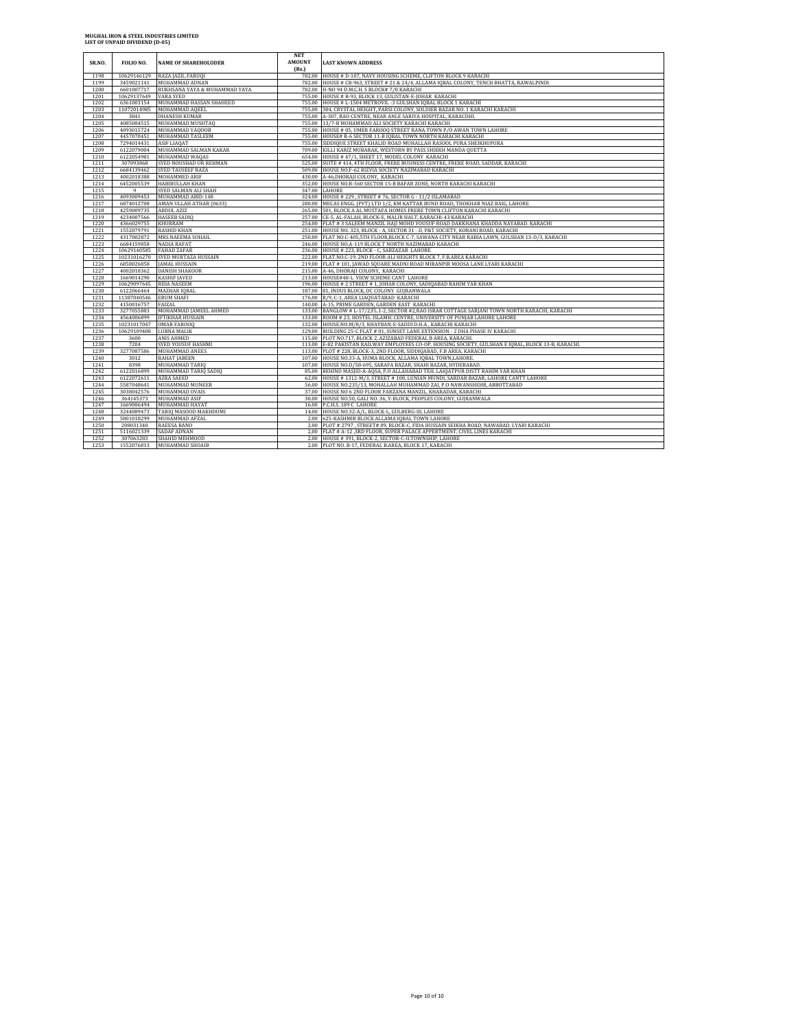**MUGHAL IRON & STEEL INDUSTRIES LIMITED**
**LIST OF UNPAID DIVIDEND (D-05)**

| SR.NO. | FOLIO NO. | NAME OF SHAREHOLODER | NET AMOUNT (Rs.) | LAST KNOWN ADDRESS |
|---|---|---|---|---|
| 1198 | 10629146129 | RAZA JAZIL FARUQI | 782.00 | HOUSE # D-107, NAVY HOUSING SCHEME, CLIFTON BLOCK 9 KARACHI |
| 1199 | 3459021141 | MUHAMMAD ADNAN | 782.00 | HOUSE # CB-963, STREET # 21 & 24/4, ALLAMA IQBAL COLONY, TENCH BHATTA, RAWALPINDI |
| 1200 | 6601007717 | RUKHSANA YAYA & MUHAMMAD YAYA | 782.00 | H-NO 94 D.M.C.H.S BLOCK# 7/8 KARACHI |
| 1201 | 10629137649 | VARA SYED | 755.00 | HOUSE # B-93, BLOCK 13, GULISTAN-E-JOHAR KARACHI |
| 1202 | 6361003154 | MUHAMMAD HASSAN SHAHEED | 755.00 | HOUSE # L-1504 METROVIL -3 GULSHAN IQBAL BLOCK 1 KARACHI |
| 1203 | 11072014985 | MOHAMMAD AQEEL | 755.00 | 304, CRYSTAL HEIGHT, PARSI COLONY, SOLDIER BAZAR NO. 1 KARACHI KARACHI |
| 1204 | 3841 | DHANESH KUMAR | 755.00 | A-307, RAO CENTRE, NEAR ANLE SARIYA HOSPITAL, KARACDHI. |
| 1205 | 4085004515 | MUHAMMAD MUSHTAQ | 755.00 | 13/7-B MOHAMMAD ALI SOCIETY KARACHI KARACHI |
| 1206 | 4093015724 | MUHAMMAD YAQOOB | 755.00 | HOUSE # 05, UMER FAROOQ STREET RANA TOWN P/O AWAN TOWN LAHORE |
| 1207 | 4457070451 | MUHAMMAD TASLEEM | 755.00 | HOUSE# R-6 SECTOR 11-B IQBAL TOWN NORTH KARACHI KARACHI |
| 1208 | 7294014431 | ASIF LIAQAT | 755.00 | SIDDIQUE STREET KHALID ROAD MUHALLAH RASOOL PURA SHEIKHUPURA |
| 1209 | 6122079004 | MUHAMMAD SALMAN KAKAR | 709.00 | KILLI KARIZ MUBARAK, WESTORN BY PASS SHIEKH MANDA QUETTA |
| 1210 | 6122054981 | MUHAMMAD WAQAS | 654.00 | HOUSE # 47/1, SHEET 17, MODEL COLONY KARACHI |
| 1211 | 307093868 | SYED NOUSHAD UR REHMAN | 525.00 | SUITE # 414, 4TH FLOOR, FRERE BUSINESS CENTRE, FRERE ROAD, SADDAR, KARACHI |
| 1212 | 6684139462 | SYED TAUSEEF RAZA | 509.00 | HOUSE NO.F-62 RIZVIA SOCIETY NAZIMABAD KARACHI |
| 1213 | 4002018388 | MOHAMMED ARIF | 430.00 | A-46,DHORAJI COLONY, KARACHI |
| 1214 | 6452005539 | HABIBULLAH KHAN | 352.00 | HOUSE NO.R-560 SECTOR 15-B BAFAR ZONE, NORTH KARACHI KARACHI |
| 1215 | 9 | SYED SALMAN ALI SHAH | 347.00 | LAHORE |
| 1216 | 4093009453 | MUHAMMAD ABID-148 | 324.00 | HOUSE # 229 , STREET # 76, SECTOR G - 11/2 ISLAMABAD |
| 1217 | 6874012708 | AMAN ULLAH ATHAR (0633) | 280.00 | MECAS ENGG. (PVT) LTD 1/2, KM KATTAR BUND ROAD, THOKHAR NIAZ BAIG, LAHORE |
| 1218 | 4259009735 | ABDUL AZIZ | 265.00 | 501, BLOCK A AL MUSTAFA HOMES FRERE TOWN CLIFTON KARACHI KARACHI |
| 1219 | 4234007566 | HASEEB SADIQ | 257.00 | CE-5, AL-FALAH, BLOCK-E, MALIR HALT, KARACHI-43 KARACHI |
| 1220 | 4366029755 | KHURRAM | 254.00 | FLAT # 3 SALEEM MANZIL HAJI MOHD YOUSUF ROAD DAKKHANA KHADDA NAYABAD. KARACHI |
| 1221 | 1552079791 | RASHID KHAN | 251.00 | HOUSE NO. 323, BLOCK - A, SECTOR 31 - D, P&T SOCIETY, KORANI ROAD, KARACHI |
| 1222 | 4317002872 | MRS.NAEEMA SOHAIL | 250.00 | FLAT NO.C-405,5TH FLOOR,BLOCK C-7, SAWANA CITY NEAR RABIA LAWN, GULSHAN 13-D/3, KARACHI |
| 1223 | 6684159858 | NADIA RAFAT | 246.00 | HOUSE NO.A-119 BLOCK T NORTH NAZIMABAD KARACHI |
| 1224 | 10629140585 | FAHAD ZAFAR | 236.00 | HOUSE # 223, BLOCK - C, SABZAZAR LAHORE |
| 1225 | 10231016270 | SYED MURTAZA HUSSAIN | 222.00 | FLAT.NO.C-19, 2ND FLOOR ALI HEIGHTS BLOCK 7, F.B.AREA KARACHI |
| 1226 | 6858026858 | JAMAL HUSSAIN | 219.00 | FLAT # 101, JAWAD SQUARE MADNI ROAD MIRANPIR MOOSA LANE LYARI KARACHI |
| 1227 | 4002018362 | DANISH SHAKOOR | 215.00 | A-46, DHORAJI COLONY, KARACHI |
| 1228 | 1669014290 | KASHIF JAVED | 213.00 | HOUSE#48-L VIEW SCHEME CANT LAHORE |
| 1229 | 10629097645 | RIDA NASEEM | 196.00 | HOUSE # 2 STREET # 1, JOHAR COLONY, SADIQABAD RAHIM YAR KHAN |
| 1230 | 6122066464 | MAZHAR IQBAL | 187.00 | 81, INDUS BLOCK, DC COLONY GUJRANWALA |
| 1231 | 11387040546 | ERUM SHAFI | 176.00 | R/9, C-1, AREA LIAQUATABAD KARACHI |
| 1232 | 4150016757 | FAIZAL | 140.00 | A-15, PRIME GARDEN, GARDEN EAST KARACHI |
| 1233 | 3277055883 | MOHAMMAD JAMEEL AHMED | 133.00 | BANGLOW # L-17/2,FL.1-2, SECTOR #2,RAO ISRAR COTTAGE SARJANI TOWN NORTH KARACHI, KARACHI |
| 1234 | 4564006899 | IFTIKHAR HUSSAIN | 133.00 | ROOM # 23, HOSTEL ISLAMIC CENTRE, UNIVERSITY OF PUNJAB LAHORE LAHORE |
| 1235 | 10231017047 | OMAR FAROOQ | 132.00 | HOUSE.NO.M/8/3, KHAYBAN-E-SADDI D.H.A , KARACHI KARACHI |
| 1236 | 10629109408 | LUBNA MALIK | 129.00 | BUILDING 25-C FLAT # 01, SUNSET LANE EXTENSION - 2 DHA PHASE IV KARACHI |
| 1237 | 3600 | ANIS AHMED | 115.00 | PLOT NO.717, BLOCK 2, AZIZABAD FEDERAL B AREA, KARACHI. |
| 1238 | 7204 | SYED YOUSUF HASHMI | 113.00 | E-82 PAKISTAN RAILWAY EMPLOYEES CO-OP. HOUSING SOCIETY, GULSHAN E IQBAL, BLOCK 13-B, KARACHI. |
| 1239 | 3277087586 | MUHAMMAD ANEES | 113.00 | PLOT # 228, BLOCK-3, 2ND FLOOR, SIDDIQABAD, F.B AREA, KARACHI |
| 1240 | 3012 | RAHAT JABEEN | 107.00 | HOUSE NO.33-A, HUMA BLOCK, ALLAMA IQBAL TOWN,LAHORE. |
| 1241 | 8398 | MUHAMMAD TARIQ | 107.00 | HOUSE NO.D/58-695, SARAFA BAZAR, SHAHI BAZAR, HYDERABAD. |
| 1242 | 6122016899 | MUHAMMAD TARIQ SADIQ | 85.00 | BEHIND MASJID-A-AQSA, P.O ALLAHABAD TEH. LAIQATPUR DISTT RAHIM YAR KHAN |
| 1243 | 6122072611 | AZRA SAEED | 62.00 | HOUSE # 1312-M/3, STREET # 108, LUNIAN MUNDI, SARDAR BAZAR, LAHORE CANTT LAHORE |
| 1244 | 5587048641 | MUHAMMAD MUNEER | 56.00 | HOUSE NO.235/13, MOHALLAH MUHAMMAD ZAI, P.O NAWANSHEHR, ABBOTTABAD |
| 1245 | 3038042576 | MUHAMMAD OVAIS | 37.00 | HOUSE NO 6 2ND FLOOR FARZANA MANZIL, KHARADAR, KARACHI |
| 1246 | 364145373 | MUHAMMAD ASIF | 30.00 | HOUSE NO.50, GALI NO. 36, Y-BLOCK, PEOPLES COLONY, GUJRANWALA |
| 1247 | 1669006494 | MUHAMMAD HAYAT | 16.00 | P.C.H.S. 189 C LAHORE |
| 1248 | 3244089473 | TARIQ MASOOD MAKHDUMI | 14.00 | HOUSE NO.32-A/L, BLOCK-L, GULBERG-III, LAHORE |
| 1249 | 5801018299 | MUHAMMAD AFZAL | 2.00 | 625-KASHMIR BLOCK ALLAMA IQBAL TOWN LAHORE |
| 1250 | 208031340 | RAEESA BANO | 2.00 | PLOT # 2797 , STREET# 09, BLOCK-C, FIDA HUSSAIN SEIKHA ROAD, NAWABAD, LYARI KARACHI |
| 1251 | 5116021339 | SADAF ADNAN | 2.00 | FLAT # A-12 ,3RD FLOOR, SUPER PALACE APPERTMENT, CIVEL LINES KARACHI |
| 1252 | 307063283 | SHAHID MEHMOOD | 2.00 | HOUSE # 391, BLOCK-2, SECTOR-C-II.TOWNSHIP, LAHORE |
| 1253 | 1552076813 | MUHAMMAD SHOAIB | 2.00 | PLOT NO. B-17, FEDERAL B.AREA, BLOCK 17, KARACHI |